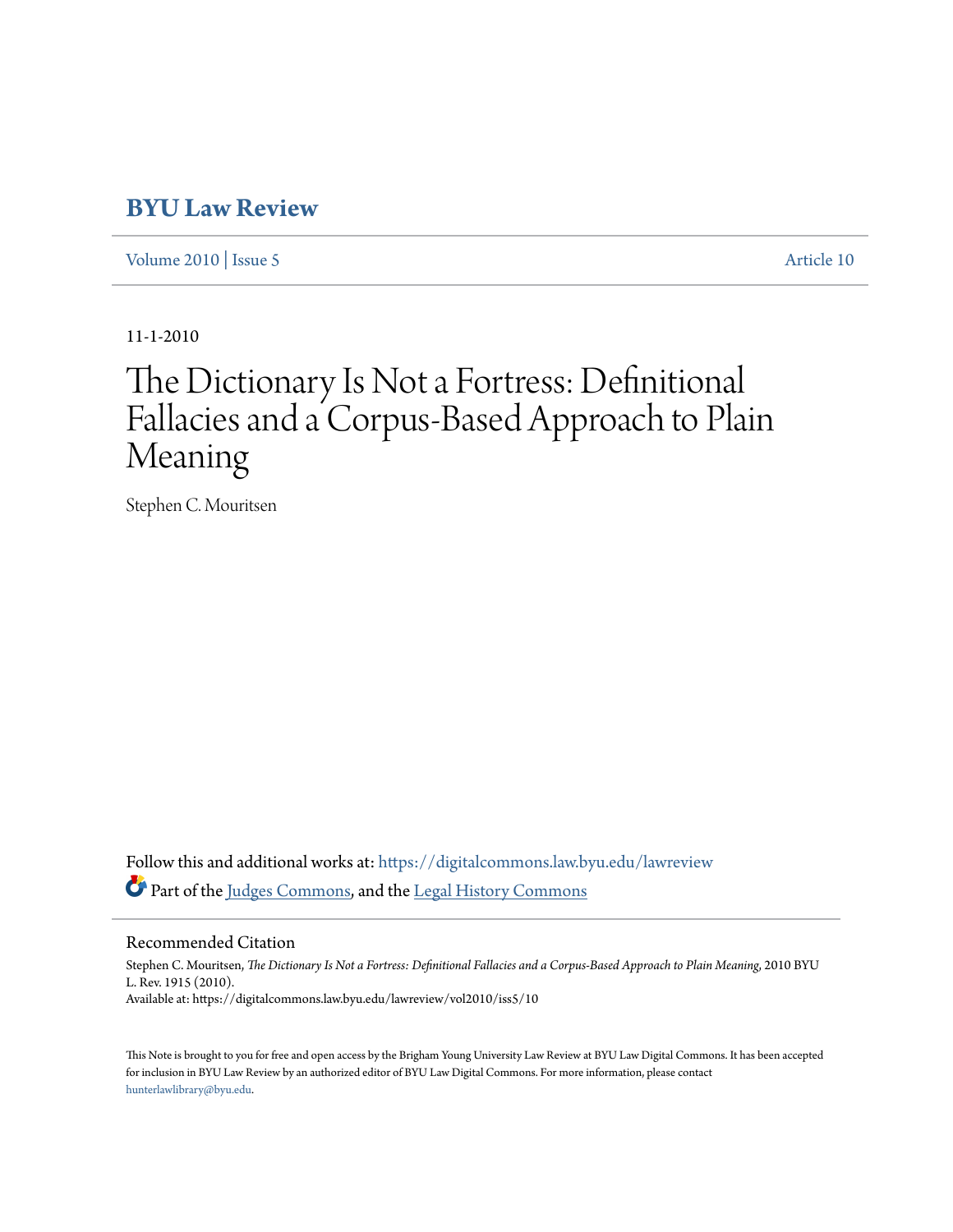# BYU Law Review

Volume 2010 | Issue 5 Article 10

11-1-2010

# The Dictionary Is Not a Fortress: Definitional Fallacies and a Corpus-Based Approach to Plain Meaning

Stephen C. Mouritsen

Follow this and additional works at: https://digitalcommons.law.byu.edu/lawreview

Part of the Judges Commons, and the Legal History Commons

## Recommended Citation

Stephen C. Mouritsen, *The Dictionary Is Not a Fortress: Definitional Fallacies and a Corpus-Based Approach to Plain Meaning*, 2010 BYU L. Rev. 1915 (2010).
Available at: https://digitalcommons.law.byu.edu/lawreview/vol2010/iss5/10

This Note is brought to you for free and open access by the Brigham Young University Law Review at BYU Law Digital Commons. It has been accepted for inclusion in BYU Law Review by an authorized editor of BYU Law Digital Commons. For more information, please contact hunterlawlibrary@byu.edu.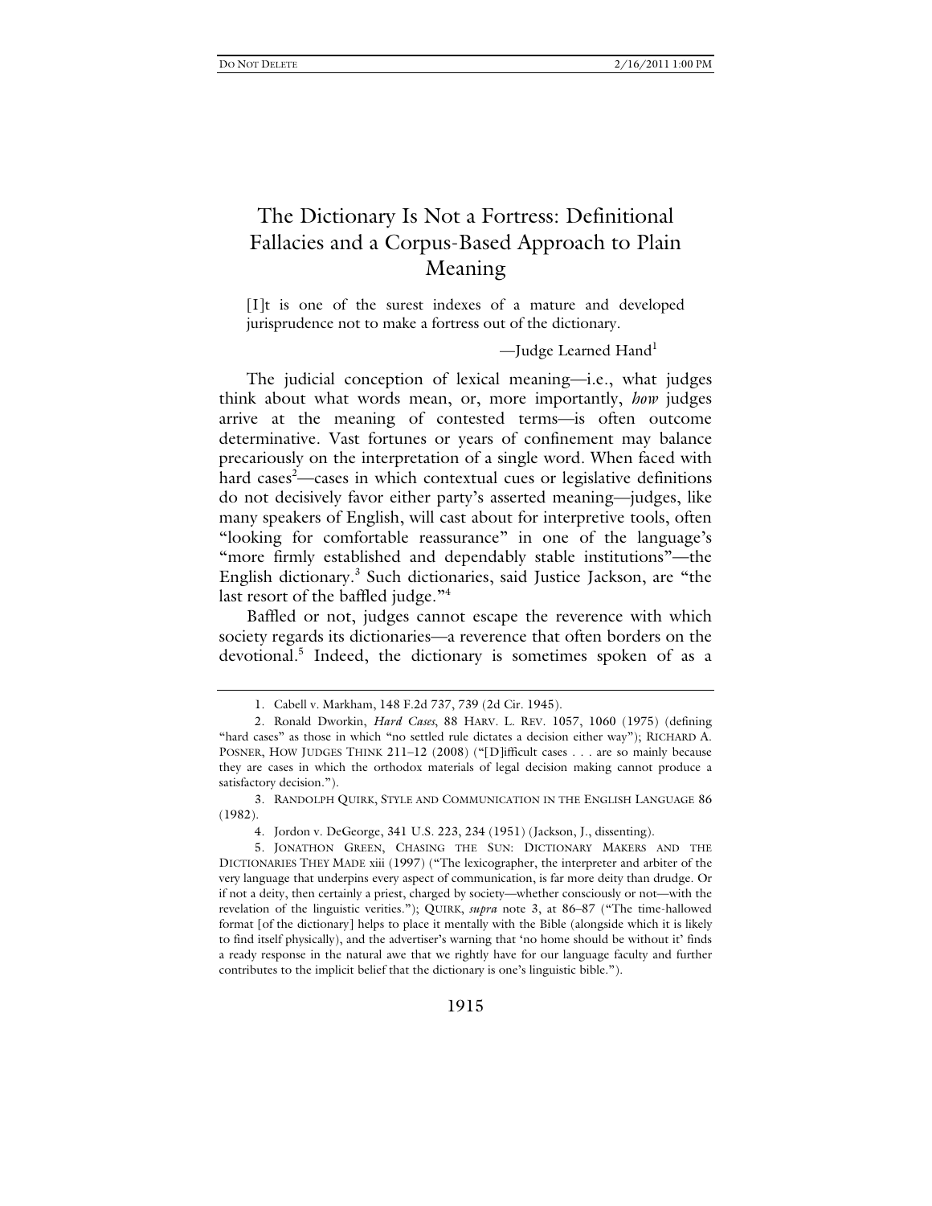# The Dictionary Is Not a Fortress: Definitional Fallacies and a Corpus-Based Approach to Plain Meaning

> [I]t is one of the surest indexes of a mature and developed jurisprudence not to make a fortress out of the dictionary.
>
> —Judge Learned Hand[1]

The judicial conception of lexical meaning—i.e., what judges think about what words mean, or, more importantly, *how* judges arrive at the meaning of contested terms—is often outcome determinative. Vast fortunes or years of confinement may balance precariously on the interpretation of a single word. When faced with hard cases[2]—cases in which contextual cues or legislative definitions do not decisively favor either party's asserted meaning—judges, like many speakers of English, will cast about for interpretive tools, often "looking for comfortable reassurance" in one of the language's "more firmly established and dependably stable institutions"—the English dictionary.[3] Such dictionaries, said Justice Jackson, are "the last resort of the baffled judge."[4]

Baffled or not, judges cannot escape the reverence with which society regards its dictionaries—a reverence that often borders on the devotional.[5] Indeed, the dictionary is sometimes spoken of as a

---

1. Cabell v. Markham, 148 F.2d 737, 739 (2d Cir. 1945).

2. Ronald Dworkin, *Hard Cases*, 88 HARV. L. REV. 1057, 1060 (1975) (defining "hard cases" as those in which "no settled rule dictates a decision either way"); RICHARD A. POSNER, HOW JUDGES THINK 211–12 (2008) ("[D]ifficult cases . . . are so mainly because they are cases in which the orthodox materials of legal decision making cannot produce a satisfactory decision.").

3. RANDOLPH QUIRK, STYLE AND COMMUNICATION IN THE ENGLISH LANGUAGE 86 (1982).

4. Jordon v. DeGeorge, 341 U.S. 223, 234 (1951) (Jackson, J., dissenting).

5. JONATHON GREEN, CHASING THE SUN: DICTIONARY MAKERS AND THE DICTIONARIES THEY MADE xiii (1997) ("The lexicographer, the interpreter and arbiter of the very language that underpins every aspect of communication, is far more deity than drudge. Or if not a deity, then certainly a priest, charged by society—whether consciously or not—with the revelation of the linguistic verities."); QUIRK, *supra* note 3, at 86–87 ("The time-hallowed format [of the dictionary] helps to place it mentally with the Bible (alongside which it is likely to find itself physically), and the advertiser's warning that 'no home should be without it' finds a ready response in the natural awe that we rightly have for our language faculty and further contributes to the implicit belief that the dictionary is one's linguistic bible.").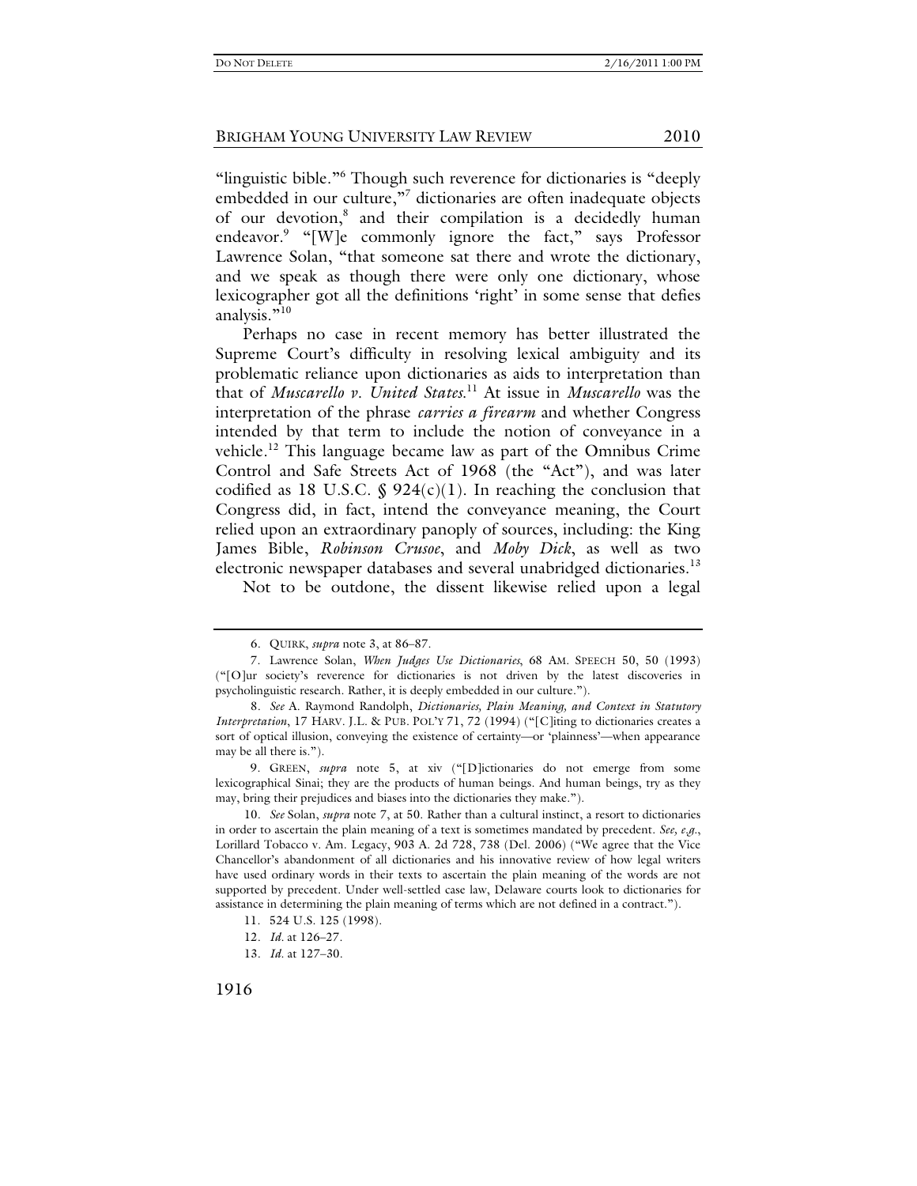"linguistic bible."[6] Though such reverence for dictionaries is "deeply embedded in our culture,"[7] dictionaries are often inadequate objects of our devotion,[8] and their compilation is a decidedly human endeavor.[9] "[W]e commonly ignore the fact," says Professor Lawrence Solan, "that someone sat there and wrote the dictionary, and we speak as though there were only one dictionary, whose lexicographer got all the definitions 'right' in some sense that defies analysis."[10]

Perhaps no case in recent memory has better illustrated the Supreme Court's difficulty in resolving lexical ambiguity and its problematic reliance upon dictionaries as aids to interpretation than that of *Muscarello v. United States*.[11] At issue in *Muscarello* was the interpretation of the phrase *carries a firearm* and whether Congress intended by that term to include the notion of conveyance in a vehicle.[12] This language became law as part of the Omnibus Crime Control and Safe Streets Act of 1968 (the "Act"), and was later codified as 18 U.S.C. § 924(c)(1). In reaching the conclusion that Congress did, in fact, intend the conveyance meaning, the Court relied upon an extraordinary panoply of sources, including: the King James Bible, *Robinson Crusoe*, and *Moby Dick*, as well as two electronic newspaper databases and several unabridged dictionaries.[13]

Not to be outdone, the dissent likewise relied upon a legal

---

6. QUIRK, *supra* note 3, at 86–87.

7. Lawrence Solan, *When Judges Use Dictionaries*, 68 AM. SPEECH 50, 50 (1993) ("[O]ur society's reverence for dictionaries is not driven by the latest discoveries in psycholinguistic research. Rather, it is deeply embedded in our culture.").

8. *See* A. Raymond Randolph, *Dictionaries, Plain Meaning, and Context in Statutory Interpretation*, 17 HARV. J.L. & PUB. POL'Y 71, 72 (1994) ("[C]iting to dictionaries creates a sort of optical illusion, conveying the existence of certainty—or 'plainness'—when appearance may be all there is.").

9. GREEN, *supra* note 5, at xiv ("[D]ictionaries do not emerge from some lexicographical Sinai; they are the products of human beings. And human beings, try as they may, bring their prejudices and biases into the dictionaries they make.").

10. *See* Solan, *supra* note 7, at 50. Rather than a cultural instinct, a resort to dictionaries in order to ascertain the plain meaning of a text is sometimes mandated by precedent. *See, e.g.*, Lorillard Tobacco v. Am. Legacy, 903 A. 2d 728, 738 (Del. 2006) ("We agree that the Vice Chancellor's abandonment of all dictionaries and his innovative review of how legal writers have used ordinary words in their texts to ascertain the plain meaning of the words are not supported by precedent. Under well-settled case law, Delaware courts look to dictionaries for assistance in determining the plain meaning of terms which are not defined in a contract.").

11. 524 U.S. 125 (1998).

12. *Id.* at 126–27.

13. *Id.* at 127–30.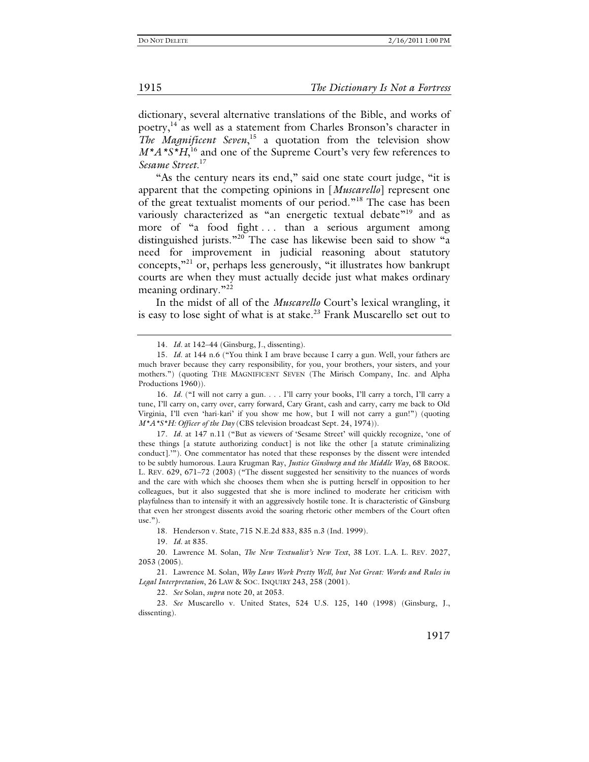dictionary, several alternative translations of the Bible, and works of poetry,[14] as well as a statement from Charles Bronson's character in *The Magnificent Seven*,[15] a quotation from the television show *M*A*S*H*,[16] and one of the Supreme Court's very few references to *Sesame Street*.[17]

"As the century nears its end," said one state court judge, "it is apparent that the competing opinions in [*Muscarello*] represent one of the great textualist moments of our period."[18] The case has been variously characterized as "an energetic textual debate"[19] and as more of "a food fight . . . than a serious argument among distinguished jurists."[20] The case has likewise been said to show "a need for improvement in judicial reasoning about statutory concepts,"[21] or, perhaps less generously, "it illustrates how bankrupt courts are when they must actually decide just what makes ordinary meaning ordinary."[22]

In the midst of all of the *Muscarello* Court's lexical wrangling, it is easy to lose sight of what is at stake.[23] Frank Muscarello set out to

---

14. *Id.* at 142–44 (Ginsburg, J., dissenting).

15. *Id.* at 144 n.6 ("You think I am brave because I carry a gun. Well, your fathers are much braver because they carry responsibility, for you, your brothers, your sisters, and your mothers.") (quoting THE MAGNIFICENT SEVEN (The Mirisch Company, Inc. and Alpha Productions 1960)).

16. *Id.* ("I will not carry a gun. . . . I'll carry your books, I'll carry a torch, I'll carry a tune, I'll carry on, carry over, carry forward, Cary Grant, cash and carry, carry me back to Old Virginia, I'll even 'hari-kari' if you show me how, but I will not carry a gun!") (quoting *M*A*S*H: Officer of the Day* (CBS television broadcast Sept. 24, 1974)).

17. *Id.* at 147 n.11 ("But as viewers of 'Sesame Street' will quickly recognize, 'one of these things [a statute authorizing conduct] is not like the other [a statute criminalizing conduct].'"). One commentator has noted that these responses by the dissent were intended to be subtly humorous. Laura Krugman Ray, *Justice Ginsburg and the Middle Way*, 68 BROOK. L. REV. 629, 671–72 (2003) ("The dissent suggested her sensitivity to the nuances of words and the care with which she chooses them when she is putting herself in opposition to her colleagues, but it also suggested that she is more inclined to moderate her criticism with playfulness than to intensify it with an aggressively hostile tone. It is characteristic of Ginsburg that even her strongest dissents avoid the soaring rhetoric other members of the Court often use.").

18. Henderson v. State, 715 N.E.2d 833, 835 n.3 (Ind. 1999).

19. *Id.* at 835.

20. Lawrence M. Solan, *The New Textualist's New Text*, 38 LOY. L.A. L. REV. 2027, 2053 (2005).

21. Lawrence M. Solan, *Why Laws Work Pretty Well, but Not Great: Words and Rules in Legal Interpretation*, 26 LAW & SOC. INQUIRY 243, 258 (2001).

22. *See* Solan, *supra* note 20, at 2053.

23. *See* Muscarello v. United States, 524 U.S. 125, 140 (1998) (Ginsburg, J., dissenting).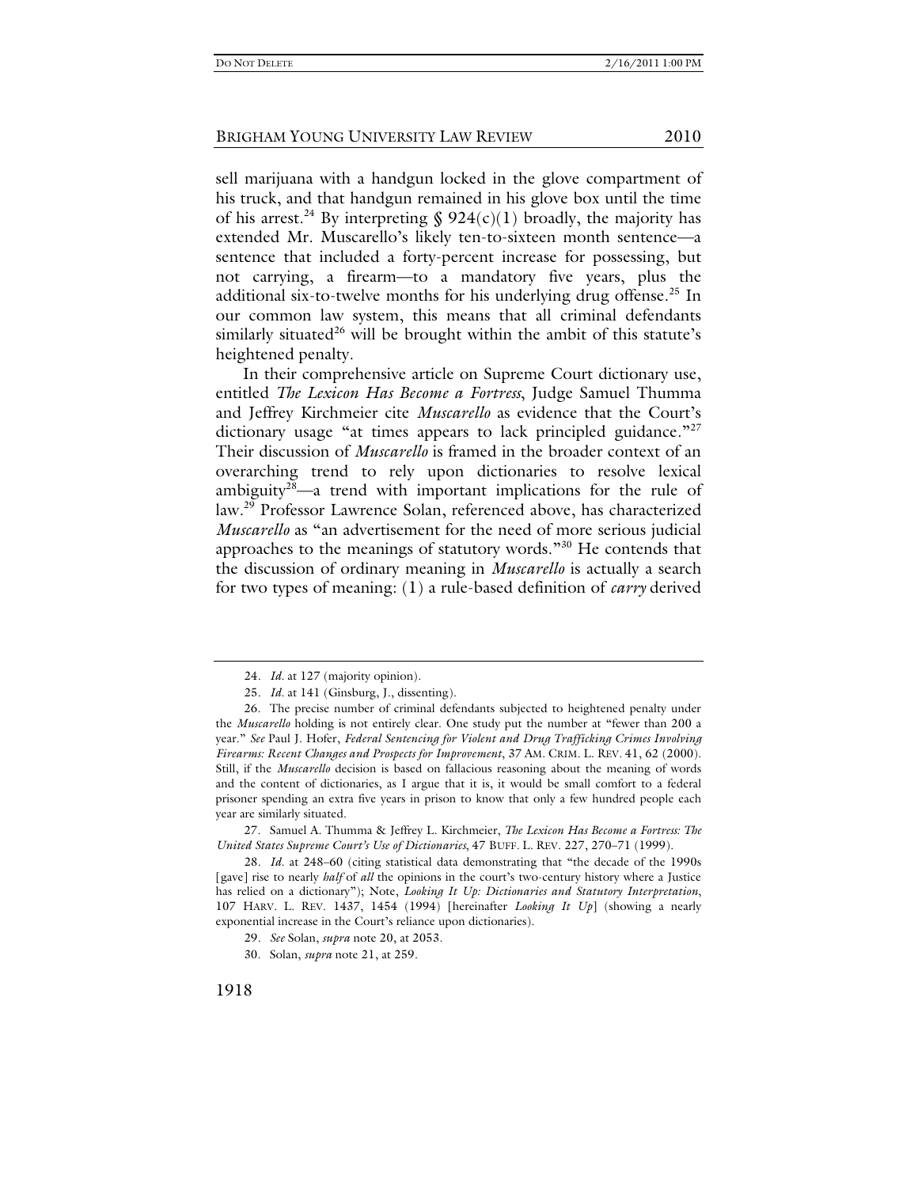sell marijuana with a handgun locked in the glove compartment of his truck, and that handgun remained in his glove box until the time of his arrest.[24] By interpreting § 924(c)(1) broadly, the majority has extended Mr. Muscarello's likely ten-to-sixteen month sentence—a sentence that included a forty-percent increase for possessing, but not carrying, a firearm—to a mandatory five years, plus the additional six-to-twelve months for his underlying drug offense.[25] In our common law system, this means that all criminal defendants similarly situated[26] will be brought within the ambit of this statute's heightened penalty.

In their comprehensive article on Supreme Court dictionary use, entitled *The Lexicon Has Become a Fortress*, Judge Samuel Thumma and Jeffrey Kirchmeier cite *Muscarello* as evidence that the Court's dictionary usage "at times appears to lack principled guidance."[27] Their discussion of *Muscarello* is framed in the broader context of an overarching trend to rely upon dictionaries to resolve lexical ambiguity[28]—a trend with important implications for the rule of law.[29] Professor Lawrence Solan, referenced above, has characterized *Muscarello* as "an advertisement for the need of more serious judicial approaches to the meanings of statutory words."[30] He contends that the discussion of ordinary meaning in *Muscarello* is actually a search for two types of meaning: (1) a rule-based definition of *carry* derived

---

24. *Id.* at 127 (majority opinion).

25. *Id.* at 141 (Ginsburg, J., dissenting).

26. The precise number of criminal defendants subjected to heightened penalty under the *Muscarello* holding is not entirely clear. One study put the number at "fewer than 200 a year." *See* Paul J. Hofer, *Federal Sentencing for Violent and Drug Trafficking Crimes Involving Firearms: Recent Changes and Prospects for Improvement*, 37 AM. CRIM. L. REV. 41, 62 (2000). Still, if the *Muscarello* decision is based on fallacious reasoning about the meaning of words and the content of dictionaries, as I argue that it is, it would be small comfort to a federal prisoner spending an extra five years in prison to know that only a few hundred people each year are similarly situated.

27. Samuel A. Thumma & Jeffrey L. Kirchmeier, *The Lexicon Has Become a Fortress: The United States Supreme Court's Use of Dictionaries*, 47 BUFF. L. REV. 227, 270–71 (1999).

28. *Id.* at 248–60 (citing statistical data demonstrating that "the decade of the 1990s [gave] rise to nearly *half* of *all* the opinions in the court's two-century history where a Justice has relied on a dictionary"); Note, *Looking It Up: Dictionaries and Statutory Interpretation*, 107 HARV. L. REV. 1437, 1454 (1994) [hereinafter *Looking It Up*] (showing a nearly exponential increase in the Court's reliance upon dictionaries).

29. *See* Solan, *supra* note 20, at 2053.

30. Solan, *supra* note 21, at 259.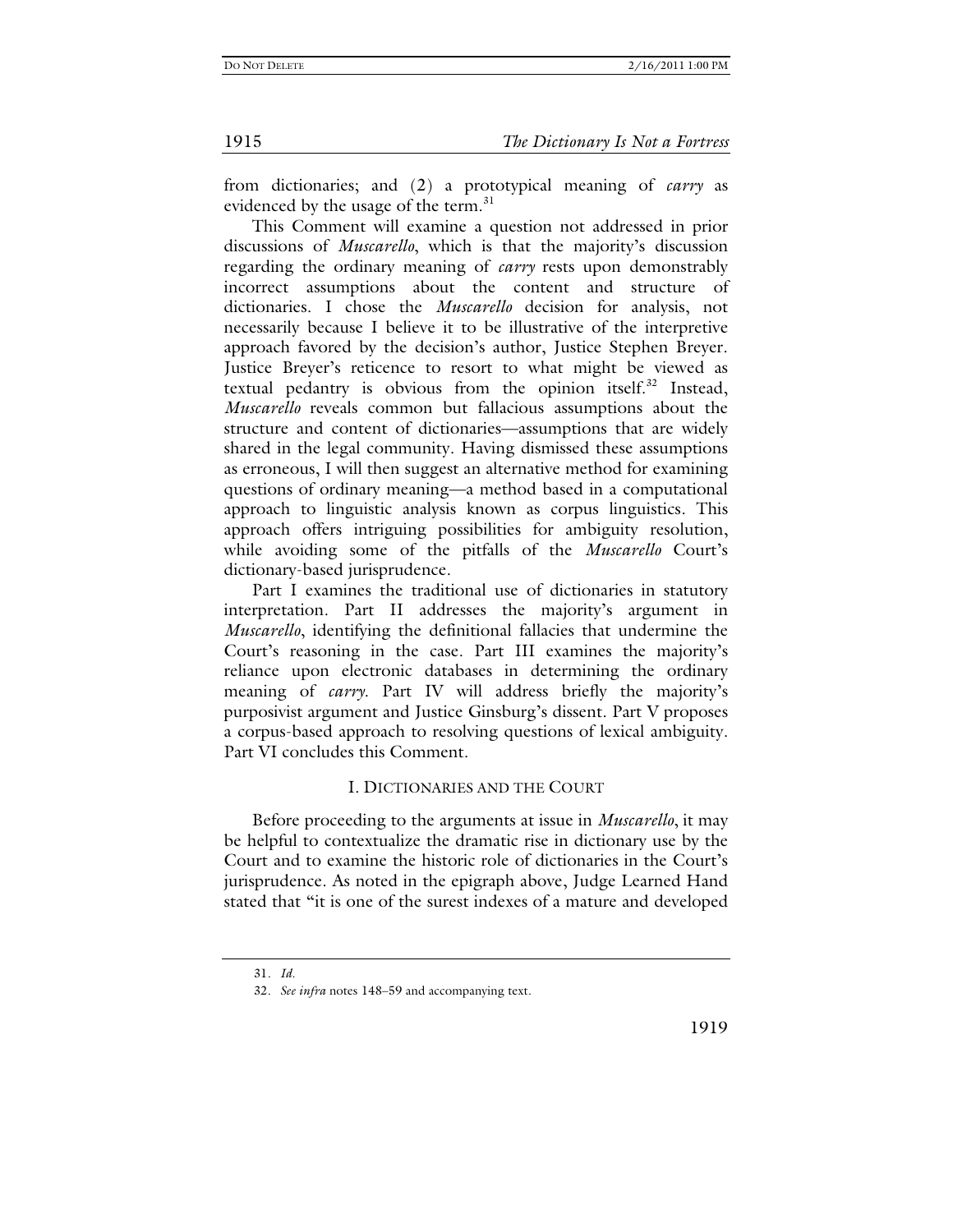from dictionaries; and (2) a prototypical meaning of *carry* as evidenced by the usage of the term.[31]

This Comment will examine a question not addressed in prior discussions of *Muscarello*, which is that the majority's discussion regarding the ordinary meaning of *carry* rests upon demonstrably incorrect assumptions about the content and structure of dictionaries. I chose the *Muscarello* decision for analysis, not necessarily because I believe it to be illustrative of the interpretive approach favored by the decision's author, Justice Stephen Breyer. Justice Breyer's reticence to resort to what might be viewed as textual pedantry is obvious from the opinion itself.[32] Instead, *Muscarello* reveals common but fallacious assumptions about the structure and content of dictionaries—assumptions that are widely shared in the legal community. Having dismissed these assumptions as erroneous, I will then suggest an alternative method for examining questions of ordinary meaning—a method based in a computational approach to linguistic analysis known as corpus linguistics. This approach offers intriguing possibilities for ambiguity resolution, while avoiding some of the pitfalls of the *Muscarello* Court's dictionary-based jurisprudence.

Part I examines the traditional use of dictionaries in statutory interpretation. Part II addresses the majority's argument in *Muscarello*, identifying the definitional fallacies that undermine the Court's reasoning in the case. Part III examines the majority's reliance upon electronic databases in determining the ordinary meaning of *carry*. Part IV will address briefly the majority's purposivist argument and Justice Ginsburg's dissent. Part V proposes a corpus-based approach to resolving questions of lexical ambiguity. Part VI concludes this Comment.

## I. Dictionaries and the Court

Before proceeding to the arguments at issue in *Muscarello*, it may be helpful to contextualize the dramatic rise in dictionary use by the Court and to examine the historic role of dictionaries in the Court's jurisprudence. As noted in the epigraph above, Judge Learned Hand stated that "it is one of the surest indexes of a mature and developed

---

31. *Id.*

32. *See infra* notes 148–59 and accompanying text.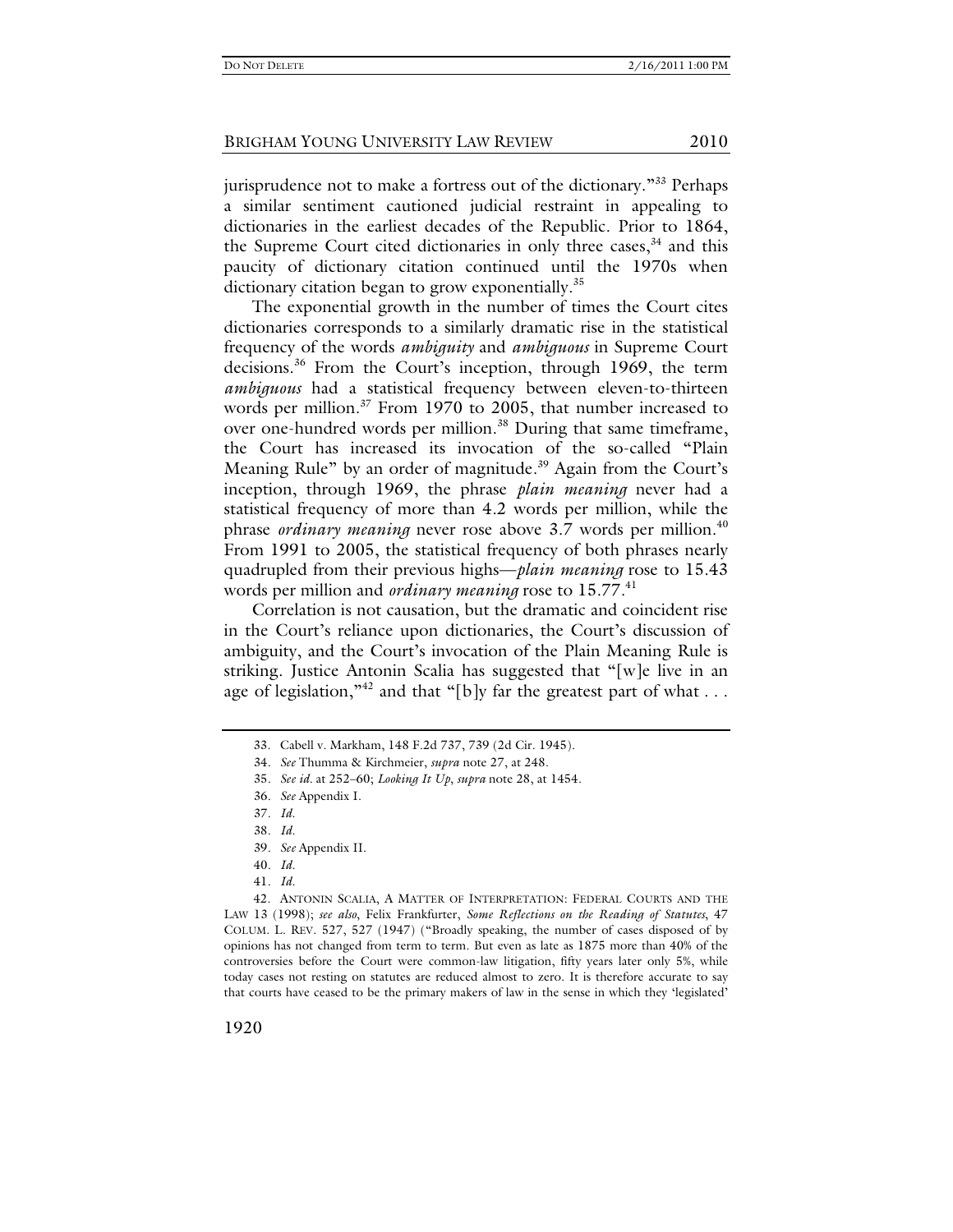jurisprudence not to make a fortress out of the dictionary."[33] Perhaps a similar sentiment cautioned judicial restraint in appealing to dictionaries in the earliest decades of the Republic. Prior to 1864, the Supreme Court cited dictionaries in only three cases,[34] and this paucity of dictionary citation continued until the 1970s when dictionary citation began to grow exponentially.[35]

The exponential growth in the number of times the Court cites dictionaries corresponds to a similarly dramatic rise in the statistical frequency of the words *ambiguity* and *ambiguous* in Supreme Court decisions.[36] From the Court's inception, through 1969, the term *ambiguous* had a statistical frequency between eleven-to-thirteen words per million.[37] From 1970 to 2005, that number increased to over one-hundred words per million.[38] During that same timeframe, the Court has increased its invocation of the so-called "Plain Meaning Rule" by an order of magnitude.[39] Again from the Court's inception, through 1969, the phrase *plain meaning* never had a statistical frequency of more than 4.2 words per million, while the phrase *ordinary meaning* never rose above 3.7 words per million.[40] From 1991 to 2005, the statistical frequency of both phrases nearly quadrupled from their previous highs—*plain meaning* rose to 15.43 words per million and *ordinary meaning* rose to 15.77.[41]

Correlation is not causation, but the dramatic and coincident rise in the Court's reliance upon dictionaries, the Court's discussion of ambiguity, and the Court's invocation of the Plain Meaning Rule is striking. Justice Antonin Scalia has suggested that "[w]e live in an age of legislation,"[42] and that "[b]y far the greatest part of what . . .

---

33. Cabell v. Markham, 148 F.2d 737, 739 (2d Cir. 1945).

34. *See* Thumma & Kirchmeier, *supra* note 27, at 248.

35. *See id.* at 252–60; *Looking It Up*, *supra* note 28, at 1454.

36. *See* Appendix I.

37. *Id.*

38. *Id.*

39. *See* Appendix II.

40. *Id.*

41. *Id.*

42. ANTONIN SCALIA, A MATTER OF INTERPRETATION: FEDERAL COURTS AND THE LAW 13 (1998); *see also*, Felix Frankfurter, *Some Reflections on the Reading of Statutes*, 47 COLUM. L. REV. 527, 527 (1947) ("Broadly speaking, the number of cases disposed of by opinions has not changed from term to term. But even as late as 1875 more than 40% of the controversies before the Court were common-law litigation, fifty years later only 5%, while today cases not resting on statutes are reduced almost to zero. It is therefore accurate to say that courts have ceased to be the primary makers of law in the sense in which they 'legislated'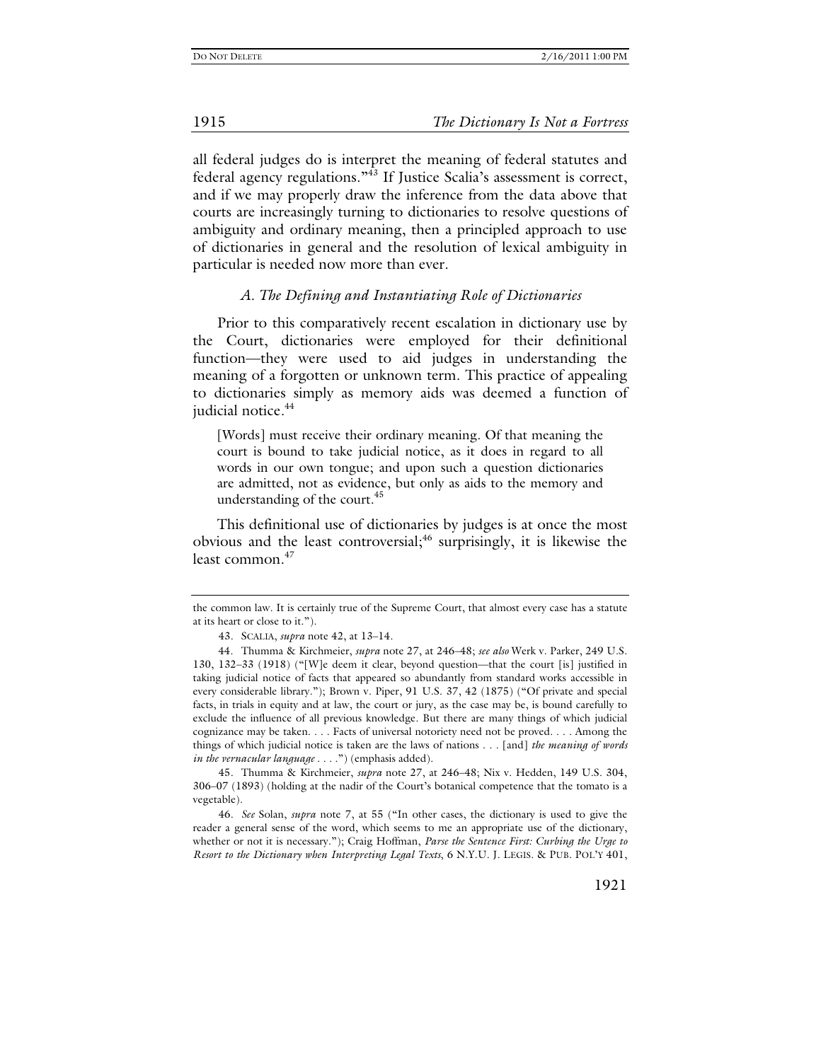all federal judges do is interpret the meaning of federal statutes and federal agency regulations."[43] If Justice Scalia's assessment is correct, and if we may properly draw the inference from the data above that courts are increasingly turning to dictionaries to resolve questions of ambiguity and ordinary meaning, then a principled approach to use of dictionaries in general and the resolution of lexical ambiguity in particular is needed now more than ever.

### *A. The Defining and Instantiating Role of Dictionaries*

Prior to this comparatively recent escalation in dictionary use by the Court, dictionaries were employed for their definitional function—they were used to aid judges in understanding the meaning of a forgotten or unknown term. This practice of appealing to dictionaries simply as memory aids was deemed a function of judicial notice.[44]

> [Words] must receive their ordinary meaning. Of that meaning the court is bound to take judicial notice, as it does in regard to all words in our own tongue; and upon such a question dictionaries are admitted, not as evidence, but only as aids to the memory and understanding of the court.[45]

This definitional use of dictionaries by judges is at once the most obvious and the least controversial;[46] surprisingly, it is likewise the least common.[47]

---

the common law. It is certainly true of the Supreme Court, that almost every case has a statute at its heart or close to it.").

43. SCALIA, *supra* note 42, at 13–14.

44. Thumma & Kirchmeier, *supra* note 27, at 246–48; *see also* Werk v. Parker, 249 U.S. 130, 132–33 (1918) ("[W]e deem it clear, beyond question—that the court [is] justified in taking judicial notice of facts that appeared so abundantly from standard works accessible in every considerable library."); Brown v. Piper, 91 U.S. 37, 42 (1875) ("Of private and special facts, in trials in equity and at law, the court or jury, as the case may be, is bound carefully to exclude the influence of all previous knowledge. But there are many things of which judicial cognizance may be taken. . . . Facts of universal notoriety need not be proved. . . . Among the things of which judicial notice is taken are the laws of nations . . . [and] *the meaning of words in the vernacular language* . . . .") (emphasis added).

45. Thumma & Kirchmeier, *supra* note 27, at 246–48; Nix v. Hedden, 149 U.S. 304, 306–07 (1893) (holding at the nadir of the Court's botanical competence that the tomato is a vegetable).

46. *See* Solan, *supra* note 7, at 55 ("In other cases, the dictionary is used to give the reader a general sense of the word, which seems to me an appropriate use of the dictionary, whether or not it is necessary."); Craig Hoffman, *Parse the Sentence First: Curbing the Urge to Resort to the Dictionary when Interpreting Legal Texts*, 6 N.Y.U. J. LEGIS. & PUB. POL'Y 401,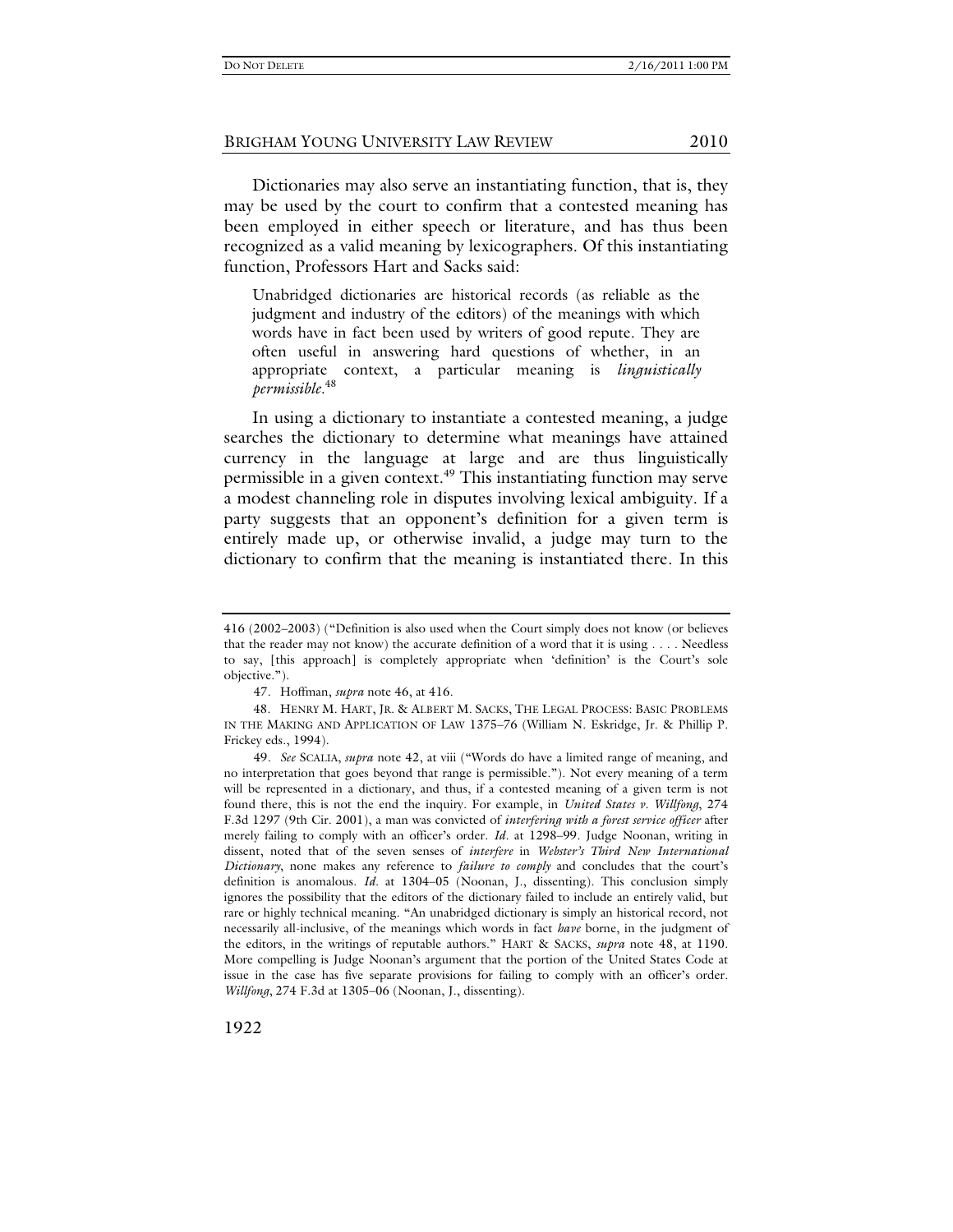Dictionaries may also serve an instantiating function, that is, they may be used by the court to confirm that a contested meaning has been employed in either speech or literature, and has thus been recognized as a valid meaning by lexicographers. Of this instantiating function, Professors Hart and Sacks said:

> Unabridged dictionaries are historical records (as reliable as the judgment and industry of the editors) of the meanings with which words have in fact been used by writers of good repute. They are often useful in answering hard questions of whether, in an appropriate context, a particular meaning is *linguistically permissible*.[48]

In using a dictionary to instantiate a contested meaning, a judge searches the dictionary to determine what meanings have attained currency in the language at large and are thus linguistically permissible in a given context.[49] This instantiating function may serve a modest channeling role in disputes involving lexical ambiguity. If a party suggests that an opponent's definition for a given term is entirely made up, or otherwise invalid, a judge may turn to the dictionary to confirm that the meaning is instantiated there. In this

---

416 (2002–2003) ("Definition is also used when the Court simply does not know (or believes that the reader may not know) the accurate definition of a word that it is using . . . . Needless to say, [this approach] is completely appropriate when 'definition' is the Court's sole objective.").

47. Hoffman, *supra* note 46, at 416.

48. HENRY M. HART, JR. & ALBERT M. SACKS, THE LEGAL PROCESS: BASIC PROBLEMS IN THE MAKING AND APPLICATION OF LAW 1375–76 (William N. Eskridge, Jr. & Phillip P. Frickey eds., 1994).

49. *See* SCALIA, *supra* note 42, at viii ("Words do have a limited range of meaning, and no interpretation that goes beyond that range is permissible."). Not every meaning of a term will be represented in a dictionary, and thus, if a contested meaning of a given term is not found there, this is not the end the inquiry. For example, in *United States v. Willfong*, 274 F.3d 1297 (9th Cir. 2001), a man was convicted of *interfering with a forest service officer* after merely failing to comply with an officer's order. *Id*. at 1298–99. Judge Noonan, writing in dissent, noted that of the seven senses of *interfere* in *Webster's Third New International Dictionary*, none makes any reference to *failure to comply* and concludes that the court's definition is anomalous. *Id*. at 1304–05 (Noonan, J., dissenting). This conclusion simply ignores the possibility that the editors of the dictionary failed to include an entirely valid, but rare or highly technical meaning. "An unabridged dictionary is simply an historical record, not necessarily all-inclusive, of the meanings which words in fact *have* borne, in the judgment of the editors, in the writings of reputable authors." HART & SACKS, *supra* note 48, at 1190. More compelling is Judge Noonan's argument that the portion of the United States Code at issue in the case has five separate provisions for failing to comply with an officer's order. *Willfong*, 274 F.3d at 1305–06 (Noonan, J., dissenting).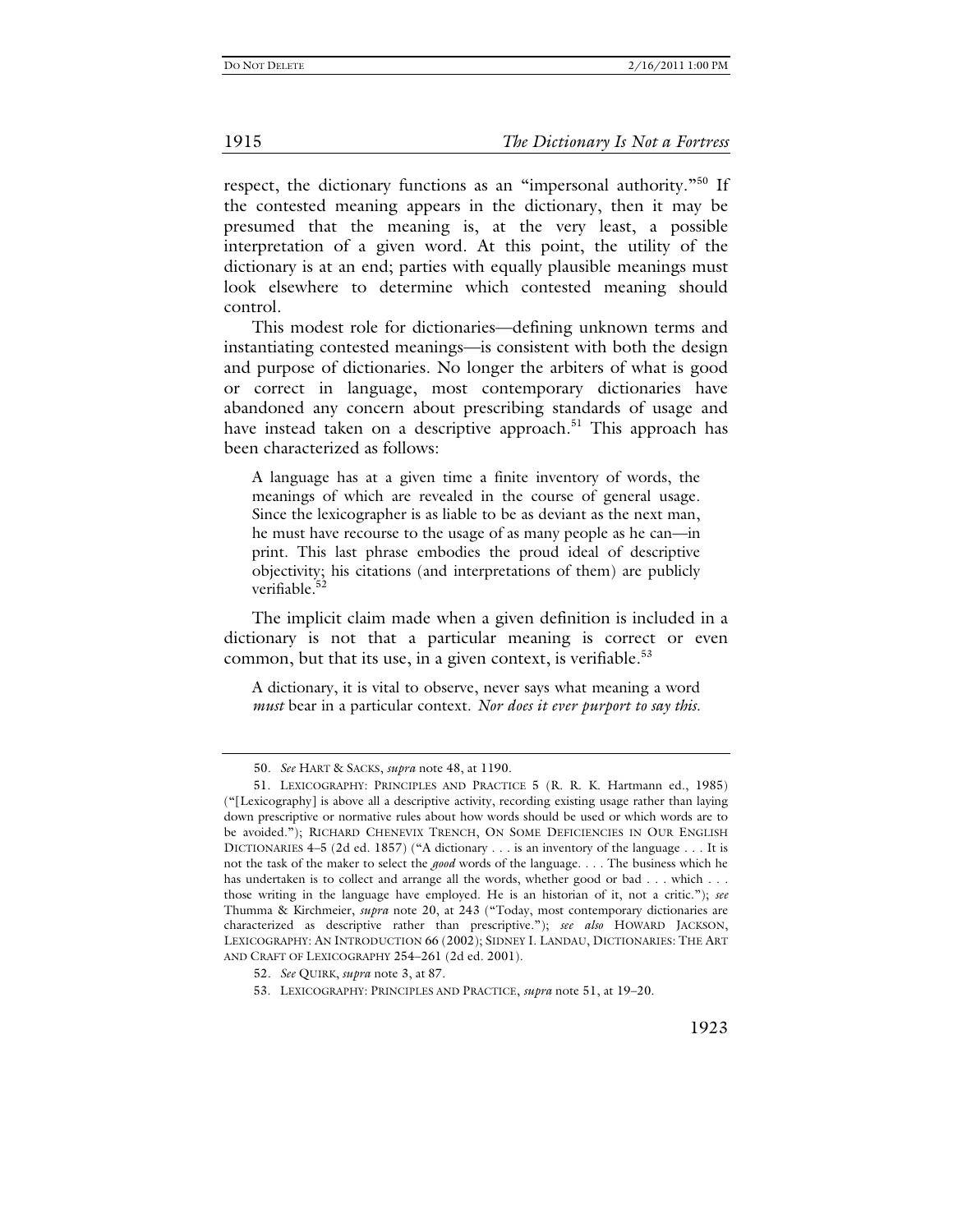respect, the dictionary functions as an "impersonal authority."[50] If the contested meaning appears in the dictionary, then it may be presumed that the meaning is, at the very least, a possible interpretation of a given word. At this point, the utility of the dictionary is at an end; parties with equally plausible meanings must look elsewhere to determine which contested meaning should control.

This modest role for dictionaries—defining unknown terms and instantiating contested meanings—is consistent with both the design and purpose of dictionaries. No longer the arbiters of what is good or correct in language, most contemporary dictionaries have abandoned any concern about prescribing standards of usage and have instead taken on a descriptive approach.[51] This approach has been characterized as follows:

> A language has at a given time a finite inventory of words, the meanings of which are revealed in the course of general usage. Since the lexicographer is as liable to be as deviant as the next man, he must have recourse to the usage of as many people as he can—in print. This last phrase embodies the proud ideal of descriptive objectivity; his citations (and interpretations of them) are publicly verifiable.[52]

The implicit claim made when a given definition is included in a dictionary is not that a particular meaning is correct or even common, but that its use, in a given context, is verifiable.[53]

> A dictionary, it is vital to observe, never says what meaning a word *must* bear in a particular context. *Nor does it ever purport to say this.*

---

50. *See* HART & SACKS, *supra* note 48, at 1190.

51. LEXICOGRAPHY: PRINCIPLES AND PRACTICE 5 (R. R. K. Hartmann ed., 1985) ("[Lexicography] is above all a descriptive activity, recording existing usage rather than laying down prescriptive or normative rules about how words should be used or which words are to be avoided."); RICHARD CHENEVIX TRENCH, ON SOME DEFICIENCIES IN OUR ENGLISH DICTIONARIES 4–5 (2d ed. 1857) ("A dictionary . . . is an inventory of the language . . . It is not the task of the maker to select the *good* words of the language. . . . The business which he has undertaken is to collect and arrange all the words, whether good or bad . . . which . . . those writing in the language have employed. He is an historian of it, not a critic."); *see* Thumma & Kirchmeier, *supra* note 20, at 243 ("Today, most contemporary dictionaries are characterized as descriptive rather than prescriptive."); *see also* HOWARD JACKSON, LEXICOGRAPHY: AN INTRODUCTION 66 (2002); SIDNEY I. LANDAU, DICTIONARIES: THE ART AND CRAFT OF LEXICOGRAPHY 254–261 (2d ed. 2001).

52. *See* QUIRK, *supra* note 3, at 87.

53. LEXICOGRAPHY: PRINCIPLES AND PRACTICE, *supra* note 51, at 19–20.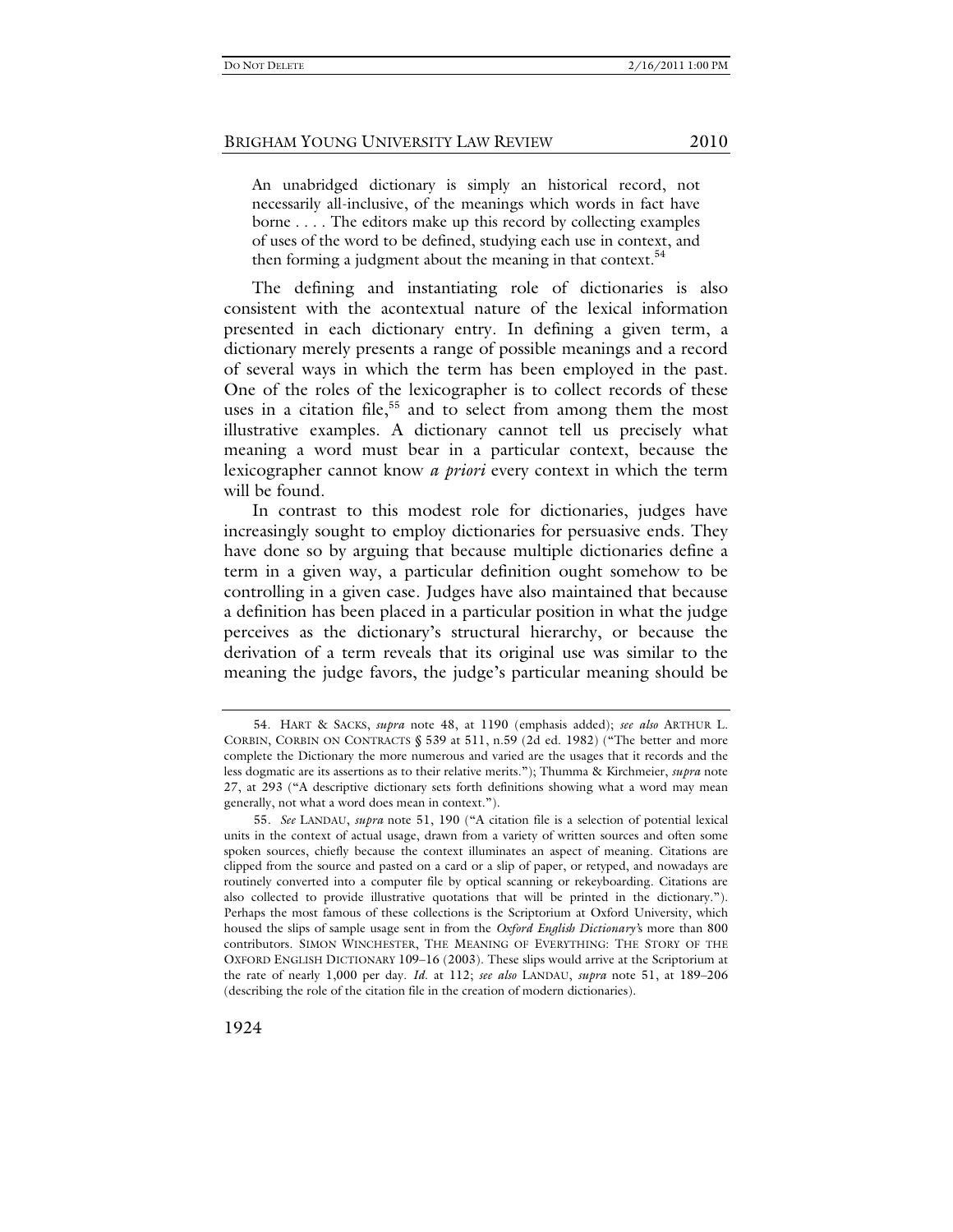> An unabridged dictionary is simply an historical record, not necessarily all-inclusive, of the meanings which words in fact have borne . . . . The editors make up this record by collecting examples of uses of the word to be defined, studying each use in context, and then forming a judgment about the meaning in that context.[54]

The defining and instantiating role of dictionaries is also consistent with the acontextual nature of the lexical information presented in each dictionary entry. In defining a given term, a dictionary merely presents a range of possible meanings and a record of several ways in which the term has been employed in the past. One of the roles of the lexicographer is to collect records of these uses in a citation file,[55] and to select from among them the most illustrative examples. A dictionary cannot tell us precisely what meaning a word must bear in a particular context, because the lexicographer cannot know *a priori* every context in which the term will be found.

In contrast to this modest role for dictionaries, judges have increasingly sought to employ dictionaries for persuasive ends. They have done so by arguing that because multiple dictionaries define a term in a given way, a particular definition ought somehow to be controlling in a given case. Judges have also maintained that because a definition has been placed in a particular position in what the judge perceives as the dictionary's structural hierarchy, or because the derivation of a term reveals that its original use was similar to the meaning the judge favors, the judge's particular meaning should be

---

54. HART & SACKS, *supra* note 48, at 1190 (emphasis added); *see also* ARTHUR L. CORBIN, CORBIN ON CONTRACTS § 539 at 511, n.59 (2d ed. 1982) ("The better and more complete the Dictionary the more numerous and varied are the usages that it records and the less dogmatic are its assertions as to their relative merits."); Thumma & Kirchmeier, *supra* note 27, at 293 ("A descriptive dictionary sets forth definitions showing what a word may mean generally, not what a word does mean in context.").

55. *See* LANDAU, *supra* note 51, 190 ("A citation file is a selection of potential lexical units in the context of actual usage, drawn from a variety of written sources and often some spoken sources, chiefly because the context illuminates an aspect of meaning. Citations are clipped from the source and pasted on a card or a slip of paper, or retyped, and nowadays are routinely converted into a computer file by optical scanning or rekeyboarding. Citations are also collected to provide illustrative quotations that will be printed in the dictionary."). Perhaps the most famous of these collections is the Scriptorium at Oxford University, which housed the slips of sample usage sent in from the *Oxford English Dictionary's* more than 800 contributors. SIMON WINCHESTER, THE MEANING OF EVERYTHING: THE STORY OF THE OXFORD ENGLISH DICTIONARY 109–16 (2003). These slips would arrive at the Scriptorium at the rate of nearly 1,000 per day. *Id.* at 112; *see also* LANDAU, *supra* note 51, at 189–206 (describing the role of the citation file in the creation of modern dictionaries).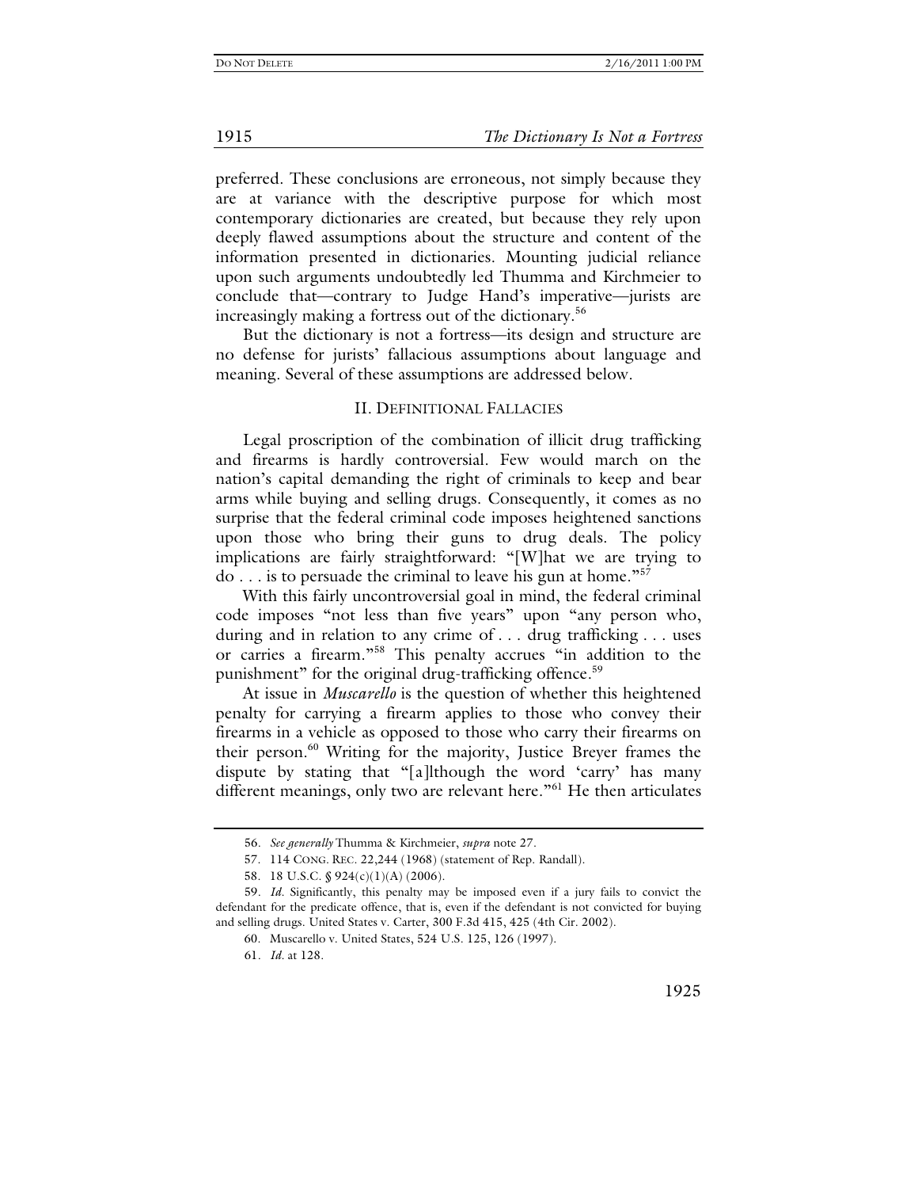preferred. These conclusions are erroneous, not simply because they are at variance with the descriptive purpose for which most contemporary dictionaries are created, but because they rely upon deeply flawed assumptions about the structure and content of the information presented in dictionaries. Mounting judicial reliance upon such arguments undoubtedly led Thumma and Kirchmeier to conclude that—contrary to Judge Hand's imperative—jurists are increasingly making a fortress out of the dictionary.[56]

But the dictionary is not a fortress—its design and structure are no defense for jurists' fallacious assumptions about language and meaning. Several of these assumptions are addressed below.

## II. DEFINITIONAL FALLACIES

Legal proscription of the combination of illicit drug trafficking and firearms is hardly controversial. Few would march on the nation's capital demanding the right of criminals to keep and bear arms while buying and selling drugs. Consequently, it comes as no surprise that the federal criminal code imposes heightened sanctions upon those who bring their guns to drug deals. The policy implications are fairly straightforward: "[W]hat we are trying to do . . . is to persuade the criminal to leave his gun at home."[57]

With this fairly uncontroversial goal in mind, the federal criminal code imposes "not less than five years" upon "any person who, during and in relation to any crime of . . . drug trafficking . . . uses or carries a firearm."[58] This penalty accrues "in addition to the punishment" for the original drug-trafficking offence.[59]

At issue in *Muscarello* is the question of whether this heightened penalty for carrying a firearm applies to those who convey their firearms in a vehicle as opposed to those who carry their firearms on their person.[60] Writing for the majority, Justice Breyer frames the dispute by stating that "[a]lthough the word 'carry' has many different meanings, only two are relevant here."[61] He then articulates

---

56. *See generally* Thumma & Kirchmeier, *supra* note 27.

57. 114 CONG. REC. 22,244 (1968) (statement of Rep. Randall).

58. 18 U.S.C. § 924(c)(1)(A) (2006).

59. *Id.* Significantly, this penalty may be imposed even if a jury fails to convict the defendant for the predicate offence, that is, even if the defendant is not convicted for buying and selling drugs. United States v. Carter, 300 F.3d 415, 425 (4th Cir. 2002).

60. Muscarello v. United States, 524 U.S. 125, 126 (1997).

61. *Id.* at 128.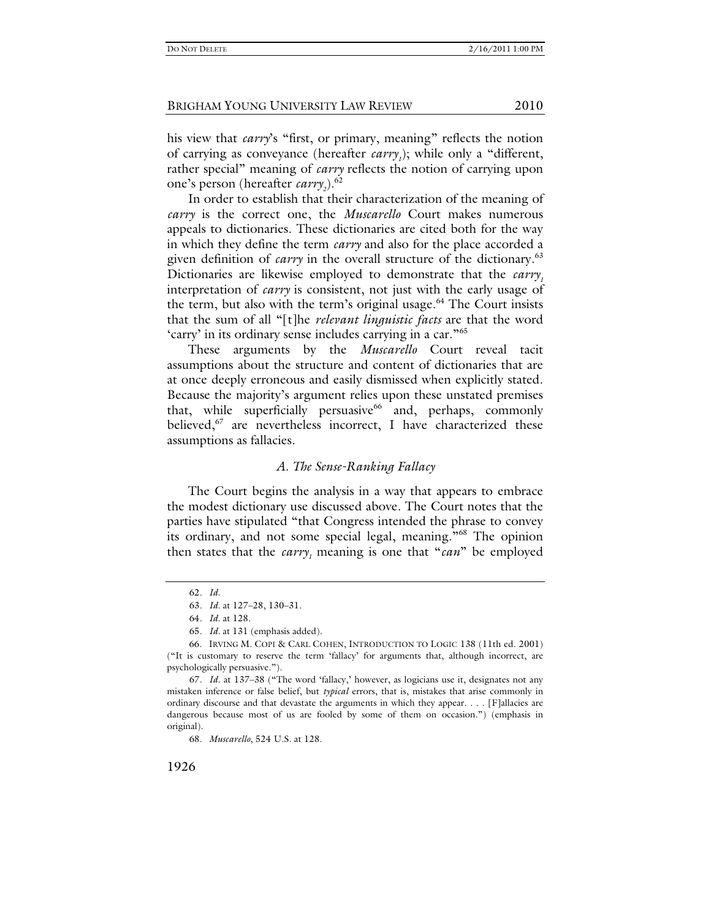his view that *carry*'s "first, or primary, meaning" reflects the notion of carrying as conveyance (hereafter *carry*$_1$); while only a "different, rather special" meaning of *carry* reflects the notion of carrying upon one's person (hereafter *carry*$_2$).[62]

In order to establish that their characterization of the meaning of *carry* is the correct one, the *Muscarello* Court makes numerous appeals to dictionaries. These dictionaries are cited both for the way in which they define the term *carry* and also for the place accorded a given definition of *carry* in the overall structure of the dictionary.[63] Dictionaries are likewise employed to demonstrate that the *carry*$_1$ interpretation of *carry* is consistent, not just with the early usage of the term, but also with the term's original usage.[64] The Court insists that the sum of all "[t]he *relevant linguistic facts* are that the word 'carry' in its ordinary sense includes carrying in a car."[65]

These arguments by the *Muscarello* Court reveal tacit assumptions about the structure and content of dictionaries that are at once deeply erroneous and easily dismissed when explicitly stated. Because the majority's argument relies upon these unstated premises that, while superficially persuasive[66] and, perhaps, commonly believed,[67] are nevertheless incorrect, I have characterized these assumptions as fallacies.

### *A. The Sense-Ranking Fallacy*

The Court begins the analysis in a way that appears to embrace the modest dictionary use discussed above. The Court notes that the parties have stipulated "that Congress intended the phrase to convey its ordinary, and not some special legal, meaning."[68] The opinion then states that the *carry*$_1$ meaning is one that "*can*" be employed

---

62. *Id.*

63. *Id.* at 127–28, 130–31.

64. *Id.* at 128.

65. *Id.* at 131 (emphasis added).

66. IRVING M. COPI & CARL COHEN, INTRODUCTION TO LOGIC 138 (11th ed. 2001) ("It is customary to reserve the term 'fallacy' for arguments that, although incorrect, are psychologically persuasive.").

67. *Id.* at 137–38 ("The word 'fallacy,' however, as logicians use it, designates not any mistaken inference or false belief, but *typical* errors, that is, mistakes that arise commonly in ordinary discourse and that devastate the arguments in which they appear. . . . [F]allacies are dangerous because most of us are fooled by some of them on occasion.") (emphasis in original).

68. *Muscarello*, 524 U.S. at 128.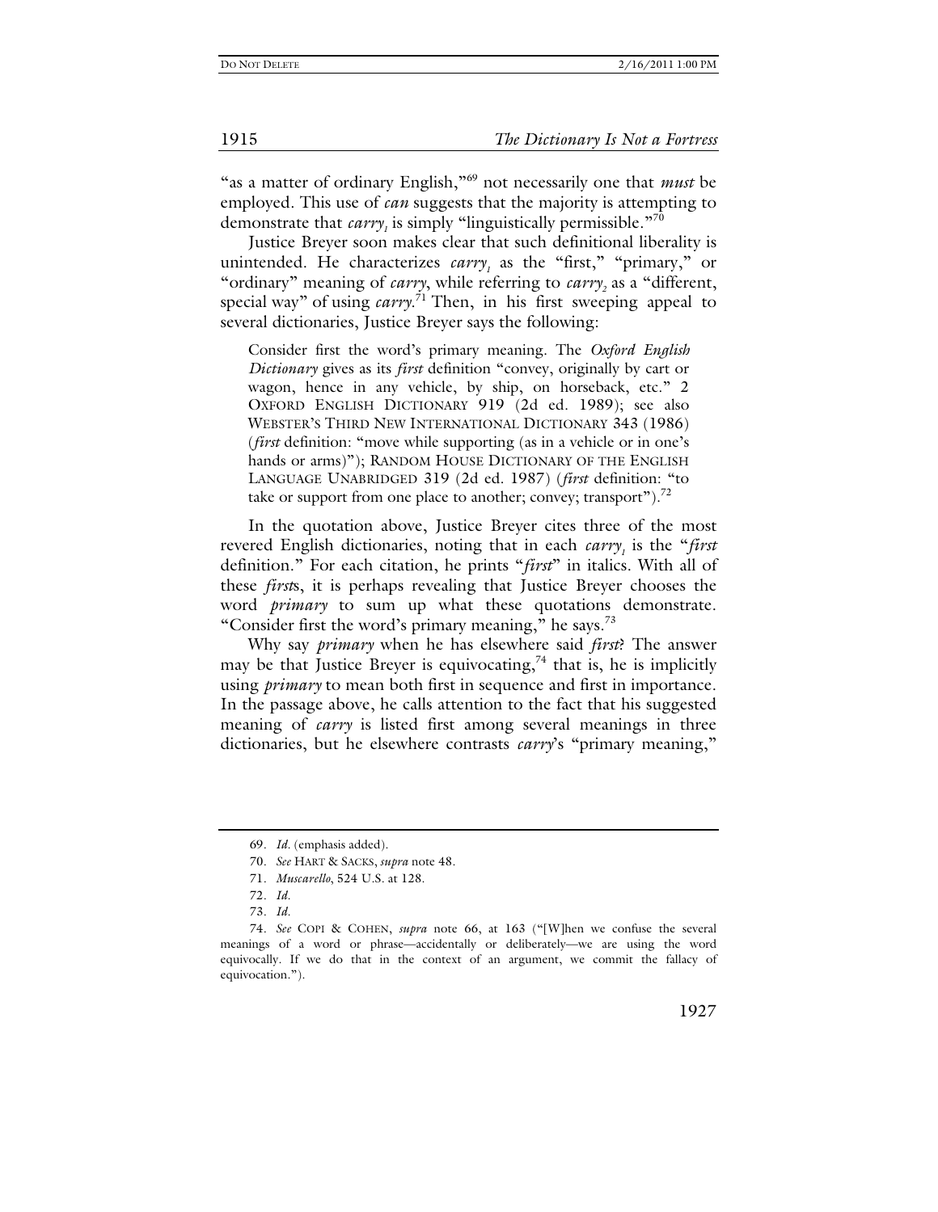"as a matter of ordinary English,"[69] not necessarily one that *must* be employed. This use of *can* suggests that the majority is attempting to demonstrate that *carry*$_1$ is simply "linguistically permissible."[70]

Justice Breyer soon makes clear that such definitional liberality is unintended. He characterizes *carry*$_1$ as the "first," "primary," or "ordinary" meaning of *carry*, while referring to *carry*$_2$ as a "different, special way" of using *carry*.[71] Then, in his first sweeping appeal to several dictionaries, Justice Breyer says the following:

> Consider first the word's primary meaning. The *Oxford English Dictionary* gives as its *first* definition "convey, originally by cart or wagon, hence in any vehicle, by ship, on horseback, etc." 2 OXFORD ENGLISH DICTIONARY 919 (2d ed. 1989); see also WEBSTER'S THIRD NEW INTERNATIONAL DICTIONARY 343 (1986) (*first* definition: "move while supporting (as in a vehicle or in one's hands or arms)"); RANDOM HOUSE DICTIONARY OF THE ENGLISH LANGUAGE UNABRIDGED 319 (2d ed. 1987) (*first* definition: "to take or support from one place to another; convey; transport").[72]

In the quotation above, Justice Breyer cites three of the most revered English dictionaries, noting that in each *carry*$_1$ is the "*first* definition." For each citation, he prints "*first*" in italics. With all of these *first*s, it is perhaps revealing that Justice Breyer chooses the word *primary* to sum up what these quotations demonstrate. "Consider first the word's primary meaning," he says.[73]

Why say *primary* when he has elsewhere said *first*? The answer may be that Justice Breyer is equivocating,[74] that is, he is implicitly using *primary* to mean both first in sequence and first in importance. In the passage above, he calls attention to the fact that his suggested meaning of *carry* is listed first among several meanings in three dictionaries, but he elsewhere contrasts *carry*'s "primary meaning,"

---

69. *Id*. (emphasis added).

70. *See* HART & SACKS, *supra* note 48.

71. *Muscarello*, 524 U.S. at 128.

72. *Id*.

73. *Id*.

74. *See* COPI & COHEN, *supra* note 66, at 163 ("[W]hen we confuse the several meanings of a word or phrase—accidentally or deliberately—we are using the word equivocally. If we do that in the context of an argument, we commit the fallacy of equivocation.").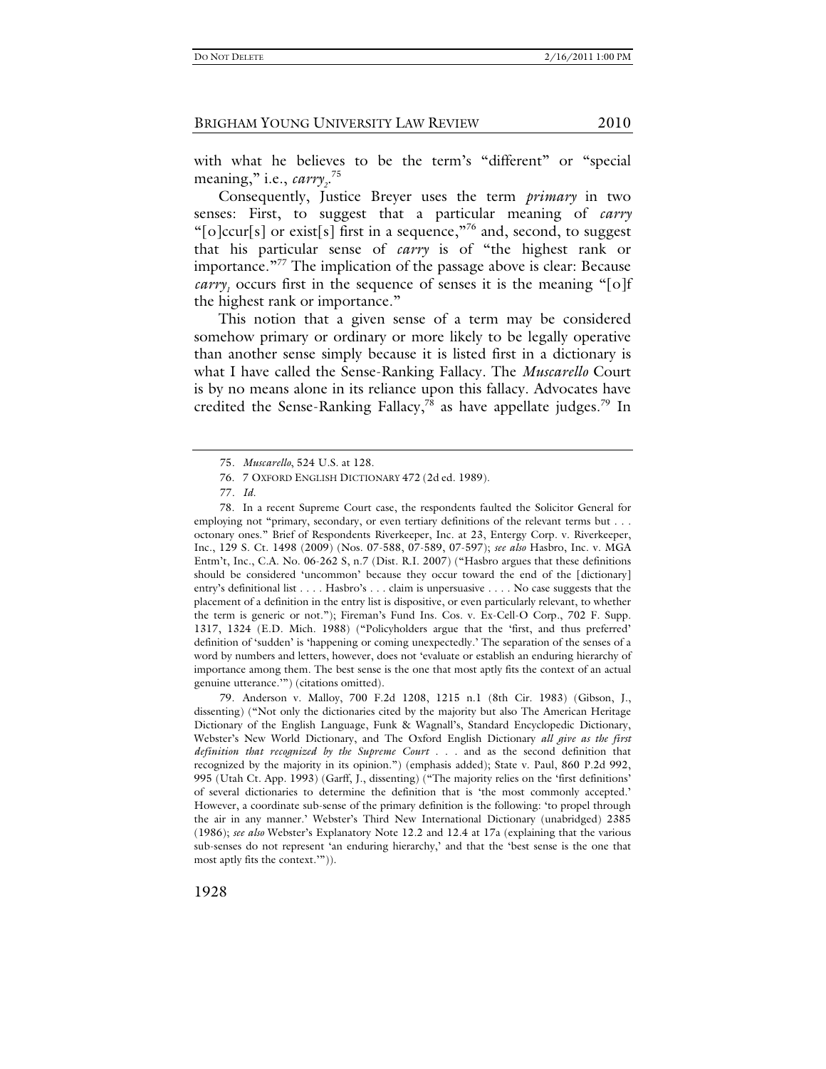with what he believes to be the term's "different" or "special meaning," i.e., *carry*$_2$.[75]

Consequently, Justice Breyer uses the term *primary* in two senses: First, to suggest that a particular meaning of *carry* "[o]ccur[s] or exist[s] first in a sequence,"[76] and, second, to suggest that his particular sense of *carry* is of "the highest rank or importance."[77] The implication of the passage above is clear: Because *carry*$_1$ occurs first in the sequence of senses it is the meaning "[o]f the highest rank or importance."

This notion that a given sense of a term may be considered somehow primary or ordinary or more likely to be legally operative than another sense simply because it is listed first in a dictionary is what I have called the Sense-Ranking Fallacy. The *Muscarello* Court is by no means alone in its reliance upon this fallacy. Advocates have credited the Sense-Ranking Fallacy,[78] as have appellate judges.[79] In

---

75. *Muscarello*, 524 U.S. at 128.

76. 7 OXFORD ENGLISH DICTIONARY 472 (2d ed. 1989).

77. *Id.*

78. In a recent Supreme Court case, the respondents faulted the Solicitor General for employing not "primary, secondary, or even tertiary definitions of the relevant terms but . . . octonary ones." Brief of Respondents Riverkeeper, Inc. at 23, Entergy Corp. v. Riverkeeper, Inc., 129 S. Ct. 1498 (2009) (Nos. 07-588, 07-589, 07-597); *see also* Hasbro, Inc. v. MGA Entm't, Inc., C.A. No. 06-262 S, n.7 (Dist. R.I. 2007) ("Hasbro argues that these definitions should be considered 'uncommon' because they occur toward the end of the [dictionary] entry's definitional list . . . . Hasbro's . . . claim is unpersuasive . . . . No case suggests that the placement of a definition in the entry list is dispositive, or even particularly relevant, to whether the term is generic or not."); Fireman's Fund Ins. Cos. v. Ex-Cell-O Corp., 702 F. Supp. 1317, 1324 (E.D. Mich. 1988) ("Policyholders argue that the 'first, and thus preferred' definition of 'sudden' is 'happening or coming unexpectedly.' The separation of the senses of a word by numbers and letters, however, does not 'evaluate or establish an enduring hierarchy of importance among them. The best sense is the one that most aptly fits the context of an actual genuine utterance.'") (citations omitted).

79. Anderson v. Malloy, 700 F.2d 1208, 1215 n.1 (8th Cir. 1983) (Gibson, J., dissenting) ("Not only the dictionaries cited by the majority but also The American Heritage Dictionary of the English Language, Funk & Wagnall's, Standard Encyclopedic Dictionary, Webster's New World Dictionary, and The Oxford English Dictionary *all give as the first definition that recognized by the Supreme Court* . . . and as the second definition that recognized by the majority in its opinion.") (emphasis added); State v. Paul, 860 P.2d 992, 995 (Utah Ct. App. 1993) (Garff, J., dissenting) ("The majority relies on the 'first definitions' of several dictionaries to determine the definition that is 'the most commonly accepted.' However, a coordinate sub-sense of the primary definition is the following: 'to propel through the air in any manner.' Webster's Third New International Dictionary (unabridged) 2385 (1986); *see also* Webster's Explanatory Note 12.2 and 12.4 at 17a (explaining that the various sub-senses do not represent 'an enduring hierarchy,' and that the 'best sense is the one that most aptly fits the context.'")).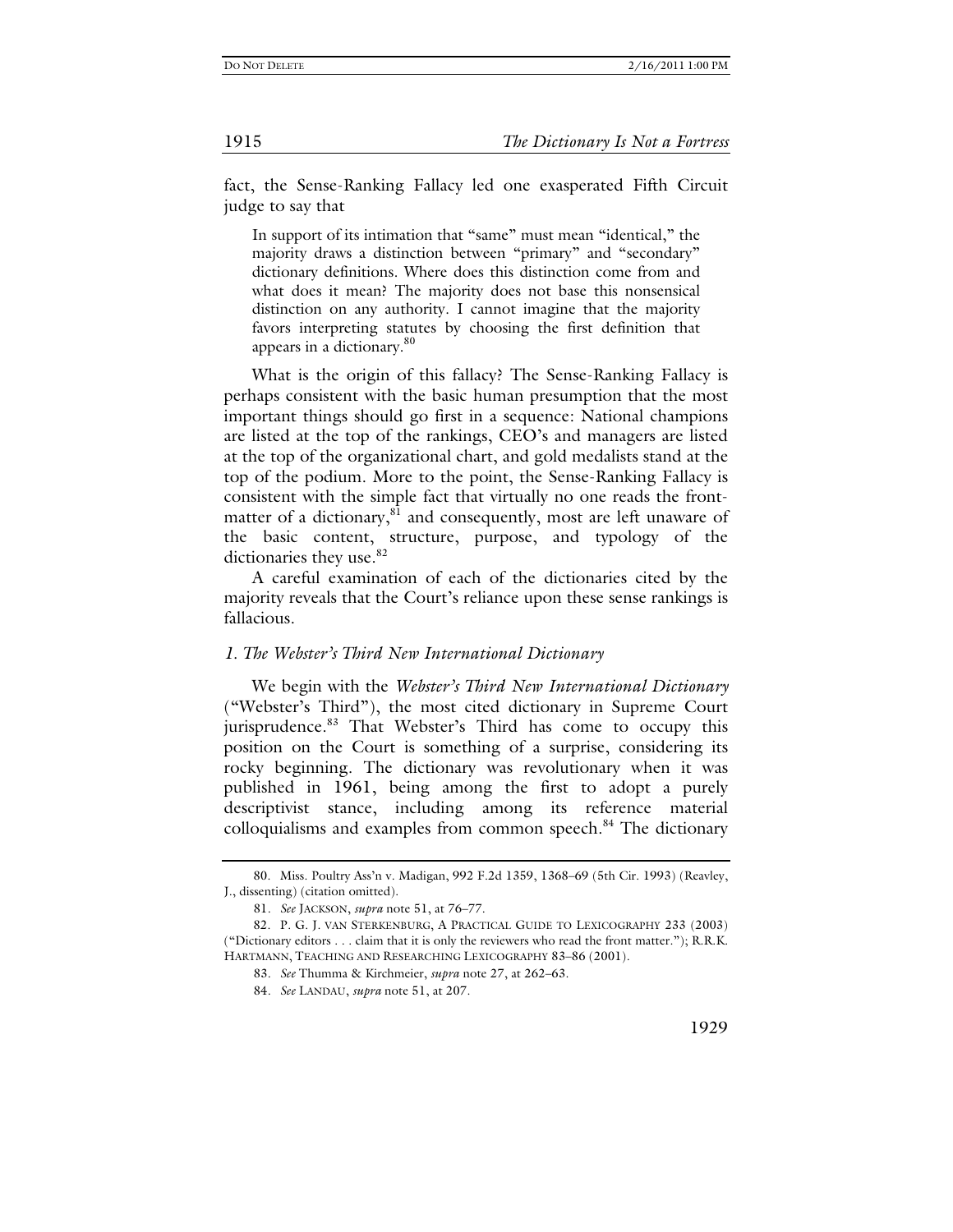fact, the Sense-Ranking Fallacy led one exasperated Fifth Circuit judge to say that

> In support of its intimation that "same" must mean "identical," the majority draws a distinction between "primary" and "secondary" dictionary definitions. Where does this distinction come from and what does it mean? The majority does not base this nonsensical distinction on any authority. I cannot imagine that the majority favors interpreting statutes by choosing the first definition that appears in a dictionary.[80]

What is the origin of this fallacy? The Sense-Ranking Fallacy is perhaps consistent with the basic human presumption that the most important things should go first in a sequence: National champions are listed at the top of the rankings, CEO's and managers are listed at the top of the organizational chart, and gold medalists stand at the top of the podium. More to the point, the Sense-Ranking Fallacy is consistent with the simple fact that virtually no one reads the front-matter of a dictionary,[81] and consequently, most are left unaware of the basic content, structure, purpose, and typology of the dictionaries they use.[82]

A careful examination of each of the dictionaries cited by the majority reveals that the Court's reliance upon these sense rankings is fallacious.

### *1. The Webster's Third New International Dictionary*

We begin with the *Webster's Third New International Dictionary* ("Webster's Third"), the most cited dictionary in Supreme Court jurisprudence.[83] That Webster's Third has come to occupy this position on the Court is something of a surprise, considering its rocky beginning. The dictionary was revolutionary when it was published in 1961, being among the first to adopt a purely descriptivist stance, including among its reference material colloquialisms and examples from common speech.[84] The dictionary

---

80. Miss. Poultry Ass'n v. Madigan, 992 F.2d 1359, 1368–69 (5th Cir. 1993) (Reavley, J., dissenting) (citation omitted).

81. *See* JACKSON, *supra* note 51, at 76–77.

82. P. G. J. VAN STERKENBURG, A PRACTICAL GUIDE TO LEXICOGRAPHY 233 (2003) ("Dictionary editors . . . claim that it is only the reviewers who read the front matter."); R.R.K. HARTMANN, TEACHING AND RESEARCHING LEXICOGRAPHY 83–86 (2001).

83. *See* Thumma & Kirchmeier, *supra* note 27, at 262–63.

84. *See* LANDAU, *supra* note 51, at 207.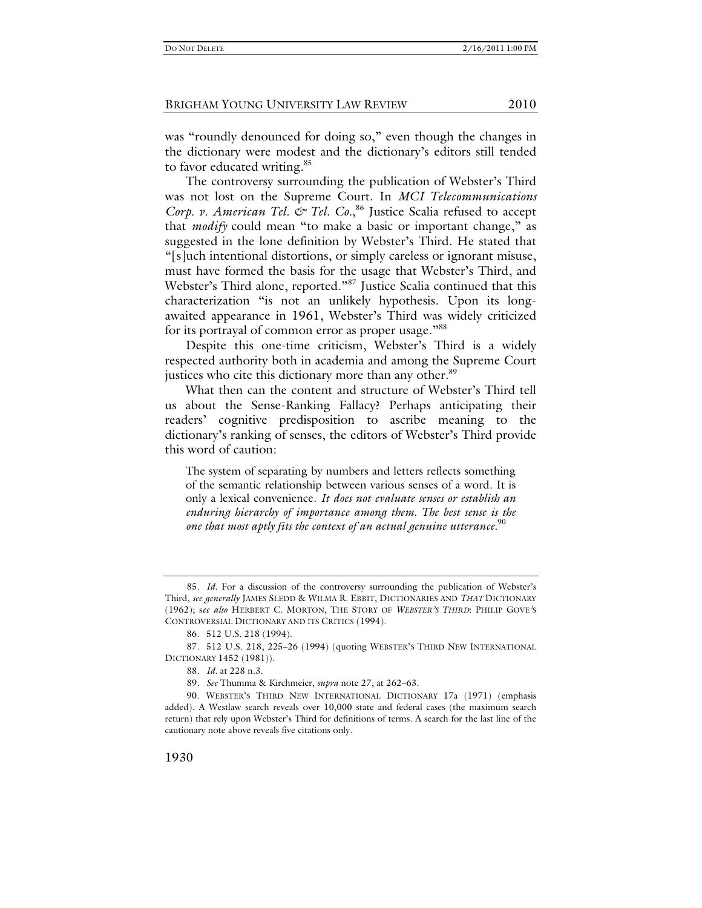was "roundly denounced for doing so," even though the changes in the dictionary were modest and the dictionary's editors still tended to favor educated writing.[85]

The controversy surrounding the publication of Webster's Third was not lost on the Supreme Court. In *MCI Telecommunications Corp. v. American Tel. & Tel. Co.*,[86] Justice Scalia refused to accept that *modify* could mean "to make a basic or important change," as suggested in the lone definition by Webster's Third. He stated that "[s]uch intentional distortions, or simply careless or ignorant misuse, must have formed the basis for the usage that Webster's Third, and Webster's Third alone, reported."[87] Justice Scalia continued that this characterization "is not an unlikely hypothesis. Upon its long-awaited appearance in 1961, Webster's Third was widely criticized for its portrayal of common error as proper usage."[88]

Despite this one-time criticism, Webster's Third is a widely respected authority both in academia and among the Supreme Court justices who cite this dictionary more than any other.[89]

What then can the content and structure of Webster's Third tell us about the Sense-Ranking Fallacy? Perhaps anticipating their readers' cognitive predisposition to ascribe meaning to the dictionary's ranking of senses, the editors of Webster's Third provide this word of caution:

> The system of separating by numbers and letters reflects something of the semantic relationship between various senses of a word. It is only a lexical convenience. *It does not evaluate senses or establish an enduring hierarchy of importance among them. The best sense is the one that most aptly fits the context of an actual genuine utterance.*[90]

---

85. *Id.* For a discussion of the controversy surrounding the publication of Webster's Third, *see generally* JAMES SLEDD & WILMA R. EBBIT, DICTIONARIES AND *THAT* DICTIONARY (1962); *see also* HERBERT C. MORTON, THE STORY OF *WEBSTER'S THIRD*: PHILIP GOVE'S CONTROVERSIAL DICTIONARY AND ITS CRITICS (1994).

86. 512 U.S. 218 (1994).

87. 512 U.S. 218, 225–26 (1994) (quoting WEBSTER'S THIRD NEW INTERNATIONAL DICTIONARY 1452 (1981)).

88. *Id.* at 228 n.3.

89. *See* Thumma & Kirchmeier, *supra* note 27, at 262–63.

90. WEBSTER'S THIRD NEW INTERNATIONAL DICTIONARY 17a (1971) (emphasis added). A Westlaw search reveals over 10,000 state and federal cases (the maximum search return) that rely upon Webster's Third for definitions of terms. A search for the last line of the cautionary note above reveals five citations only.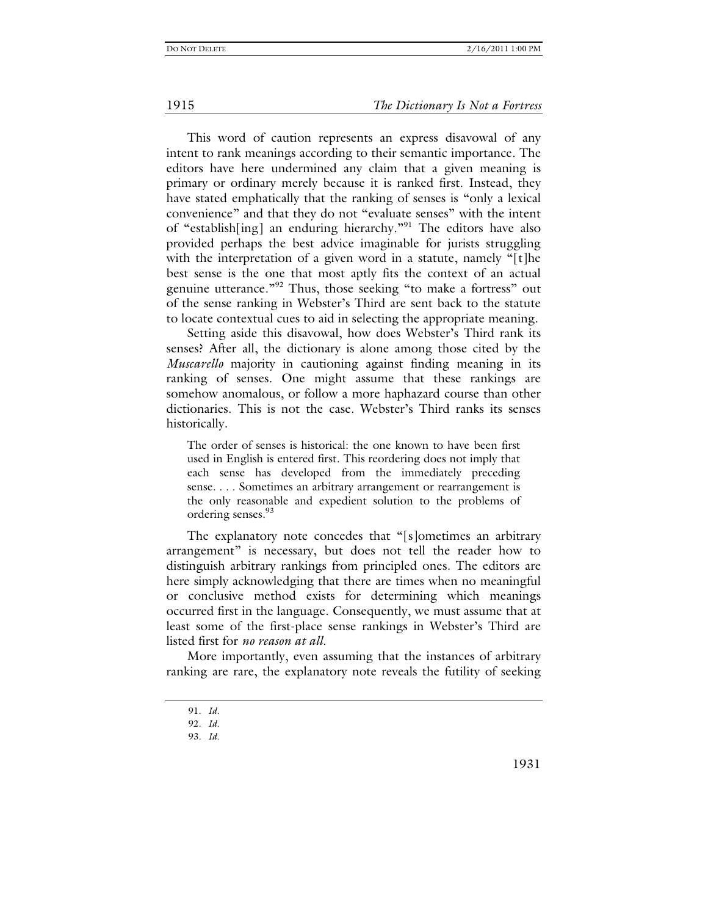This word of caution represents an express disavowal of any intent to rank meanings according to their semantic importance. The editors have here undermined any claim that a given meaning is primary or ordinary merely because it is ranked first. Instead, they have stated emphatically that the ranking of senses is "only a lexical convenience" and that they do not "evaluate senses" with the intent of "establish[ing] an enduring hierarchy."[91] The editors have also provided perhaps the best advice imaginable for jurists struggling with the interpretation of a given word in a statute, namely "[t]he best sense is the one that most aptly fits the context of an actual genuine utterance."[92] Thus, those seeking "to make a fortress" out of the sense ranking in Webster's Third are sent back to the statute to locate contextual cues to aid in selecting the appropriate meaning.

Setting aside this disavowal, how does Webster's Third rank its senses? After all, the dictionary is alone among those cited by the *Muscarello* majority in cautioning against finding meaning in its ranking of senses. One might assume that these rankings are somehow anomalous, or follow a more haphazard course than other dictionaries. This is not the case. Webster's Third ranks its senses historically.

> The order of senses is historical: the one known to have been first used in English is entered first. This reordering does not imply that each sense has developed from the immediately preceding sense. . . . Sometimes an arbitrary arrangement or rearrangement is the only reasonable and expedient solution to the problems of ordering senses.[93]

The explanatory note concedes that "[s]ometimes an arbitrary arrangement" is necessary, but does not tell the reader how to distinguish arbitrary rankings from principled ones. The editors are here simply acknowledging that there are times when no meaningful or conclusive method exists for determining which meanings occurred first in the language. Consequently, we must assume that at least some of the first-place sense rankings in Webster's Third are listed first for *no reason at all*.

More importantly, even assuming that the instances of arbitrary ranking are rare, the explanatory note reveals the futility of seeking

---

91. *Id.*

92. *Id.*

93. *Id.*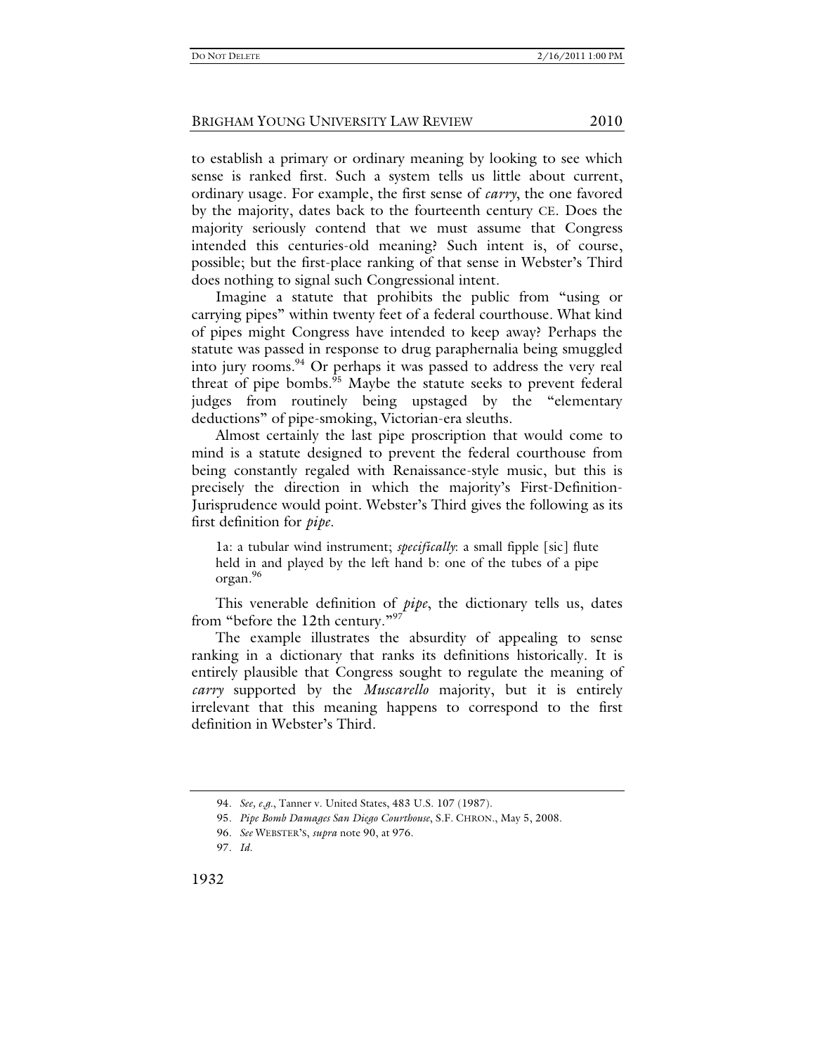to establish a primary or ordinary meaning by looking to see which sense is ranked first. Such a system tells us little about current, ordinary usage. For example, the first sense of *carry*, the one favored by the majority, dates back to the fourteenth century CE. Does the majority seriously contend that we must assume that Congress intended this centuries-old meaning? Such intent is, of course, possible; but the first-place ranking of that sense in Webster's Third does nothing to signal such Congressional intent.

Imagine a statute that prohibits the public from "using or carrying pipes" within twenty feet of a federal courthouse. What kind of pipes might Congress have intended to keep away? Perhaps the statute was passed in response to drug paraphernalia being smuggled into jury rooms.[94] Or perhaps it was passed to address the very real threat of pipe bombs.[95] Maybe the statute seeks to prevent federal judges from routinely being upstaged by the "elementary deductions" of pipe-smoking, Victorian-era sleuths.

Almost certainly the last pipe proscription that would come to mind is a statute designed to prevent the federal courthouse from being constantly regaled with Renaissance-style music, but this is precisely the direction in which the majority's First-Definition-Jurisprudence would point. Webster's Third gives the following as its first definition for *pipe*.

> 1a: a tubular wind instrument; *specifically*: a small fipple [sic] flute held in and played by the left hand b: one of the tubes of a pipe organ.[96]

This venerable definition of *pipe*, the dictionary tells us, dates from "before the 12th century."[97]

The example illustrates the absurdity of appealing to sense ranking in a dictionary that ranks its definitions historically. It is entirely plausible that Congress sought to regulate the meaning of *carry* supported by the *Muscarello* majority, but it is entirely irrelevant that this meaning happens to correspond to the first definition in Webster's Third.

---

94. *See, e.g.*, Tanner v. United States, 483 U.S. 107 (1987).

95. *Pipe Bomb Damages San Diego Courthouse*, S.F. CHRON., May 5, 2008.

96. *See* WEBSTER'S, *supra* note 90, at 976.

97. *Id.*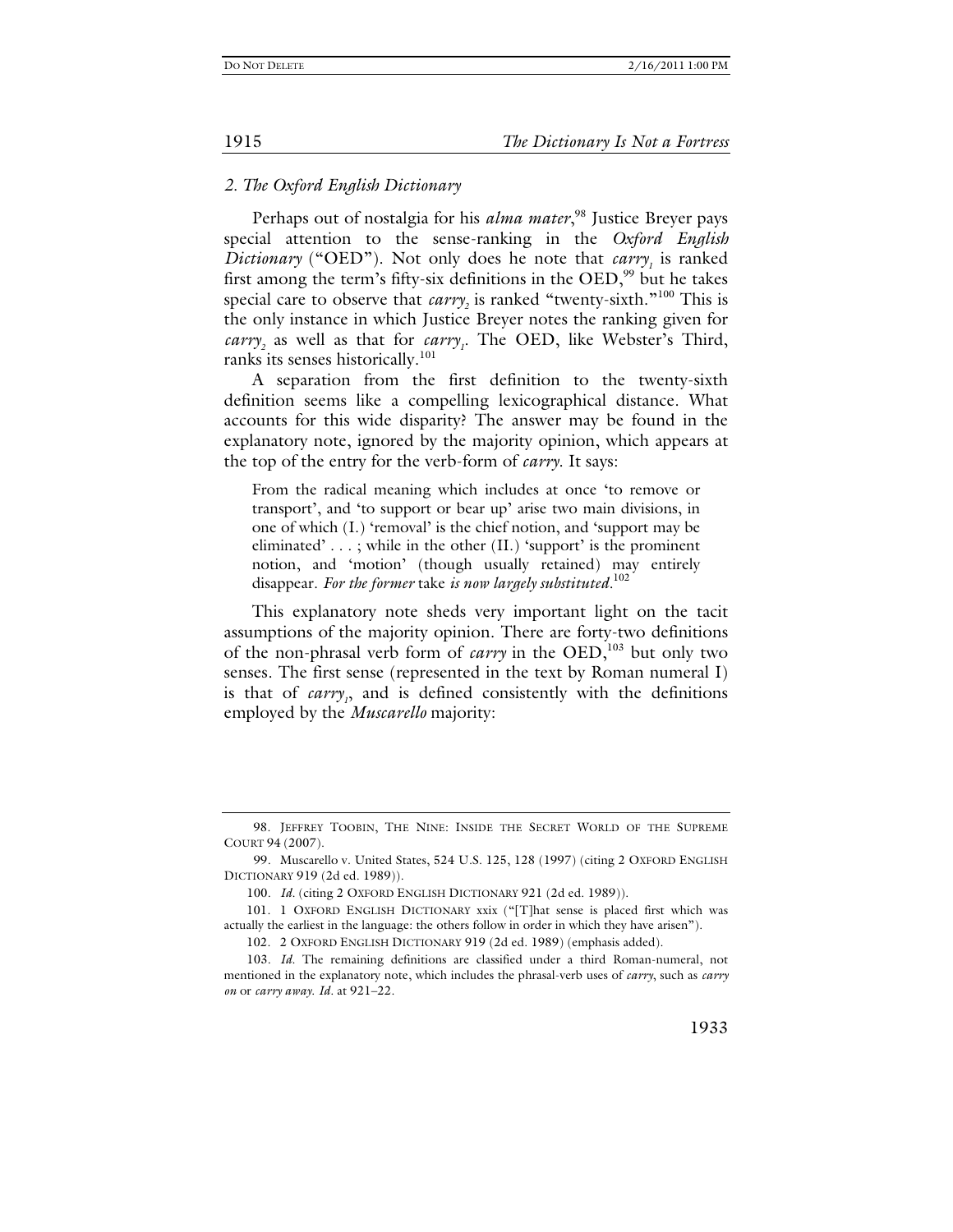## 2. The Oxford English Dictionary

Perhaps out of nostalgia for his *alma mater*,[98] Justice Breyer pays special attention to the sense-ranking in the *Oxford English Dictionary* ("OED"). Not only does he note that *carry*$_1$ is ranked first among the term's fifty-six definitions in the OED,[99] but he takes special care to observe that *carry*$_2$ is ranked "twenty-sixth."[100] This is the only instance in which Justice Breyer notes the ranking given for *carry*$_2$ as well as that for *carry*$_1$. The OED, like Webster's Third, ranks its senses historically.[101]

A separation from the first definition to the twenty-sixth definition seems like a compelling lexicographical distance. What accounts for this wide disparity? The answer may be found in the explanatory note, ignored by the majority opinion, which appears at the top of the entry for the verb-form of *carry*. It says:

> From the radical meaning which includes at once 'to remove or transport', and 'to support or bear up' arise two main divisions, in one of which (I.) 'removal' is the chief notion, and 'support may be eliminated' . . . ; while in the other (II.) 'support' is the prominent notion, and 'motion' (though usually retained) may entirely disappear. *For the former* take *is now largely substituted*.[102]

This explanatory note sheds very important light on the tacit assumptions of the majority opinion. There are forty-two definitions of the non-phrasal verb form of *carry* in the OED,[103] but only two senses. The first sense (represented in the text by Roman numeral I) is that of *carry*$_1$, and is defined consistently with the definitions employed by the *Muscarello* majority:

---

98. JEFFREY TOOBIN, THE NINE: INSIDE THE SECRET WORLD OF THE SUPREME COURT 94 (2007).

99. Muscarello v. United States, 524 U.S. 125, 128 (1997) (citing 2 OXFORD ENGLISH DICTIONARY 919 (2d ed. 1989)).

100. *Id.* (citing 2 OXFORD ENGLISH DICTIONARY 921 (2d ed. 1989)).

101. 1 OXFORD ENGLISH DICTIONARY xxix ("[T]hat sense is placed first which was actually the earliest in the language: the others follow in order in which they have arisen").

102. 2 OXFORD ENGLISH DICTIONARY 919 (2d ed. 1989) (emphasis added).

103. *Id.* The remaining definitions are classified under a third Roman-numeral, not mentioned in the explanatory note, which includes the phrasal-verb uses of *carry*, such as *carry on* or *carry away*. *Id.* at 921–22.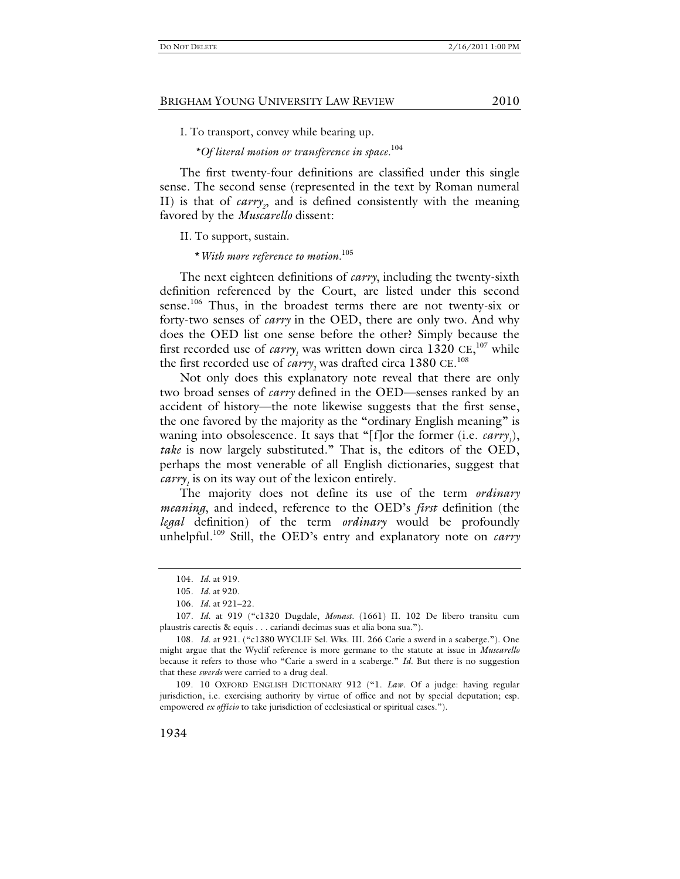I. To transport, convey while bearing up.

*Of literal motion or transference in space.*[104]

The first twenty-four definitions are classified under this single sense. The second sense (represented in the text by Roman numeral II) is that of *carry*$_2$, and is defined consistently with the meaning favored by the *Muscarello* dissent:

II. To support, sustain.

* *With more reference to motion.*[105]

The next eighteen definitions of *carry*, including the twenty-sixth definition referenced by the Court, are listed under this second sense.[106] Thus, in the broadest terms there are not twenty-six or forty-two senses of *carry* in the OED, there are only two. And why does the OED list one sense before the other? Simply because the first recorded use of *carry*$_1$ was written down circa 1320 CE,[107] while the first recorded use of *carry*$_2$ was drafted circa 1380 CE.[108]

Not only does this explanatory note reveal that there are only two broad senses of *carry* defined in the OED—senses ranked by an accident of history—the note likewise suggests that the first sense, the one favored by the majority as the "ordinary English meaning" is waning into obsolescence. It says that "[f]or the former (i.e. *carry*$_1$), *take* is now largely substituted." That is, the editors of the OED, perhaps the most venerable of all English dictionaries, suggest that *carry*$_1$ is on its way out of the lexicon entirely.

The majority does not define its use of the term *ordinary meaning*, and indeed, reference to the OED's *first* definition (the *legal* definition) of the term *ordinary* would be profoundly unhelpful.[109] Still, the OED's entry and explanatory note on *carry*

---

104. *Id.* at 919.

105. *Id.* at 920.

106. *Id.* at 921–22.

107. *Id.* at 919 ("c1320 Dugdale, *Monast.* (1661) II. 102 De libero transitu cum plaustris carectis & equis . . . cariandi decimas suas et alia bona sua.").

108. *Id.* at 921. ("c1380 WYCLIF Sel. Wks. III. 266 Carie a swerd in a scaberge."). One might argue that the Wyclif reference is more germane to the statute at issue in *Muscarello* because it refers to those who "Carie a swerd in a scaberge." *Id.* But there is no suggestion that these *swerds* were carried to a drug deal.

109. 10 OXFORD ENGLISH DICTIONARY 912 ("1. *Law*. Of a judge: having regular jurisdiction, i.e. exercising authority by virtue of office and not by special deputation; esp. empowered *ex officio* to take jurisdiction of ecclesiastical or spiritual cases.").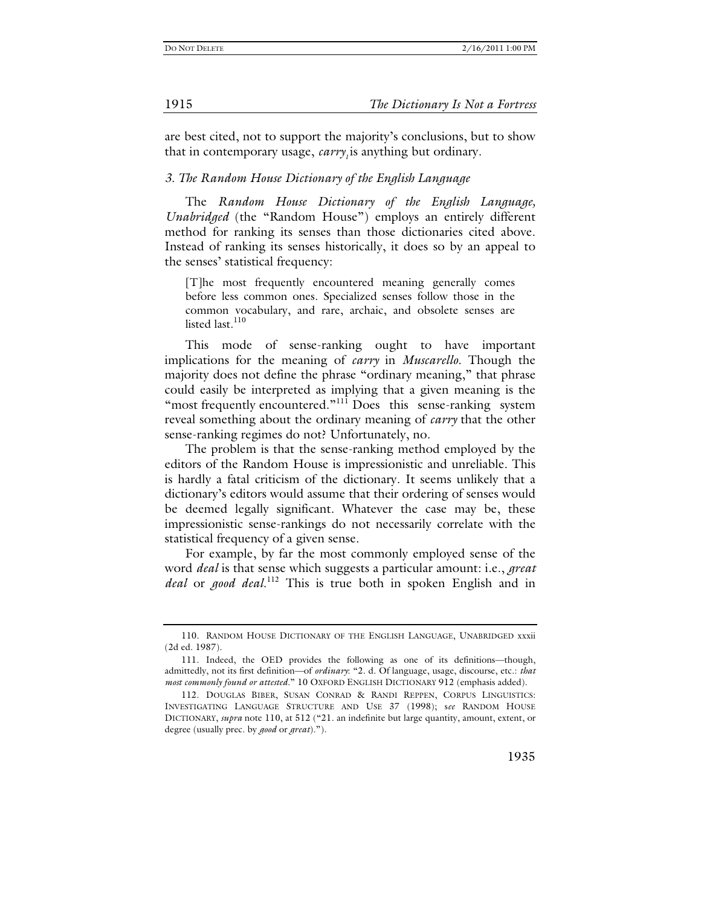are best cited, not to support the majority's conclusions, but to show that in contemporary usage, *carry*$_1$ is anything but ordinary.

### *3. The Random House Dictionary of the English Language*

The *Random House Dictionary of the English Language, Unabridged* (the "Random House") employs an entirely different method for ranking its senses than those dictionaries cited above. Instead of ranking its senses historically, it does so by an appeal to the senses' statistical frequency:

> [T]he most frequently encountered meaning generally comes before less common ones. Specialized senses follow those in the common vocabulary, and rare, archaic, and obsolete senses are listed last.[110]

This mode of sense-ranking ought to have important implications for the meaning of *carry* in *Muscarello*. Though the majority does not define the phrase "ordinary meaning," that phrase could easily be interpreted as implying that a given meaning is the "most frequently encountered."[111] Does this sense-ranking system reveal something about the ordinary meaning of *carry* that the other sense-ranking regimes do not? Unfortunately, no.

The problem is that the sense-ranking method employed by the editors of the Random House is impressionistic and unreliable. This is hardly a fatal criticism of the dictionary. It seems unlikely that a dictionary's editors would assume that their ordering of senses would be deemed legally significant. Whatever the case may be, these impressionistic sense-rankings do not necessarily correlate with the statistical frequency of a given sense.

For example, by far the most commonly employed sense of the word *deal* is that sense which suggests a particular amount: i.e., *great deal* or *good deal*.[112] This is true both in spoken English and in

---

110. RANDOM HOUSE DICTIONARY OF THE ENGLISH LANGUAGE, UNABRIDGED xxxii (2d ed. 1987).

111. Indeed, the OED provides the following as one of its definitions—though, admittedly, not its first definition—of *ordinary*: "2. d. Of language, usage, discourse, etc.: *that most commonly found or attested*." 10 OXFORD ENGLISH DICTIONARY 912 (emphasis added).

112. DOUGLAS BIBER, SUSAN CONRAD & RANDI REPPEN, CORPUS LINGUISTICS: INVESTIGATING LANGUAGE STRUCTURE AND USE 37 (1998); *see* RANDOM HOUSE DICTIONARY, *supra* note 110, at 512 ("21. an indefinite but large quantity, amount, extent, or degree (usually prec. by *good* or *great*).").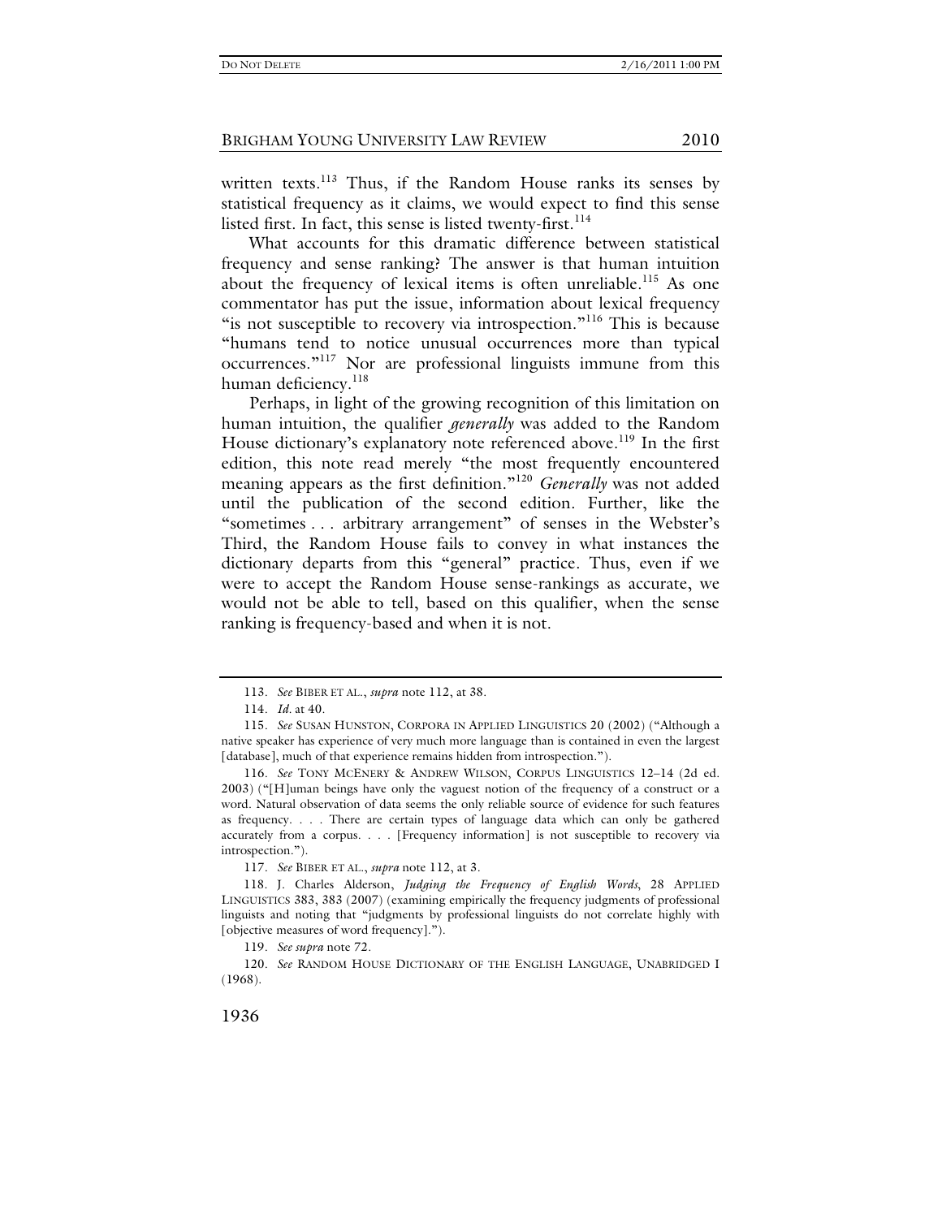written texts.[113] Thus, if the Random House ranks its senses by statistical frequency as it claims, we would expect to find this sense listed first. In fact, this sense is listed twenty-first.[114]

What accounts for this dramatic difference between statistical frequency and sense ranking? The answer is that human intuition about the frequency of lexical items is often unreliable.[115] As one commentator has put the issue, information about lexical frequency "is not susceptible to recovery via introspection."[116] This is because "humans tend to notice unusual occurrences more than typical occurrences."[117] Nor are professional linguists immune from this human deficiency.[118]

Perhaps, in light of the growing recognition of this limitation on human intuition, the qualifier *generally* was added to the Random House dictionary's explanatory note referenced above.[119] In the first edition, this note read merely "the most frequently encountered meaning appears as the first definition."[120] *Generally* was not added until the publication of the second edition. Further, like the "sometimes . . . arbitrary arrangement" of senses in the Webster's Third, the Random House fails to convey in what instances the dictionary departs from this "general" practice. Thus, even if we were to accept the Random House sense-rankings as accurate, we would not be able to tell, based on this qualifier, when the sense ranking is frequency-based and when it is not.

---

113. *See* BIBER ET AL., *supra* note 112, at 38.

114. *Id.* at 40.

115. *See* SUSAN HUNSTON, CORPORA IN APPLIED LINGUISTICS 20 (2002) ("Although a native speaker has experience of very much more language than is contained in even the largest [database], much of that experience remains hidden from introspection.").

116. *See* TONY MCENERY & ANDREW WILSON, CORPUS LINGUISTICS 12–14 (2d ed. 2003) ("[H]uman beings have only the vaguest notion of the frequency of a construct or a word. Natural observation of data seems the only reliable source of evidence for such features as frequency. . . . There are certain types of language data which can only be gathered accurately from a corpus. . . . [Frequency information] is not susceptible to recovery via introspection.").

117. *See* BIBER ET AL., *supra* note 112, at 3.

118. J. Charles Alderson, *Judging the Frequency of English Words*, 28 APPLIED LINGUISTICS 383, 383 (2007) (examining empirically the frequency judgments of professional linguists and noting that "judgments by professional linguists do not correlate highly with [objective measures of word frequency].").

119. *See supra* note 72.

120. *See* RANDOM HOUSE DICTIONARY OF THE ENGLISH LANGUAGE, UNABRIDGED I (1968).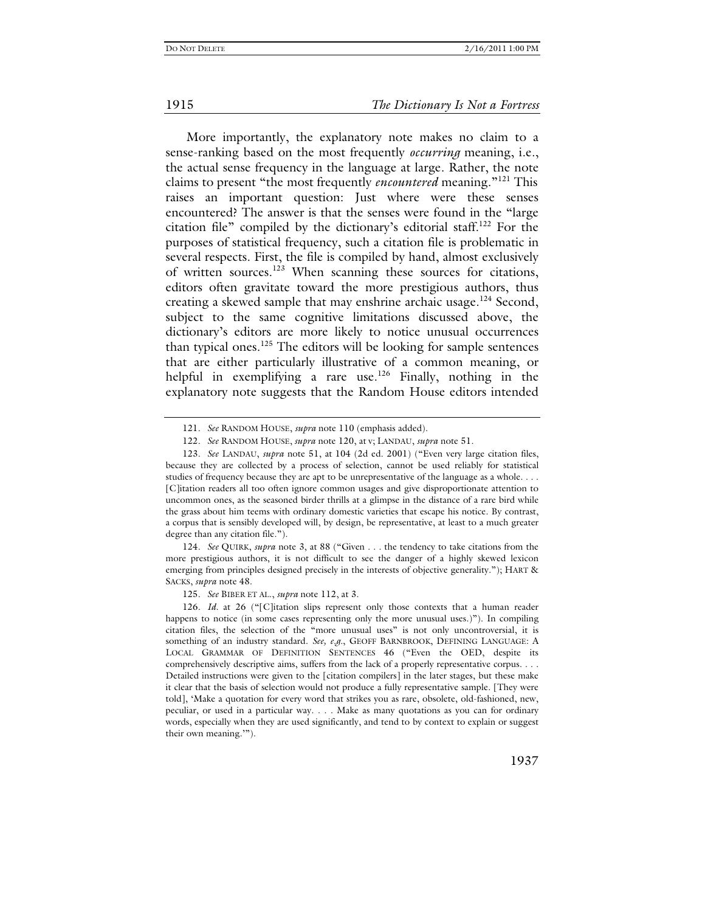More importantly, the explanatory note makes no claim to a sense-ranking based on the most frequently *occurring* meaning, i.e., the actual sense frequency in the language at large. Rather, the note claims to present "the most frequently *encountered* meaning."[121] This raises an important question: Just where were these senses encountered? The answer is that the senses were found in the "large citation file" compiled by the dictionary's editorial staff.[122] For the purposes of statistical frequency, such a citation file is problematic in several respects. First, the file is compiled by hand, almost exclusively of written sources.[123] When scanning these sources for citations, editors often gravitate toward the more prestigious authors, thus creating a skewed sample that may enshrine archaic usage.[124] Second, subject to the same cognitive limitations discussed above, the dictionary's editors are more likely to notice unusual occurrences than typical ones.[125] The editors will be looking for sample sentences that are either particularly illustrative of a common meaning, or helpful in exemplifying a rare use.[126] Finally, nothing in the explanatory note suggests that the Random House editors intended

---

121. *See* RANDOM HOUSE, *supra* note 110 (emphasis added).

122. *See* RANDOM HOUSE, *supra* note 120, at v; LANDAU, *supra* note 51.

123. *See* LANDAU, *supra* note 51, at 104 (2d ed. 2001) ("Even very large citation files, because they are collected by a process of selection, cannot be used reliably for statistical studies of frequency because they are apt to be unrepresentative of the language as a whole. . . . [C]itation readers all too often ignore common usages and give disproportionate attention to uncommon ones, as the seasoned birder thrills at a glimpse in the distance of a rare bird while the grass about him teems with ordinary domestic varieties that escape his notice. By contrast, a corpus that is sensibly developed will, by design, be representative, at least to a much greater degree than any citation file.").

124. *See* QUIRK, *supra* note 3, at 88 ("Given . . . the tendency to take citations from the more prestigious authors, it is not difficult to see the danger of a highly skewed lexicon emerging from principles designed precisely in the interests of objective generality."); HART & SACKS, *supra* note 48.

125. *See* BIBER ET AL., *supra* note 112, at 3.

126. *Id.* at 26 ("[C]itation slips represent only those contexts that a human reader happens to notice (in some cases representing only the more unusual uses.)"). In compiling citation files, the selection of the "more unusual uses" is not only uncontroversial, it is something of an industry standard. *See, e.g.*, GEOFF BARNBROOK, DEFINING LANGUAGE: A LOCAL GRAMMAR OF DEFINITION SENTENCES 46 ("Even the OED, despite its comprehensively descriptive aims, suffers from the lack of a properly representative corpus. . . . Detailed instructions were given to the [citation compilers] in the later stages, but these make it clear that the basis of selection would not produce a fully representative sample. [They were told], 'Make a quotation for every word that strikes you as rare, obsolete, old-fashioned, new, peculiar, or used in a particular way. . . . Make as many quotations as you can for ordinary words, especially when they are used significantly, and tend to by context to explain or suggest their own meaning.'").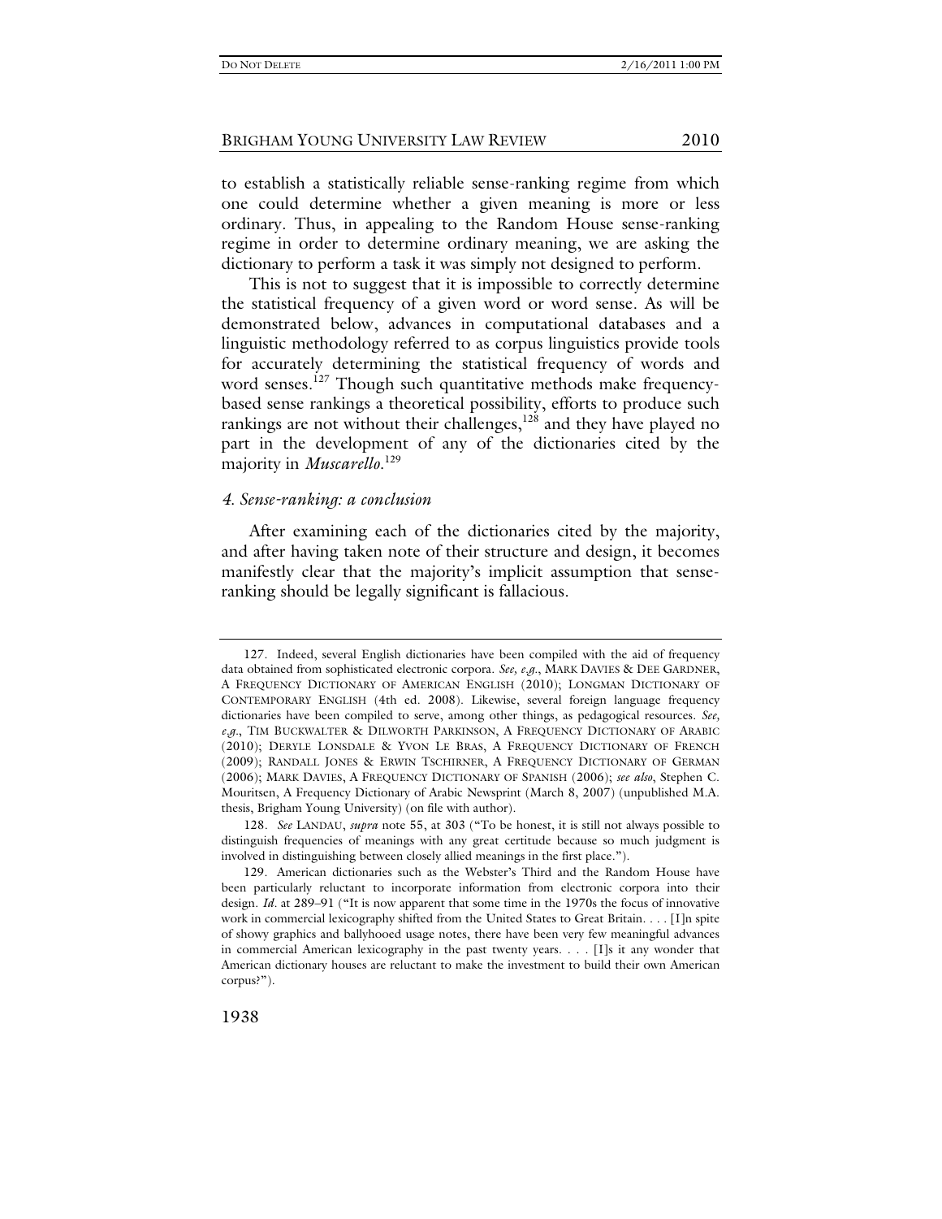to establish a statistically reliable sense-ranking regime from which one could determine whether a given meaning is more or less ordinary. Thus, in appealing to the Random House sense-ranking regime in order to determine ordinary meaning, we are asking the dictionary to perform a task it was simply not designed to perform.

This is not to suggest that it is impossible to correctly determine the statistical frequency of a given word or word sense. As will be demonstrated below, advances in computational databases and a linguistic methodology referred to as corpus linguistics provide tools for accurately determining the statistical frequency of words and word senses.[127] Though such quantitative methods make frequency-based sense rankings a theoretical possibility, efforts to produce such rankings are not without their challenges,[128] and they have played no part in the development of any of the dictionaries cited by the majority in *Muscarello*.[129]

### *4. Sense-ranking: a conclusion*

After examining each of the dictionaries cited by the majority, and after having taken note of their structure and design, it becomes manifestly clear that the majority's implicit assumption that sense-ranking should be legally significant is fallacious.

---

127. Indeed, several English dictionaries have been compiled with the aid of frequency data obtained from sophisticated electronic corpora. *See, e.g.*, MARK DAVIES & DEE GARDNER, A FREQUENCY DICTIONARY OF AMERICAN ENGLISH (2010); LONGMAN DICTIONARY OF CONTEMPORARY ENGLISH (4th ed. 2008). Likewise, several foreign language frequency dictionaries have been compiled to serve, among other things, as pedagogical resources. *See, e.g.*, TIM BUCKWALTER & DILWORTH PARKINSON, A FREQUENCY DICTIONARY OF ARABIC (2010); DERYLE LONSDALE & YVON LE BRAS, A FREQUENCY DICTIONARY OF FRENCH (2009); RANDALL JONES & ERWIN TSCHIRNER, A FREQUENCY DICTIONARY OF GERMAN (2006); MARK DAVIES, A FREQUENCY DICTIONARY OF SPANISH (2006); *see also*, Stephen C. Mouritsen, A Frequency Dictionary of Arabic Newsprint (March 8, 2007) (unpublished M.A. thesis, Brigham Young University) (on file with author).

128. *See* LANDAU, *supra* note 55, at 303 ("To be honest, it is still not always possible to distinguish frequencies of meanings with any great certitude because so much judgment is involved in distinguishing between closely allied meanings in the first place.").

129. American dictionaries such as the Webster's Third and the Random House have been particularly reluctant to incorporate information from electronic corpora into their design. *Id*. at 289–91 ("It is now apparent that some time in the 1970s the focus of innovative work in commercial lexicography shifted from the United States to Great Britain. . . . [I]n spite of showy graphics and ballyhooed usage notes, there have been very few meaningful advances in commercial American lexicography in the past twenty years. . . . [I]s it any wonder that American dictionary houses are reluctant to make the investment to build their own American corpus?").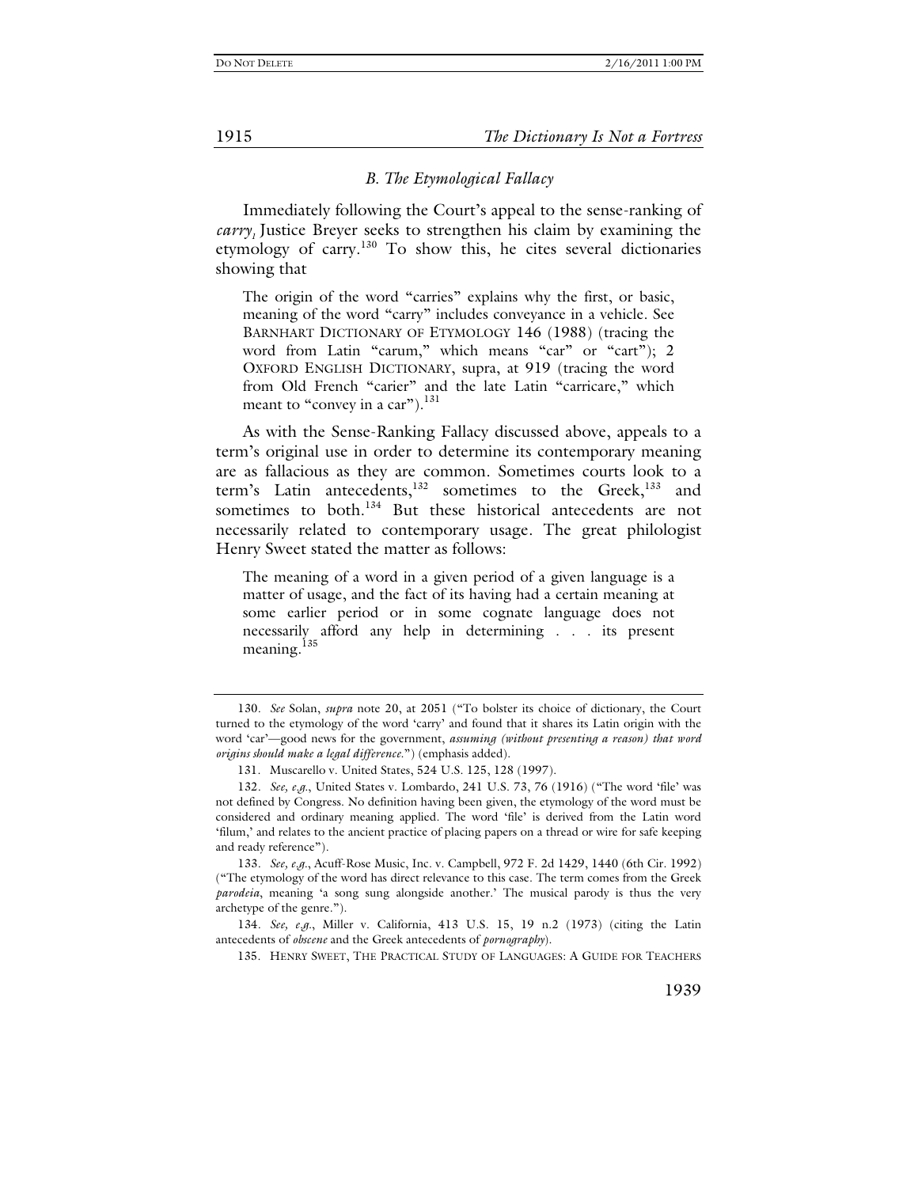### *B. The Etymological Fallacy*

Immediately following the Court's appeal to the sense-ranking of *carry*[1] Justice Breyer seeks to strengthen his claim by examining the etymology of carry.[130] To show this, he cites several dictionaries showing that

> The origin of the word "carries" explains why the first, or basic, meaning of the word "carry" includes conveyance in a vehicle. See BARNHART DICTIONARY OF ETYMOLOGY 146 (1988) (tracing the word from Latin "carum," which means "car" or "cart"); 2 OXFORD ENGLISH DICTIONARY, supra, at 919 (tracing the word from Old French "carier" and the late Latin "carricare," which meant to "convey in a car").[131]

As with the Sense-Ranking Fallacy discussed above, appeals to a term's original use in order to determine its contemporary meaning are as fallacious as they are common. Sometimes courts look to a term's Latin antecedents,[132] sometimes to the Greek,[133] and sometimes to both.[134] But these historical antecedents are not necessarily related to contemporary usage. The great philologist Henry Sweet stated the matter as follows:

> The meaning of a word in a given period of a given language is a matter of usage, and the fact of its having had a certain meaning at some earlier period or in some cognate language does not necessarily afford any help in determining . . . its present meaning.[135]

---

130. *See* Solan, *supra* note 20, at 2051 ("To bolster its choice of dictionary, the Court turned to the etymology of the word 'carry' and found that it shares its Latin origin with the word 'car'—good news for the government, *assuming (without presenting a reason) that word origins should make a legal difference*.") (emphasis added).

131. Muscarello v. United States, 524 U.S. 125, 128 (1997).

132. *See, e.g.*, United States v. Lombardo, 241 U.S. 73, 76 (1916) ("The word 'file' was not defined by Congress. No definition having been given, the etymology of the word must be considered and ordinary meaning applied. The word 'file' is derived from the Latin word 'filum,' and relates to the ancient practice of placing papers on a thread or wire for safe keeping and ready reference").

133. *See, e.g.*, Acuff-Rose Music, Inc. v. Campbell, 972 F. 2d 1429, 1440 (6th Cir. 1992) ("The etymology of the word has direct relevance to this case. The term comes from the Greek *parodeia*, meaning 'a song sung alongside another.' The musical parody is thus the very archetype of the genre.").

134. *See, e.g.*, Miller v. California, 413 U.S. 15, 19 n.2 (1973) (citing the Latin antecedents of *obscene* and the Greek antecedents of *pornography*).

135. HENRY SWEET, THE PRACTICAL STUDY OF LANGUAGES: A GUIDE FOR TEACHERS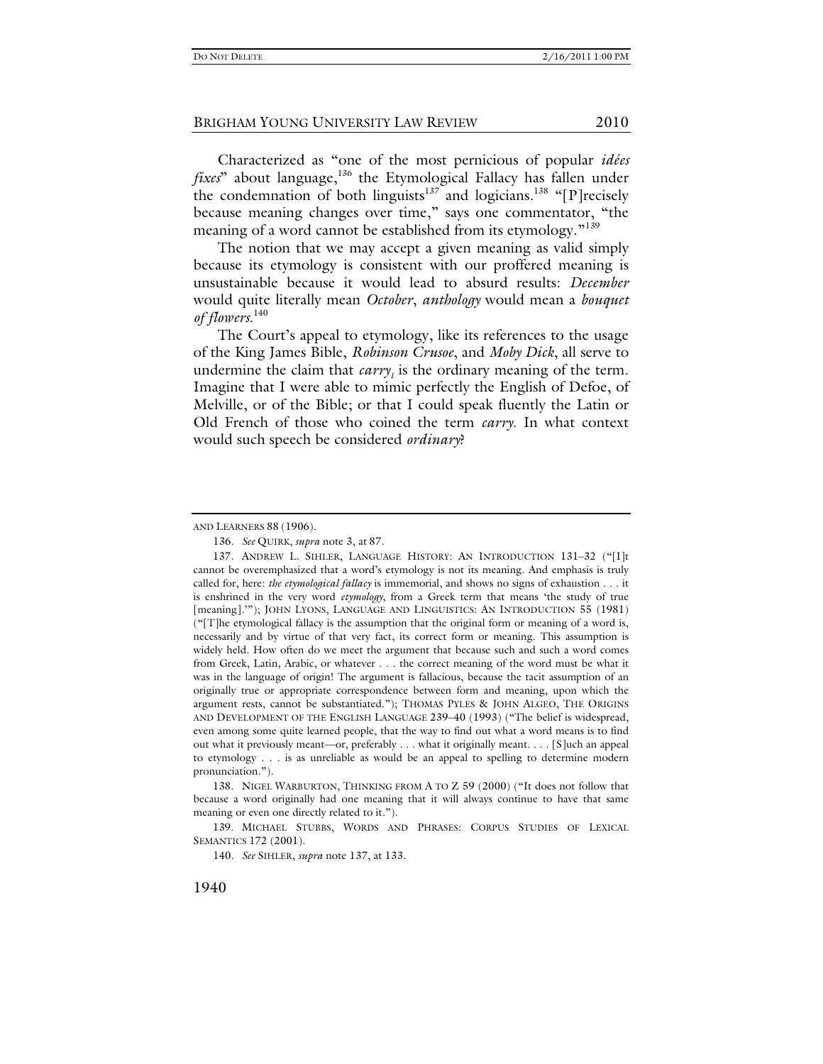Characterized as "one of the most pernicious of popular *idées fixes*" about language,[136] the Etymological Fallacy has fallen under the condemnation of both linguists[137] and logicians.[138] "[P]recisely because meaning changes over time," says one commentator, "the meaning of a word cannot be established from its etymology."[139]

The notion that we may accept a given meaning as valid simply because its etymology is consistent with our proffered meaning is unsustainable because it would lead to absurd results: *December* would quite literally mean *October*, *anthology* would mean a *bouquet of flowers*.[140]

The Court's appeal to etymology, like its references to the usage of the King James Bible, *Robinson Crusoe*, and *Moby Dick*, all serve to undermine the claim that $carry_1$ is the ordinary meaning of the term. Imagine that I were able to mimic perfectly the English of Defoe, of Melville, or of the Bible; or that I could speak fluently the Latin or Old French of those who coined the term *carry*. In what context would such speech be considered *ordinary*?

---

AND LEARNERS 88 (1906).

136. *See* QUIRK, *supra* note 3, at 87.

137. ANDREW L. SIHLER, LANGUAGE HISTORY: AN INTRODUCTION 131–32 ("[I]t cannot be overemphasized that a word's etymology is not its meaning. And emphasis is truly called for, here: *the etymological fallacy* is immemorial, and shows no signs of exhaustion . . . it is enshrined in the very word *etymology*, from a Greek term that means 'the study of true [meaning].'"); JOHN LYONS, LANGUAGE AND LINGUISTICS: AN INTRODUCTION 55 (1981) ("[T]he etymological fallacy is the assumption that the original form or meaning of a word is, necessarily and by virtue of that very fact, its correct form or meaning. This assumption is widely held. How often do we meet the argument that because such and such a word comes from Greek, Latin, Arabic, or whatever . . . the correct meaning of the word must be what it was in the language of origin! The argument is fallacious, because the tacit assumption of an originally true or appropriate correspondence between form and meaning, upon which the argument rests, cannot be substantiated."); THOMAS PYLES & JOHN ALGEO, THE ORIGINS AND DEVELOPMENT OF THE ENGLISH LANGUAGE 239–40 (1993) ("The belief is widespread, even among some quite learned people, that the way to find out what a word means is to find out what it previously meant—or, preferably . . . what it originally meant. . . . [S]uch an appeal to etymology . . . is as unreliable as would be an appeal to spelling to determine modern pronunciation.").

138. NIGEL WARBURTON, THINKING FROM A TO Z 59 (2000) ("It does not follow that because a word originally had one meaning that it will always continue to have that same meaning or even one directly related to it.").

139. MICHAEL STUBBS, WORDS AND PHRASES: CORPUS STUDIES OF LEXICAL SEMANTICS 172 (2001).

140. *See* SIHLER, *supra* note 137, at 133.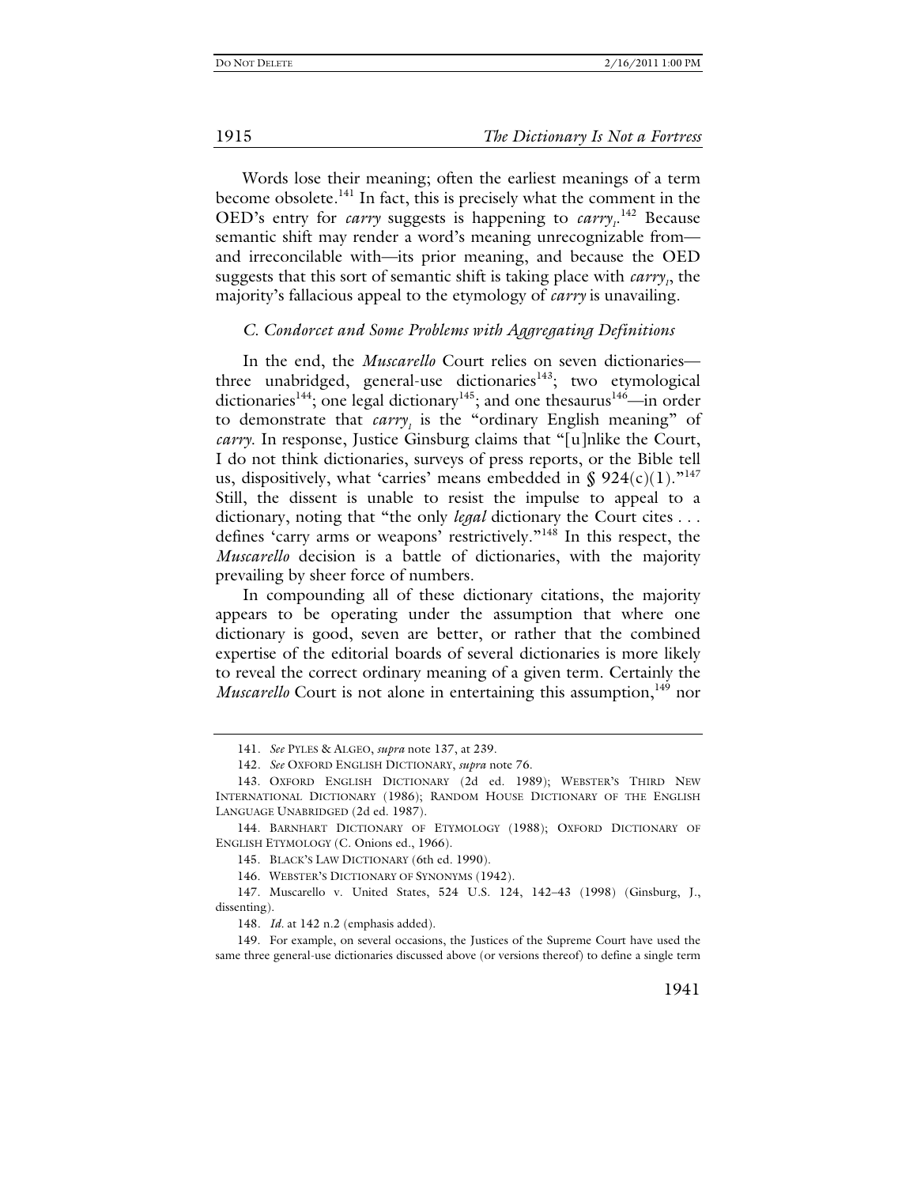Words lose their meaning; often the earliest meanings of a term become obsolete.[141] In fact, this is precisely what the comment in the OED's entry for *carry* suggests is happening to *carry₁*.[142] Because semantic shift may render a word's meaning unrecognizable from—and irreconcilable with—its prior meaning, and because the OED suggests that this sort of semantic shift is taking place with *carry₁*, the majority's fallacious appeal to the etymology of *carry* is unavailing.

### *C. Condorcet and Some Problems with Aggregating Definitions*

In the end, the *Muscarello* Court relies on seven dictionaries—three unabridged, general-use dictionaries[143]; two etymological dictionaries[144]; one legal dictionary[145]; and one thesaurus[146]—in order to demonstrate that *carry₁* is the "ordinary English meaning" of *carry*. In response, Justice Ginsburg claims that "[u]nlike the Court, I do not think dictionaries, surveys of press reports, or the Bible tell us, dispositively, what 'carries' means embedded in § 924(c)(1)."[147] Still, the dissent is unable to resist the impulse to appeal to a dictionary, noting that "the only *legal* dictionary the Court cites . . . defines 'carry arms or weapons' restrictively."[148] In this respect, the *Muscarello* decision is a battle of dictionaries, with the majority prevailing by sheer force of numbers.

In compounding all of these dictionary citations, the majority appears to be operating under the assumption that where one dictionary is good, seven are better, or rather that the combined expertise of the editorial boards of several dictionaries is more likely to reveal the correct ordinary meaning of a given term. Certainly the *Muscarello* Court is not alone in entertaining this assumption,[149] nor

---

141. *See* PYLES & ALGEO, *supra* note 137, at 239.

142. *See* OXFORD ENGLISH DICTIONARY, *supra* note 76.

143. OXFORD ENGLISH DICTIONARY (2d ed. 1989); WEBSTER'S THIRD NEW INTERNATIONAL DICTIONARY (1986); RANDOM HOUSE DICTIONARY OF THE ENGLISH LANGUAGE UNABRIDGED (2d ed. 1987).

144. BARNHART DICTIONARY OF ETYMOLOGY (1988); OXFORD DICTIONARY OF ENGLISH ETYMOLOGY (C. Onions ed., 1966).

145. BLACK'S LAW DICTIONARY (6th ed. 1990).

146. WEBSTER'S DICTIONARY OF SYNONYMS (1942).

147. Muscarello v. United States, 524 U.S. 124, 142–43 (1998) (Ginsburg, J., dissenting).

148. *Id.* at 142 n.2 (emphasis added).

149. For example, on several occasions, the Justices of the Supreme Court have used the same three general-use dictionaries discussed above (or versions thereof) to define a single term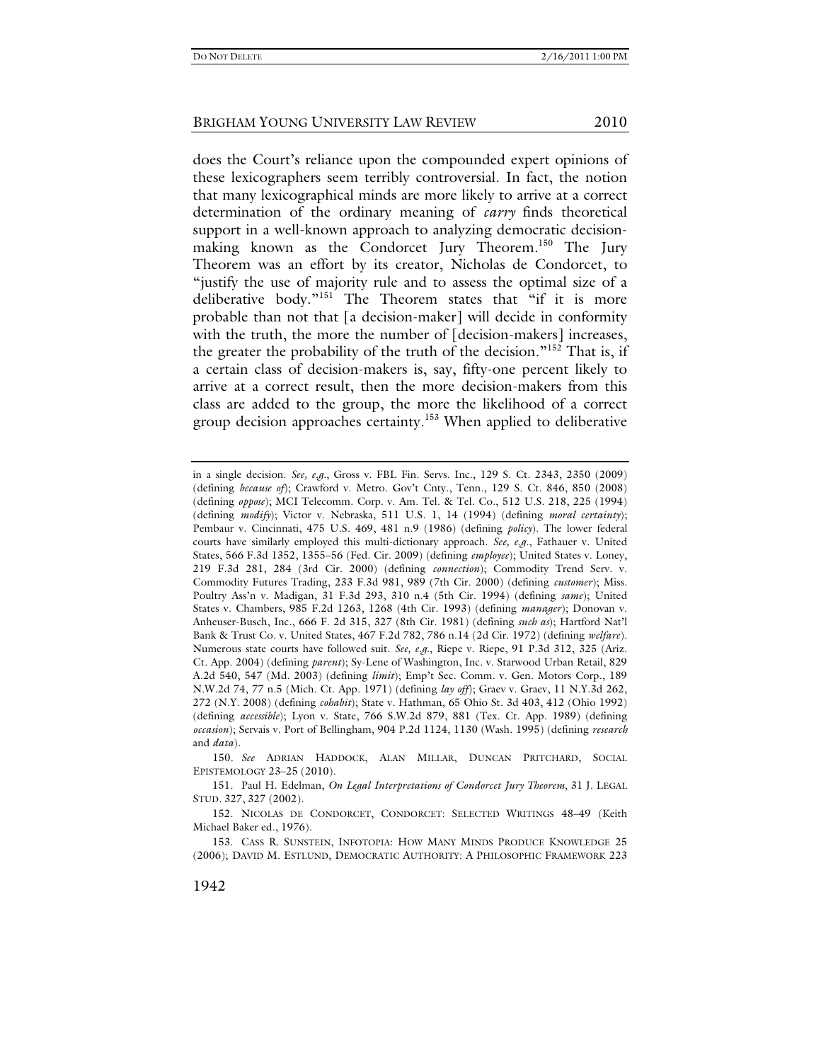does the Court's reliance upon the compounded expert opinions of these lexicographers seem terribly controversial. In fact, the notion that many lexicographical minds are more likely to arrive at a correct determination of the ordinary meaning of *carry* finds theoretical support in a well-known approach to analyzing democratic decision-making known as the Condorcet Jury Theorem.[150] The Jury Theorem was an effort by its creator, Nicholas de Condorcet, to "justify the use of majority rule and to assess the optimal size of a deliberative body."[151] The Theorem states that "if it is more probable than not that [a decision-maker] will decide in conformity with the truth, the more the number of [decision-makers] increases, the greater the probability of the truth of the decision."[152] That is, if a certain class of decision-makers is, say, fifty-one percent likely to arrive at a correct result, then the more decision-makers from this class are added to the group, the more the likelihood of a correct group decision approaches certainty.[153] When applied to deliberative

---

in a single decision. *See, e.g.*, Gross v. FBL Fin. Servs. Inc., 129 S. Ct. 2343, 2350 (2009) (defining *because of*); Crawford v. Metro. Gov't Cnty., Tenn., 129 S. Ct. 846, 850 (2008) (defining *oppose*); MCI Telecomm. Corp. v. Am. Tel. & Tel. Co., 512 U.S. 218, 225 (1994) (defining *modify*); Victor v. Nebraska, 511 U.S. 1, 14 (1994) (defining *moral certainty*); Pembaur v. Cincinnati, 475 U.S. 469, 481 n.9 (1986) (defining *policy*). The lower federal courts have similarly employed this multi-dictionary approach. *See, e.g.*, Fathauer v. United States, 566 F.3d 1352, 1355–56 (Fed. Cir. 2009) (defining *employee*); United States v. Loney, 219 F.3d 281, 284 (3rd Cir. 2000) (defining *connection*); Commodity Trend Serv. v. Commodity Futures Trading, 233 F.3d 981, 989 (7th Cir. 2000) (defining *customer*); Miss. Poultry Ass'n v. Madigan, 31 F.3d 293, 310 n.4 (5th Cir. 1994) (defining *same*); United States v. Chambers, 985 F.2d 1263, 1268 (4th Cir. 1993) (defining *manager*); Donovan v. Anheuser-Busch, Inc., 666 F. 2d 315, 327 (8th Cir. 1981) (defining *such as*); Hartford Nat'l Bank & Trust Co. v. United States, 467 F.2d 782, 786 n.14 (2d Cir. 1972) (defining *welfare*). Numerous state courts have followed suit. *See, e.g.*, Riepe v. Riepe, 91 P.3d 312, 325 (Ariz. Ct. App. 2004) (defining *parent*); Sy-Lene of Washington, Inc. v. Starwood Urban Retail, 829 A.2d 540, 547 (Md. 2003) (defining *limit*); Emp't Sec. Comm. v. Gen. Motors Corp., 189 N.W.2d 74, 77 n.5 (Mich. Ct. App. 1971) (defining *lay off*); Graev v. Graev, 11 N.Y.3d 262, 272 (N.Y. 2008) (defining *cohabit*); State v. Hathman, 65 Ohio St. 3d 403, 412 (Ohio 1992) (defining *accessible*); Lyon v. State, 766 S.W.2d 879, 881 (Tex. Ct. App. 1989) (defining *occasion*); Servais v. Port of Bellingham, 904 P.2d 1124, 1130 (Wash. 1995) (defining *research* and *data*).

150. *See* ADRIAN HADDOCK, ALAN MILLAR, DUNCAN PRITCHARD, SOCIAL EPISTEMOLOGY 23–25 (2010).

151. Paul H. Edelman, *On Legal Interpretations of Condorcet Jury Theorem*, 31 J. LEGAL STUD. 327, 327 (2002).

152. NICOLAS DE CONDORCET, CONDORCET: SELECTED WRITINGS 48–49 (Keith Michael Baker ed., 1976).

153. CASS R. SUNSTEIN, INFOTOPIA: HOW MANY MINDS PRODUCE KNOWLEDGE 25 (2006); DAVID M. ESTLUND, DEMOCRATIC AUTHORITY: A PHILOSOPHIC FRAMEWORK 223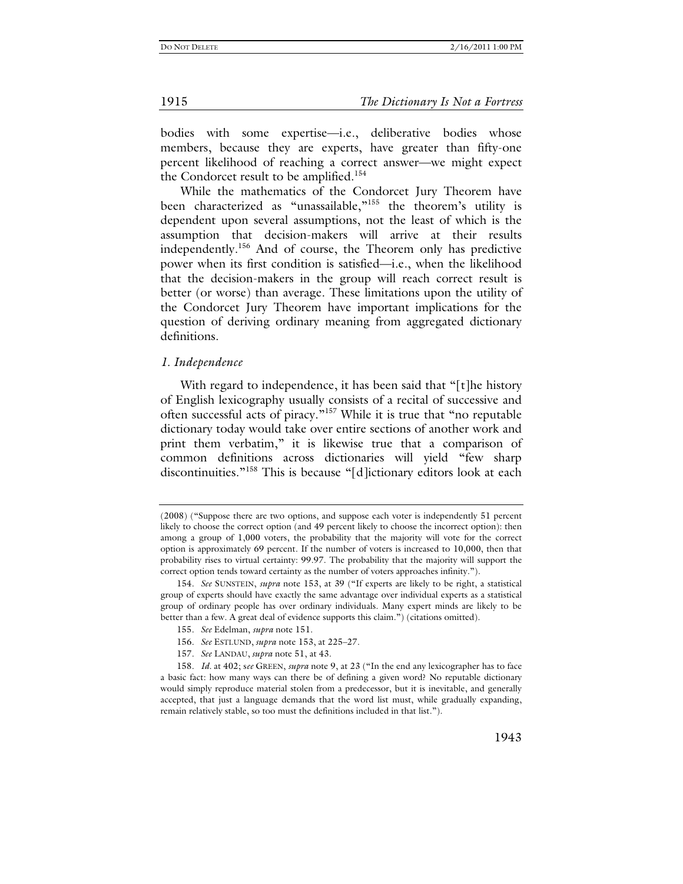bodies with some expertise—i.e., deliberative bodies whose members, because they are experts, have greater than fifty-one percent likelihood of reaching a correct answer—we might expect the Condorcet result to be amplified.[154]

While the mathematics of the Condorcet Jury Theorem have been characterized as "unassailable,"[155] the theorem's utility is dependent upon several assumptions, not the least of which is the assumption that decision-makers will arrive at their results independently.[156] And of course, the Theorem only has predictive power when its first condition is satisfied—i.e., when the likelihood that the decision-makers in the group will reach correct result is better (or worse) than average. These limitations upon the utility of the Condorcet Jury Theorem have important implications for the question of deriving ordinary meaning from aggregated dictionary definitions.

### *1. Independence*

With regard to independence, it has been said that "[t]he history of English lexicography usually consists of a recital of successive and often successful acts of piracy."[157] While it is true that "no reputable dictionary today would take over entire sections of another work and print them verbatim," it is likewise true that a comparison of common definitions across dictionaries will yield "few sharp discontinuities."[158] This is because "[d]ictionary editors look at each

---

(2008) ("Suppose there are two options, and suppose each voter is independently 51 percent likely to choose the correct option (and 49 percent likely to choose the incorrect option): then among a group of 1,000 voters, the probability that the majority will vote for the correct option is approximately 69 percent. If the number of voters is increased to 10,000, then that probability rises to virtual certainty: 99.97. The probability that the majority will support the correct option tends toward certainty as the number of voters approaches infinity.").

154. *See* SUNSTEIN, *supra* note 153, at 39 ("If experts are likely to be right, a statistical group of experts should have exactly the same advantage over individual experts as a statistical group of ordinary people has over ordinary individuals. Many expert minds are likely to be better than a few. A great deal of evidence supports this claim.") (citations omitted).

155. *See* Edelman, *supra* note 151.

156. *See* ESTLUND, *supra* note 153, at 225–27.

157. *See* LANDAU, *supra* note 51, at 43.

158. *Id*. at 402; s*ee* GREEN, *supra* note 9, at 23 ("In the end any lexicographer has to face a basic fact: how many ways can there be of defining a given word? No reputable dictionary would simply reproduce material stolen from a predecessor, but it is inevitable, and generally accepted, that just a language demands that the word list must, while gradually expanding, remain relatively stable, so too must the definitions included in that list.").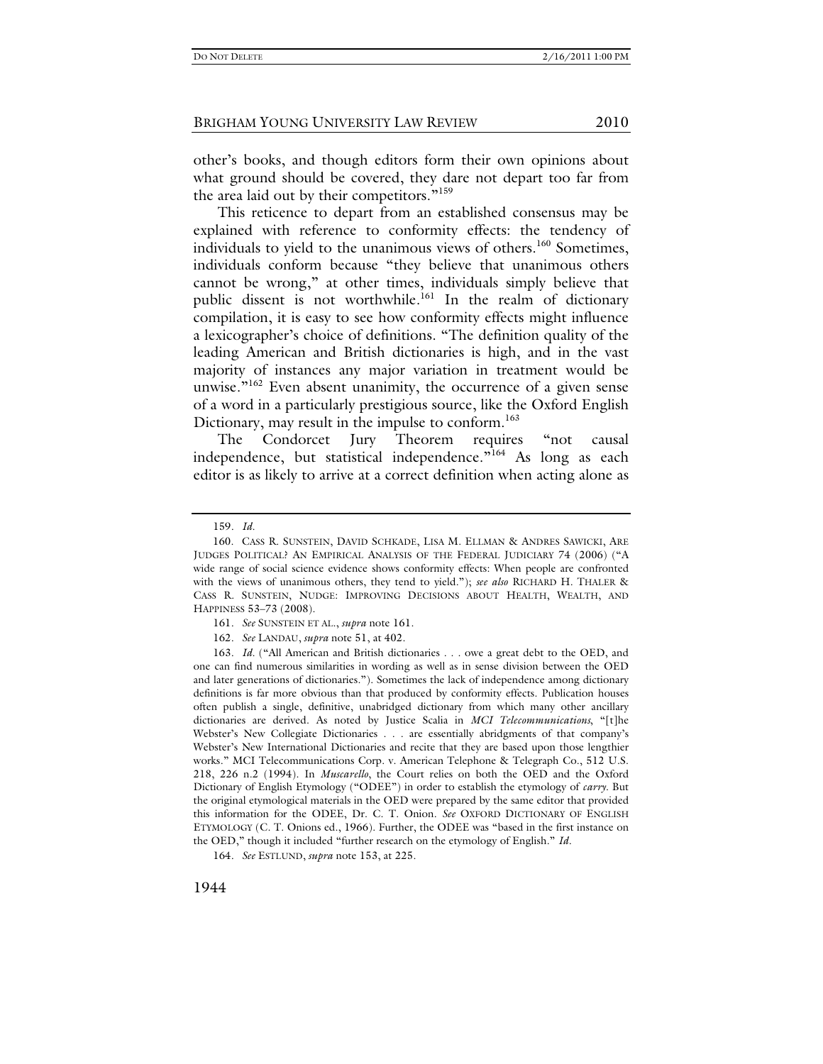other's books, and though editors form their own opinions about what ground should be covered, they dare not depart too far from the area laid out by their competitors."[159]

This reticence to depart from an established consensus may be explained with reference to conformity effects: the tendency of individuals to yield to the unanimous views of others.[160] Sometimes, individuals conform because "they believe that unanimous others cannot be wrong," at other times, individuals simply believe that public dissent is not worthwhile.[161] In the realm of dictionary compilation, it is easy to see how conformity effects might influence a lexicographer's choice of definitions. "The definition quality of the leading American and British dictionaries is high, and in the vast majority of instances any major variation in treatment would be unwise."[162] Even absent unanimity, the occurrence of a given sense of a word in a particularly prestigious source, like the Oxford English Dictionary, may result in the impulse to conform.[163]

The Condorcet Jury Theorem requires "not causal independence, but statistical independence."[164] As long as each editor is as likely to arrive at a correct definition when acting alone as

---

159. *Id.*

160. CASS R. SUNSTEIN, DAVID SCHKADE, LISA M. ELLMAN & ANDRES SAWICKI, ARE JUDGES POLITICAL? AN EMPIRICAL ANALYSIS OF THE FEDERAL JUDICIARY 74 (2006) ("A wide range of social science evidence shows conformity effects: When people are confronted with the views of unanimous others, they tend to yield."); *see also* RICHARD H. THALER & CASS R. SUNSTEIN, NUDGE: IMPROVING DECISIONS ABOUT HEALTH, WEALTH, AND HAPPINESS 53–73 (2008).

161. *See* SUNSTEIN ET AL., *supra* note 161.

162. *See* LANDAU, *supra* note 51, at 402.

163. *Id.* ("All American and British dictionaries . . . owe a great debt to the OED, and one can find numerous similarities in wording as well as in sense division between the OED and later generations of dictionaries."). Sometimes the lack of independence among dictionary definitions is far more obvious than that produced by conformity effects. Publication houses often publish a single, definitive, unabridged dictionary from which many other ancillary dictionaries are derived. As noted by Justice Scalia in *MCI Telecommunications*, "[t]he Webster's New Collegiate Dictionaries . . . are essentially abridgments of that company's Webster's New International Dictionaries and recite that they are based upon those lengthier works." MCI Telecommunications Corp. v. American Telephone & Telegraph Co., 512 U.S. 218, 226 n.2 (1994). In *Muscarello*, the Court relies on both the OED and the Oxford Dictionary of English Etymology ("ODEE") in order to establish the etymology of *carry*. But the original etymological materials in the OED were prepared by the same editor that provided this information for the ODEE, Dr. C. T. Onion. *See* OXFORD DICTIONARY OF ENGLISH ETYMOLOGY (C. T. Onions ed., 1966). Further, the ODEE was "based in the first instance on the OED," though it included "further research on the etymology of English." *Id.*

164. *See* ESTLUND, *supra* note 153, at 225.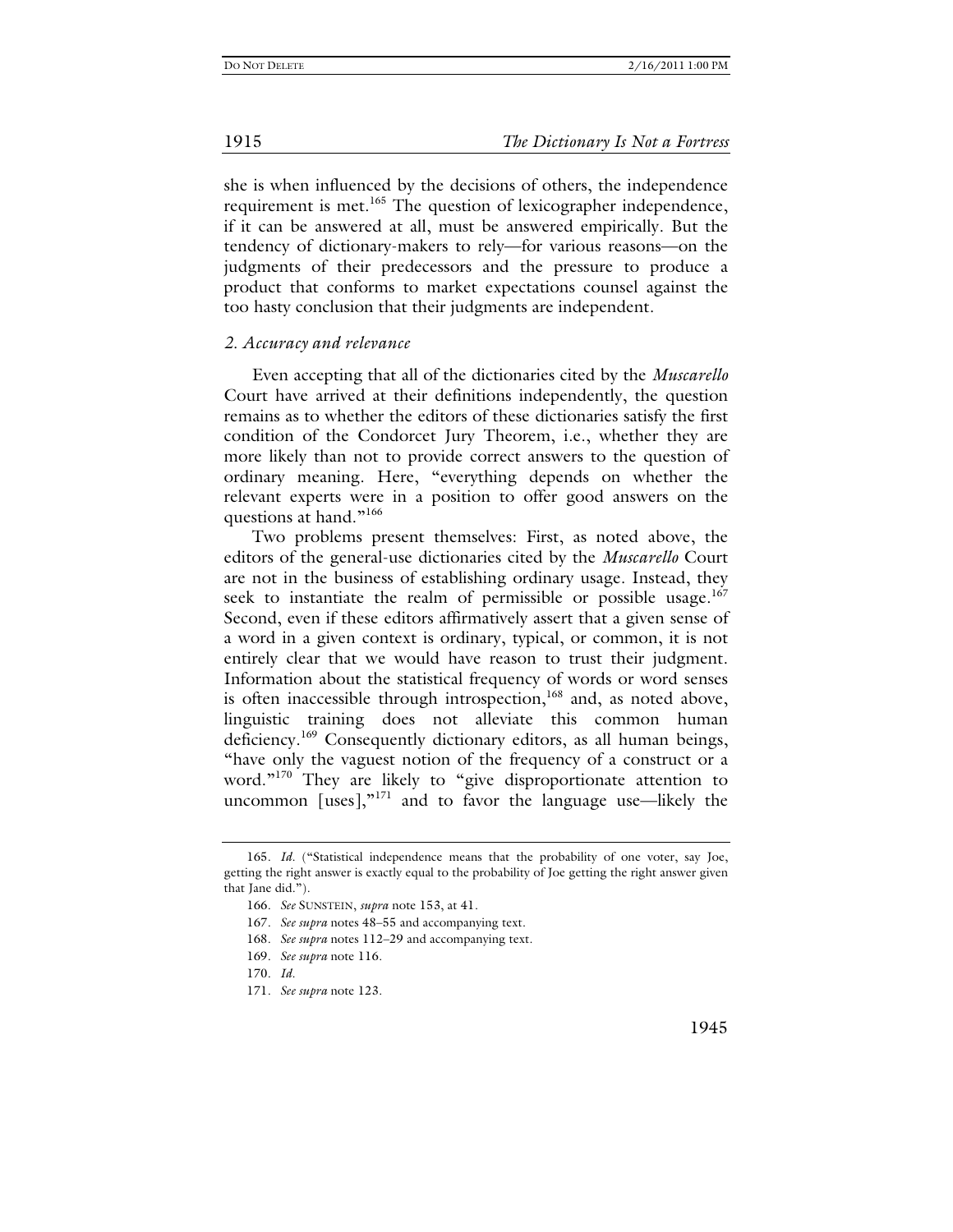she is when influenced by the decisions of others, the independence requirement is met.[165] The question of lexicographer independence, if it can be answered at all, must be answered empirically. But the tendency of dictionary-makers to rely—for various reasons—on the judgments of their predecessors and the pressure to produce a product that conforms to market expectations counsel against the too hasty conclusion that their judgments are independent.

### *2. Accuracy and relevance*

Even accepting that all of the dictionaries cited by the *Muscarello* Court have arrived at their definitions independently, the question remains as to whether the editors of these dictionaries satisfy the first condition of the Condorcet Jury Theorem, i.e., whether they are more likely than not to provide correct answers to the question of ordinary meaning. Here, "everything depends on whether the relevant experts were in a position to offer good answers on the questions at hand."[166]

Two problems present themselves: First, as noted above, the editors of the general-use dictionaries cited by the *Muscarello* Court are not in the business of establishing ordinary usage. Instead, they seek to instantiate the realm of permissible or possible usage.[167] Second, even if these editors affirmatively assert that a given sense of a word in a given context is ordinary, typical, or common, it is not entirely clear that we would have reason to trust their judgment. Information about the statistical frequency of words or word senses is often inaccessible through introspection,[168] and, as noted above, linguistic training does not alleviate this common human deficiency.[169] Consequently dictionary editors, as all human beings, "have only the vaguest notion of the frequency of a construct or a word."[170] They are likely to "give disproportionate attention to uncommon [uses],"[171] and to favor the language use—likely the

---

165. *Id.* ("Statistical independence means that the probability of one voter, say Joe, getting the right answer is exactly equal to the probability of Joe getting the right answer given that Jane did.").

166. *See* SUNSTEIN, *supra* note 153, at 41.

167. *See supra* notes 48–55 and accompanying text.

168. *See supra* notes 112–29 and accompanying text.

169. *See supra* note 116.

170. *Id.*

171. *See supra* note 123.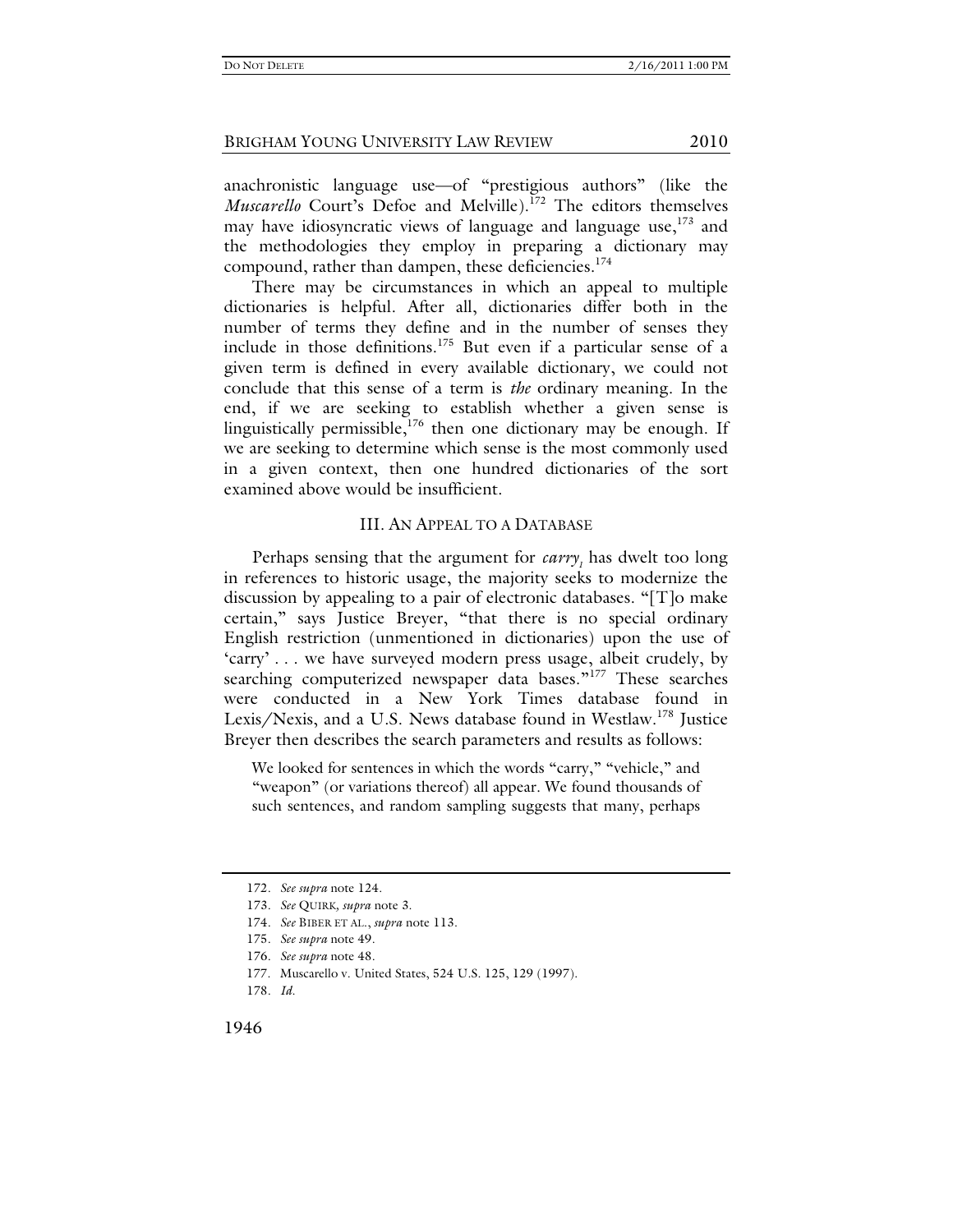anachronistic language use—of "prestigious authors" (like the *Muscarello* Court's Defoe and Melville).[172] The editors themselves may have idiosyncratic views of language and language use,[173] and the methodologies they employ in preparing a dictionary may compound, rather than dampen, these deficiencies.[174]

There may be circumstances in which an appeal to multiple dictionaries is helpful. After all, dictionaries differ both in the number of terms they define and in the number of senses they include in those definitions.[175] But even if a particular sense of a given term is defined in every available dictionary, we could not conclude that this sense of a term is *the* ordinary meaning. In the end, if we are seeking to establish whether a given sense is linguistically permissible,[176] then one dictionary may be enough. If we are seeking to determine which sense is the most commonly used in a given context, then one hundred dictionaries of the sort examined above would be insufficient.

## III. AN APPEAL TO A DATABASE

Perhaps sensing that the argument for *carry*$_1$ has dwelt too long in references to historic usage, the majority seeks to modernize the discussion by appealing to a pair of electronic databases. "[T]o make certain," says Justice Breyer, "that there is no special ordinary English restriction (unmentioned in dictionaries) upon the use of 'carry' . . . we have surveyed modern press usage, albeit crudely, by searching computerized newspaper data bases."[177] These searches were conducted in a New York Times database found in Lexis/Nexis, and a U.S. News database found in Westlaw.[178] Justice Breyer then describes the search parameters and results as follows:

> We looked for sentences in which the words "carry," "vehicle," and "weapon" (or variations thereof) all appear. We found thousands of such sentences, and random sampling suggests that many, perhaps

172. *See supra* note 124.

173. *See* QUIRK, *supra* note 3.

174. *See* BIBER ET AL., *supra* note 113.

175. *See supra* note 49.

176. *See supra* note 48.

177. Muscarello v. United States, 524 U.S. 125, 129 (1997).

178. *Id.*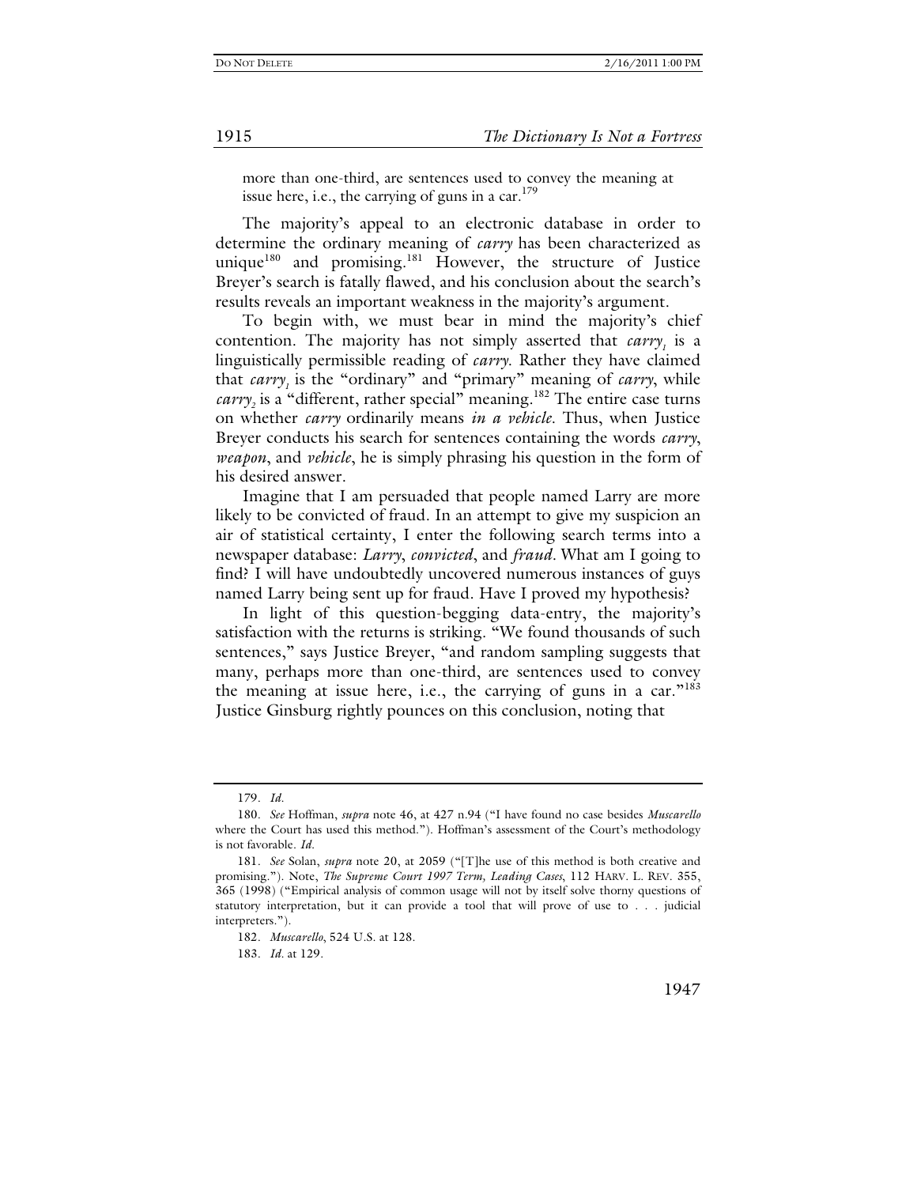more than one-third, are sentences used to convey the meaning at issue here, i.e., the carrying of guns in a car.[179]

The majority's appeal to an electronic database in order to determine the ordinary meaning of *carry* has been characterized as unique[180] and promising.[181] However, the structure of Justice Breyer's search is fatally flawed, and his conclusion about the search's results reveals an important weakness in the majority's argument.

To begin with, we must bear in mind the majority's chief contention. The majority has not simply asserted that *carry*$_1$ is a linguistically permissible reading of *carry*. Rather they have claimed that *carry*$_1$ is the "ordinary" and "primary" meaning of *carry*, while *carry*$_2$ is a "different, rather special" meaning.[182] The entire case turns on whether *carry* ordinarily means *in a vehicle*. Thus, when Justice Breyer conducts his search for sentences containing the words *carry*, *weapon*, and *vehicle*, he is simply phrasing his question in the form of his desired answer.

Imagine that I am persuaded that people named Larry are more likely to be convicted of fraud. In an attempt to give my suspicion an air of statistical certainty, I enter the following search terms into a newspaper database: *Larry*, *convicted*, and *fraud*. What am I going to find? I will have undoubtedly uncovered numerous instances of guys named Larry being sent up for fraud. Have I proved my hypothesis?

In light of this question-begging data-entry, the majority's satisfaction with the returns is striking. "We found thousands of such sentences," says Justice Breyer, "and random sampling suggests that many, perhaps more than one-third, are sentences used to convey the meaning at issue here, i.e., the carrying of guns in a car."[183] Justice Ginsburg rightly pounces on this conclusion, noting that

---

179. *Id.*

180. *See* Hoffman, *supra* note 46, at 427 n.94 ("I have found no case besides *Muscarello* where the Court has used this method."). Hoffman's assessment of the Court's methodology is not favorable. *Id.*

181. *See* Solan, *supra* note 20, at 2059 ("[T]he use of this method is both creative and promising."). Note, *The Supreme Court 1997 Term, Leading Cases*, 112 HARV. L. REV. 355, 365 (1998) ("Empirical analysis of common usage will not by itself solve thorny questions of statutory interpretation, but it can provide a tool that will prove of use to . . . judicial interpreters.").

182. *Muscarello*, 524 U.S. at 128.

183. *Id.* at 129.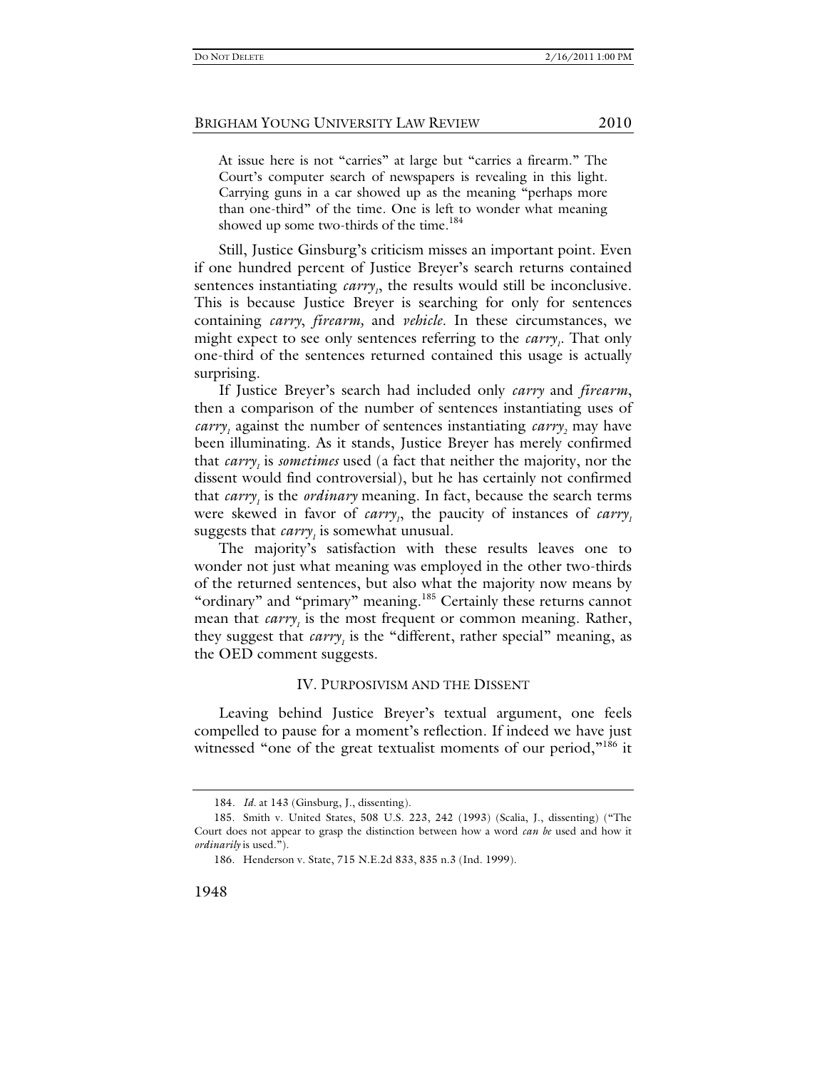> At issue here is not "carries" at large but "carries a firearm." The Court's computer search of newspapers is revealing in this light. Carrying guns in a car showed up as the meaning "perhaps more than one-third" of the time. One is left to wonder what meaning showed up some two-thirds of the time.[184]

Still, Justice Ginsburg's criticism misses an important point. Even if one hundred percent of Justice Breyer's search returns contained sentences instantiating *carry*$_1$, the results would still be inconclusive. This is because Justice Breyer is searching for only for sentences containing *carry*, *firearm,* and *vehicle*. In these circumstances, we might expect to see only sentences referring to the *carry*$_1$. That only one-third of the sentences returned contained this usage is actually surprising.

If Justice Breyer's search had included only *carry* and *firearm*, then a comparison of the number of sentences instantiating uses of *carry*$_1$ against the number of sentences instantiating *carry*$_2$ may have been illuminating. As it stands, Justice Breyer has merely confirmed that *carry*$_1$ is *sometimes* used (a fact that neither the majority, nor the dissent would find controversial), but he has certainly not confirmed that *carry*$_1$ is the *ordinary* meaning. In fact, because the search terms were skewed in favor of *carry*$_1$, the paucity of instances of *carry*$_1$ suggests that *carry*$_1$ is somewhat unusual.

The majority's satisfaction with these results leaves one to wonder not just what meaning was employed in the other two-thirds of the returned sentences, but also what the majority now means by "ordinary" and "primary" meaning.[185] Certainly these returns cannot mean that *carry*$_1$ is the most frequent or common meaning. Rather, they suggest that *carry*$_1$ is the "different, rather special" meaning, as the OED comment suggests.

## IV. Purposivism and the Dissent

Leaving behind Justice Breyer's textual argument, one feels compelled to pause for a moment's reflection. If indeed we have just witnessed "one of the great textualist moments of our period,"[186] it

---

184. *Id.* at 143 (Ginsburg, J., dissenting).

185. Smith v. United States, 508 U.S. 223, 242 (1993) (Scalia, J., dissenting) ("The Court does not appear to grasp the distinction between how a word *can be* used and how it *ordinarily* is used.").

186. Henderson v. State, 715 N.E.2d 833, 835 n.3 (Ind. 1999).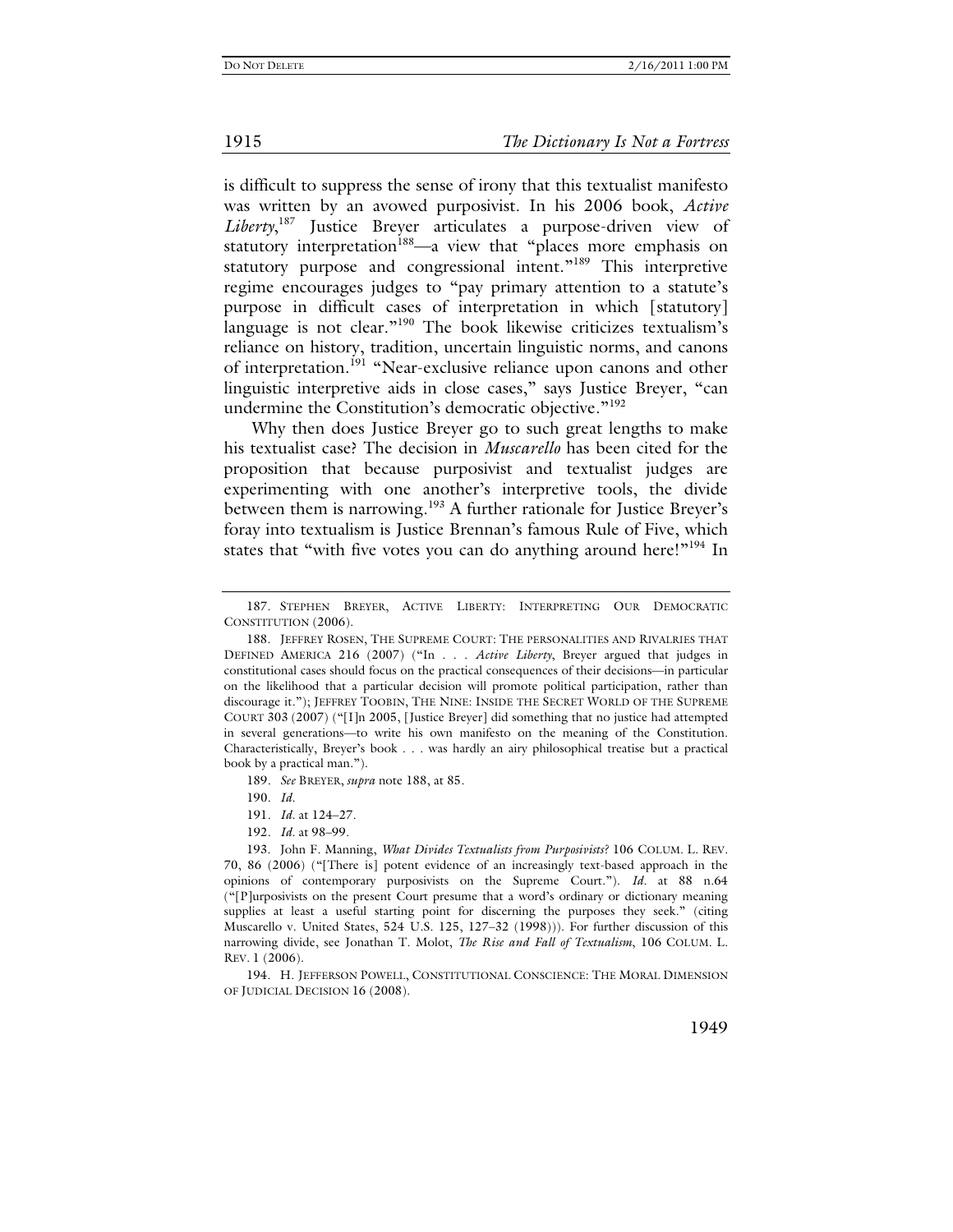is difficult to suppress the sense of irony that this textualist manifesto was written by an avowed purposivist. In his 2006 book, *Active Liberty*,[187] Justice Breyer articulates a purpose-driven view of statutory interpretation[188]—a view that "places more emphasis on statutory purpose and congressional intent."[189] This interpretive regime encourages judges to "pay primary attention to a statute's purpose in difficult cases of interpretation in which [statutory] language is not clear."[190] The book likewise criticizes textualism's reliance on history, tradition, uncertain linguistic norms, and canons of interpretation.[191] "Near-exclusive reliance upon canons and other linguistic interpretive aids in close cases," says Justice Breyer, "can undermine the Constitution's democratic objective."[192]

Why then does Justice Breyer go to such great lengths to make his textualist case? The decision in *Muscarello* has been cited for the proposition that because purposivist and textualist judges are experimenting with one another's interpretive tools, the divide between them is narrowing.[193] A further rationale for Justice Breyer's foray into textualism is Justice Brennan's famous Rule of Five, which states that "with five votes you can do anything around here!"[194] In

---

187. STEPHEN BREYER, ACTIVE LIBERTY: INTERPRETING OUR DEMOCRATIC CONSTITUTION (2006).

188. JEFFREY ROSEN, THE SUPREME COURT: THE PERSONALITIES AND RIVALRIES THAT DEFINED AMERICA 216 (2007) ("In . . . *Active Liberty*, Breyer argued that judges in constitutional cases should focus on the practical consequences of their decisions—in particular on the likelihood that a particular decision will promote political participation, rather than discourage it."); JEFFREY TOOBIN, THE NINE: INSIDE THE SECRET WORLD OF THE SUPREME COURT 303 (2007) ("[I]n 2005, [Justice Breyer] did something that no justice had attempted in several generations—to write his own manifesto on the meaning of the Constitution. Characteristically, Breyer's book . . . was hardly an airy philosophical treatise but a practical book by a practical man.").

189. *See* BREYER, *supra* note 188, at 85.

190. *Id.*

191. *Id.* at 124–27.

192. *Id.* at 98–99.

193. John F. Manning, *What Divides Textualists from Purposivists?* 106 COLUM. L. REV. 70, 86 (2006) ("[There is] potent evidence of an increasingly text-based approach in the opinions of contemporary purposivists on the Supreme Court."). *Id.* at 88 n.64 ("[P]urposivists on the present Court presume that a word's ordinary or dictionary meaning supplies at least a useful starting point for discerning the purposes they seek." (citing Muscarello v. United States, 524 U.S. 125, 127–32 (1998))). For further discussion of this narrowing divide, see Jonathan T. Molot, *The Rise and Fall of Textualism*, 106 COLUM. L. REV. 1 (2006).

194. H. JEFFERSON POWELL, CONSTITUTIONAL CONSCIENCE: THE MORAL DIMENSION OF JUDICIAL DECISION 16 (2008).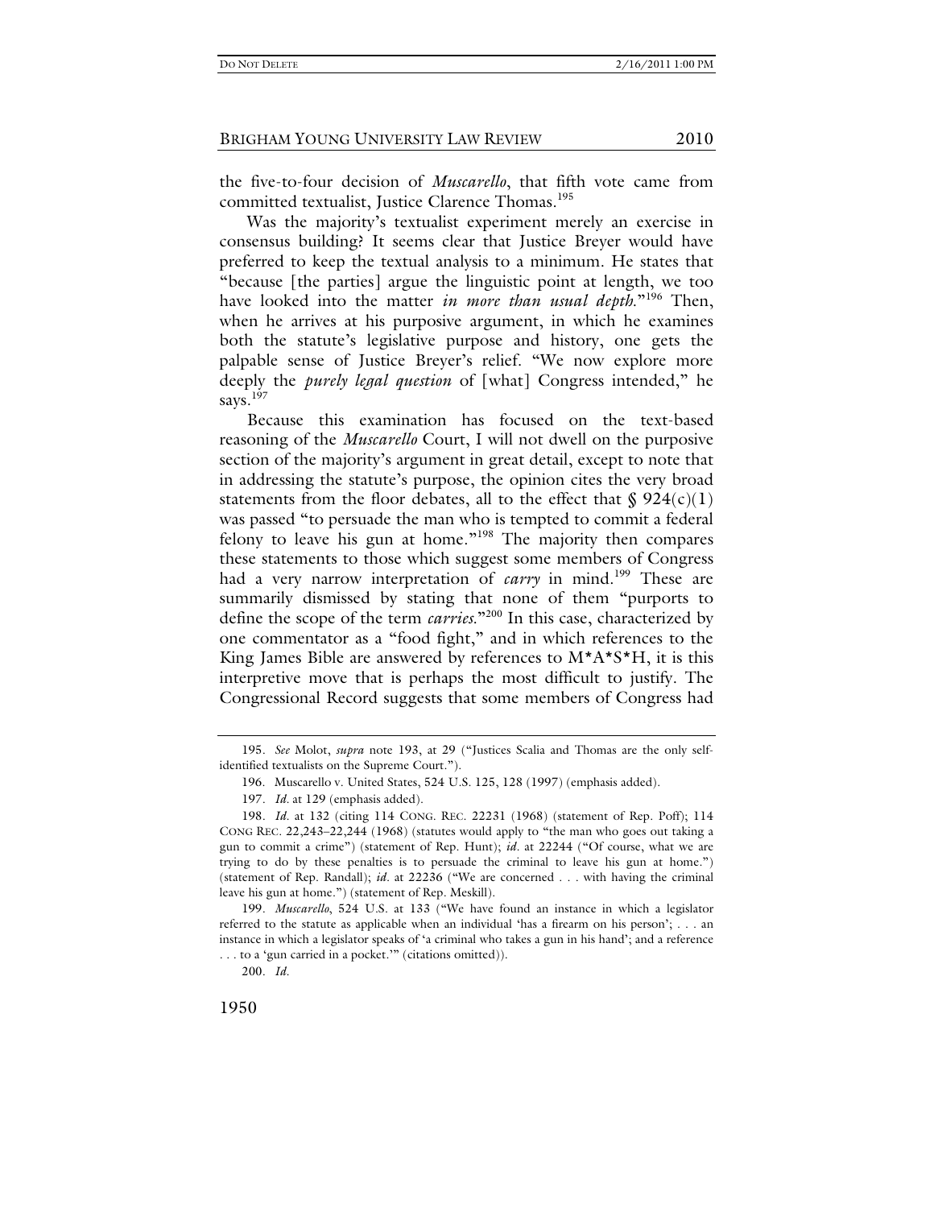the five-to-four decision of *Muscarello*, that fifth vote came from committed textualist, Justice Clarence Thomas.[195]

Was the majority's textualist experiment merely an exercise in consensus building? It seems clear that Justice Breyer would have preferred to keep the textual analysis to a minimum. He states that "because [the parties] argue the linguistic point at length, we too have looked into the matter *in more than usual depth*."[196] Then, when he arrives at his purposive argument, in which he examines both the statute's legislative purpose and history, one gets the palpable sense of Justice Breyer's relief. "We now explore more deeply the *purely legal question* of [what] Congress intended," he says.[197]

Because this examination has focused on the text-based reasoning of the *Muscarello* Court, I will not dwell on the purposive section of the majority's argument in great detail, except to note that in addressing the statute's purpose, the opinion cites the very broad statements from the floor debates, all to the effect that § 924(c)(1) was passed "to persuade the man who is tempted to commit a federal felony to leave his gun at home."[198] The majority then compares these statements to those which suggest some members of Congress had a very narrow interpretation of *carry* in mind.[199] These are summarily dismissed by stating that none of them "purports to define the scope of the term *carries*."[200] In this case, characterized by one commentator as a "food fight," and in which references to the King James Bible are answered by references to M*A*S*H, it is this interpretive move that is perhaps the most difficult to justify. The Congressional Record suggests that some members of Congress had

---

195. *See* Molot, *supra* note 193, at 29 ("Justices Scalia and Thomas are the only self-identified textualists on the Supreme Court.").

196. Muscarello v. United States, 524 U.S. 125, 128 (1997) (emphasis added).

197. *Id.* at 129 (emphasis added).

198. *Id.* at 132 (citing 114 CONG. REC. 22231 (1968) (statement of Rep. Poff); 114 CONG REC. 22,243–22,244 (1968) (statutes would apply to "the man who goes out taking a gun to commit a crime") (statement of Rep. Hunt); *id.* at 22244 ("Of course, what we are trying to do by these penalties is to persuade the criminal to leave his gun at home.") (statement of Rep. Randall); *id.* at 22236 ("We are concerned . . . with having the criminal leave his gun at home.") (statement of Rep. Meskill).

199. *Muscarello*, 524 U.S. at 133 ("We have found an instance in which a legislator referred to the statute as applicable when an individual 'has a firearm on his person'; . . . an instance in which a legislator speaks of 'a criminal who takes a gun in his hand'; and a reference . . . to a 'gun carried in a pocket.'" (citations omitted)).

200. *Id.*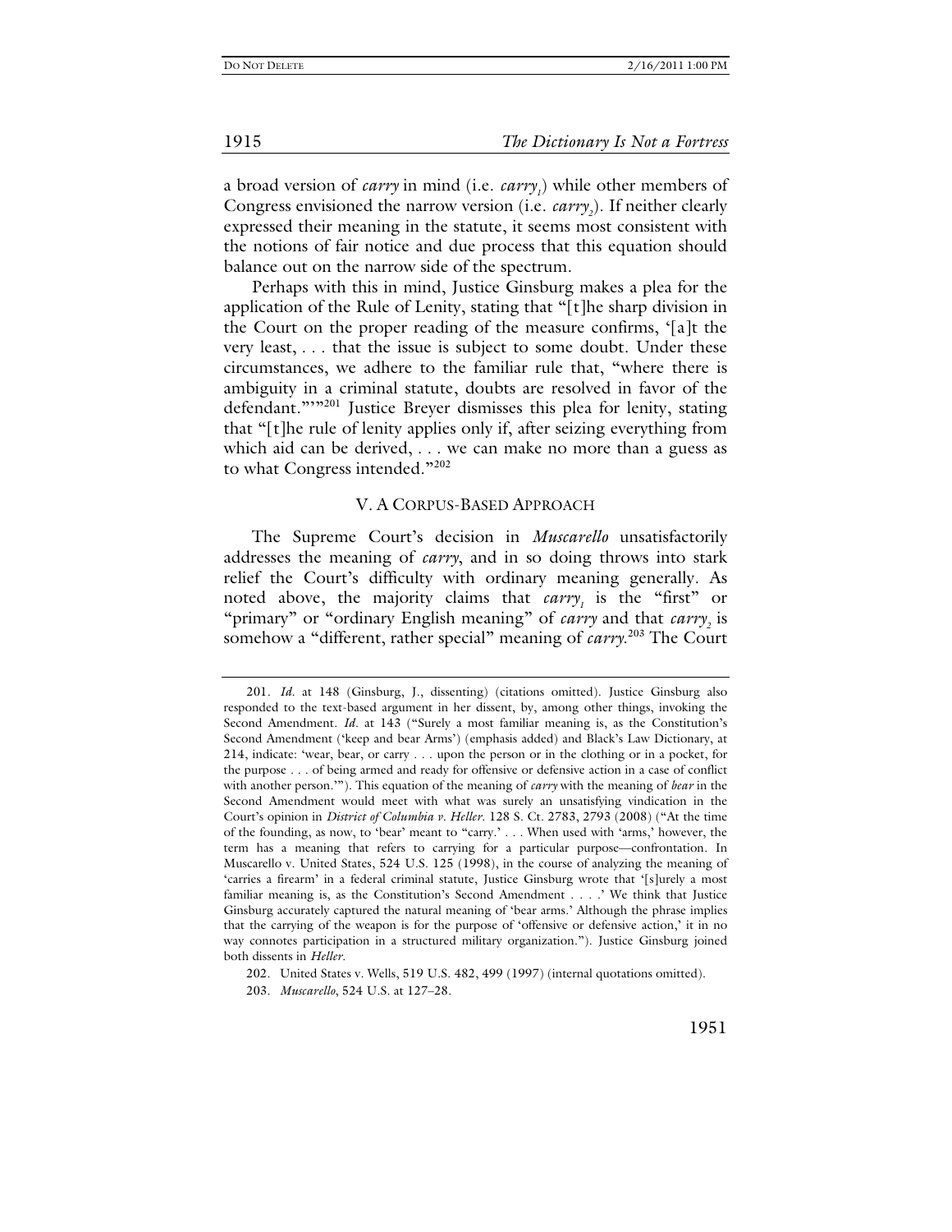a broad version of *carry* in mind (i.e. $carry_1$) while other members of Congress envisioned the narrow version (i.e. $carry_2$). If neither clearly expressed their meaning in the statute, it seems most consistent with the notions of fair notice and due process that this equation should balance out on the narrow side of the spectrum.

Perhaps with this in mind, Justice Ginsburg makes a plea for the application of the Rule of Lenity, stating that "[t]he sharp division in the Court on the proper reading of the measure confirms, '[a]t the very least, . . . that the issue is subject to some doubt. Under these circumstances, we adhere to the familiar rule that, "where there is ambiguity in a criminal statute, doubts are resolved in favor of the defendant."'"[201] Justice Breyer dismisses this plea for lenity, stating that "[t]he rule of lenity applies only if, after seizing everything from which aid can be derived, . . . we can make no more than a guess as to what Congress intended."[202]

## V. A CORPUS-BASED APPROACH

The Supreme Court's decision in *Muscarello* unsatisfactorily addresses the meaning of *carry*, and in so doing throws into stark relief the Court's difficulty with ordinary meaning generally. As noted above, the majority claims that $carry_1$ is the "first" or "primary" or "ordinary English meaning" of *carry* and that $carry_2$ is somehow a "different, rather special" meaning of *carry*.[203] The Court

---

201. *Id.* at 148 (Ginsburg, J., dissenting) (citations omitted). Justice Ginsburg also responded to the text-based argument in her dissent, by, among other things, invoking the Second Amendment. *Id.* at 143 ("Surely a most familiar meaning is, as the Constitution's Second Amendment ('keep and bear Arms') (emphasis added) and Black's Law Dictionary, at 214, indicate: 'wear, bear, or carry . . . upon the person or in the clothing or in a pocket, for the purpose . . . of being armed and ready for offensive or defensive action in a case of conflict with another person.'"). This equation of the meaning of *carry* with the meaning of *bear* in the Second Amendment would meet with what was surely an unsatisfying vindication in the Court's opinion in *District of Columbia v. Heller*. 128 S. Ct. 2783, 2793 (2008) ("At the time of the founding, as now, to 'bear' meant to "carry.' . . . When used with 'arms,' however, the term has a meaning that refers to carrying for a particular purpose—confrontation. In Muscarello v. United States, 524 U.S. 125 (1998), in the course of analyzing the meaning of 'carries a firearm' in a federal criminal statute, Justice Ginsburg wrote that '[s]urely a most familiar meaning is, as the Constitution's Second Amendment . . . .' We think that Justice Ginsburg accurately captured the natural meaning of 'bear arms.' Although the phrase implies that the carrying of the weapon is for the purpose of 'offensive or defensive action,' it in no way connotes participation in a structured military organization."). Justice Ginsburg joined both dissents in *Heller*.

202. United States v. Wells, 519 U.S. 482, 499 (1997) (internal quotations omitted).

203. *Muscarello*, 524 U.S. at 127–28.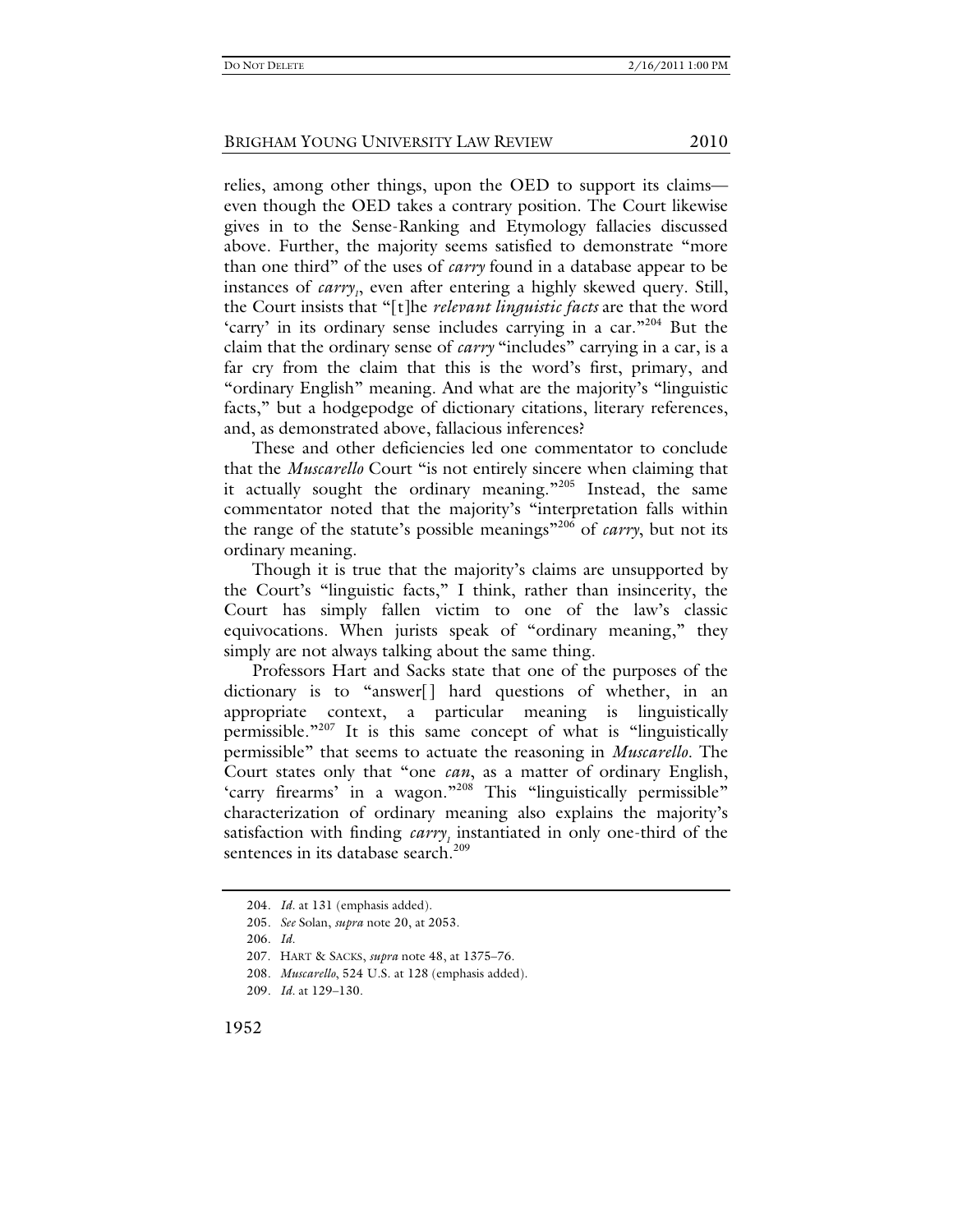relies, among other things, upon the OED to support its claims—even though the OED takes a contrary position. The Court likewise gives in to the Sense-Ranking and Etymology fallacies discussed above. Further, the majority seems satisfied to demonstrate "more than one third" of the uses of *carry* found in a database appear to be instances of *carry*$_1$, even after entering a highly skewed query. Still, the Court insists that "[t]he *relevant linguistic facts* are that the word 'carry' in its ordinary sense includes carrying in a car."[204] But the claim that the ordinary sense of *carry* "includes" carrying in a car, is a far cry from the claim that this is the word's first, primary, and "ordinary English" meaning. And what are the majority's "linguistic facts," but a hodgepodge of dictionary citations, literary references, and, as demonstrated above, fallacious inferences?

These and other deficiencies led one commentator to conclude that the *Muscarello* Court "is not entirely sincere when claiming that it actually sought the ordinary meaning."[205] Instead, the same commentator noted that the majority's "interpretation falls within the range of the statute's possible meanings"[206] of *carry*, but not its ordinary meaning.

Though it is true that the majority's claims are unsupported by the Court's "linguistic facts," I think, rather than insincerity, the Court has simply fallen victim to one of the law's classic equivocations. When jurists speak of "ordinary meaning," they simply are not always talking about the same thing.

Professors Hart and Sacks state that one of the purposes of the dictionary is to "answer[] hard questions of whether, in an appropriate context, a particular meaning is linguistically permissible."[207] It is this same concept of what is "linguistically permissible" that seems to actuate the reasoning in *Muscarello*. The Court states only that "one *can*, as a matter of ordinary English, 'carry firearms' in a wagon."[208] This "linguistically permissible" characterization of ordinary meaning also explains the majority's satisfaction with finding *carry*$_1$ instantiated in only one-third of the sentences in its database search.[209]

---

204. *Id.* at 131 (emphasis added).

205. *See* Solan, *supra* note 20, at 2053.

206. *Id.*

207. HART & SACKS, *supra* note 48, at 1375–76.

208. *Muscarello*, 524 U.S. at 128 (emphasis added).

209. *Id.* at 129–130.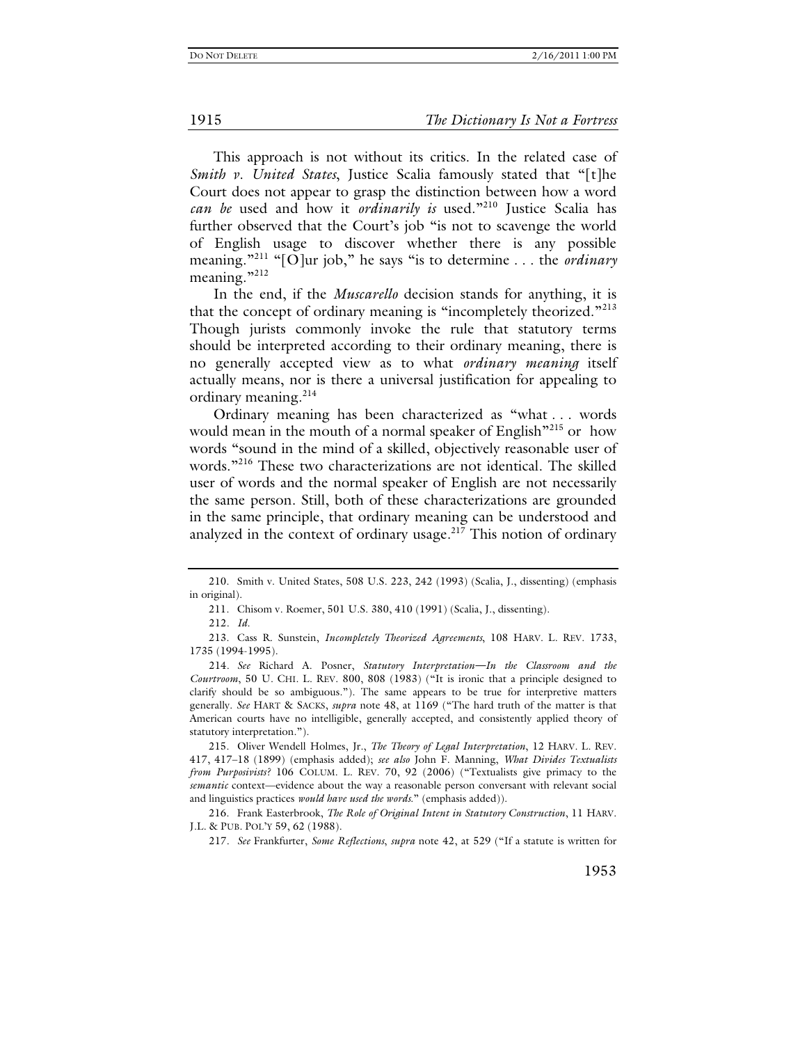This approach is not without its critics. In the related case of *Smith v. United States*, Justice Scalia famously stated that "[t]he Court does not appear to grasp the distinction between how a word *can be* used and how it *ordinarily is* used."[210] Justice Scalia has further observed that the Court's job "is not to scavenge the world of English usage to discover whether there is any possible meaning."[211] "[O]ur job," he says "is to determine . . . the *ordinary* meaning."[212]

In the end, if the *Muscarello* decision stands for anything, it is that the concept of ordinary meaning is "incompletely theorized."[213] Though jurists commonly invoke the rule that statutory terms should be interpreted according to their ordinary meaning, there is no generally accepted view as to what *ordinary meaning* itself actually means, nor is there a universal justification for appealing to ordinary meaning.[214]

Ordinary meaning has been characterized as "what . . . words would mean in the mouth of a normal speaker of English"[215] or how words "sound in the mind of a skilled, objectively reasonable user of words."[216] These two characterizations are not identical. The skilled user of words and the normal speaker of English are not necessarily the same person. Still, both of these characterizations are grounded in the same principle, that ordinary meaning can be understood and analyzed in the context of ordinary usage.[217] This notion of ordinary

---

210. Smith v. United States, 508 U.S. 223, 242 (1993) (Scalia, J., dissenting) (emphasis in original).

211. Chisom v. Roemer, 501 U.S. 380, 410 (1991) (Scalia, J., dissenting).

212. *Id.*

213. Cass R. Sunstein, *Incompletely Theorized Agreements*, 108 HARV. L. REV. 1733, 1735 (1994-1995).

214. *See* Richard A. Posner, *Statutory Interpretation—In the Classroom and the Courtroom*, 50 U. CHI. L. REV. 800, 808 (1983) ("It is ironic that a principle designed to clarify should be so ambiguous."). The same appears to be true for interpretive matters generally. *See* HART & SACKS, *supra* note 48, at 1169 ("The hard truth of the matter is that American courts have no intelligible, generally accepted, and consistently applied theory of statutory interpretation.").

215. Oliver Wendell Holmes, Jr., *The Theory of Legal Interpretation*, 12 HARV. L. REV. 417, 417–18 (1899) (emphasis added); *see also* John F. Manning, *What Divides Textualists from Purposivists?* 106 COLUM. L. REV. 70, 92 (2006) ("Textualists give primacy to the *semantic* context—evidence about the way a reasonable person conversant with relevant social and linguistics practices *would have used the words*." (emphasis added)).

216. Frank Easterbrook, *The Role of Original Intent in Statutory Construction*, 11 HARV. J.L. & PUB. POL'Y 59, 62 (1988).

217. *See* Frankfurter, *Some Reflections*, *supra* note 42, at 529 ("If a statute is written for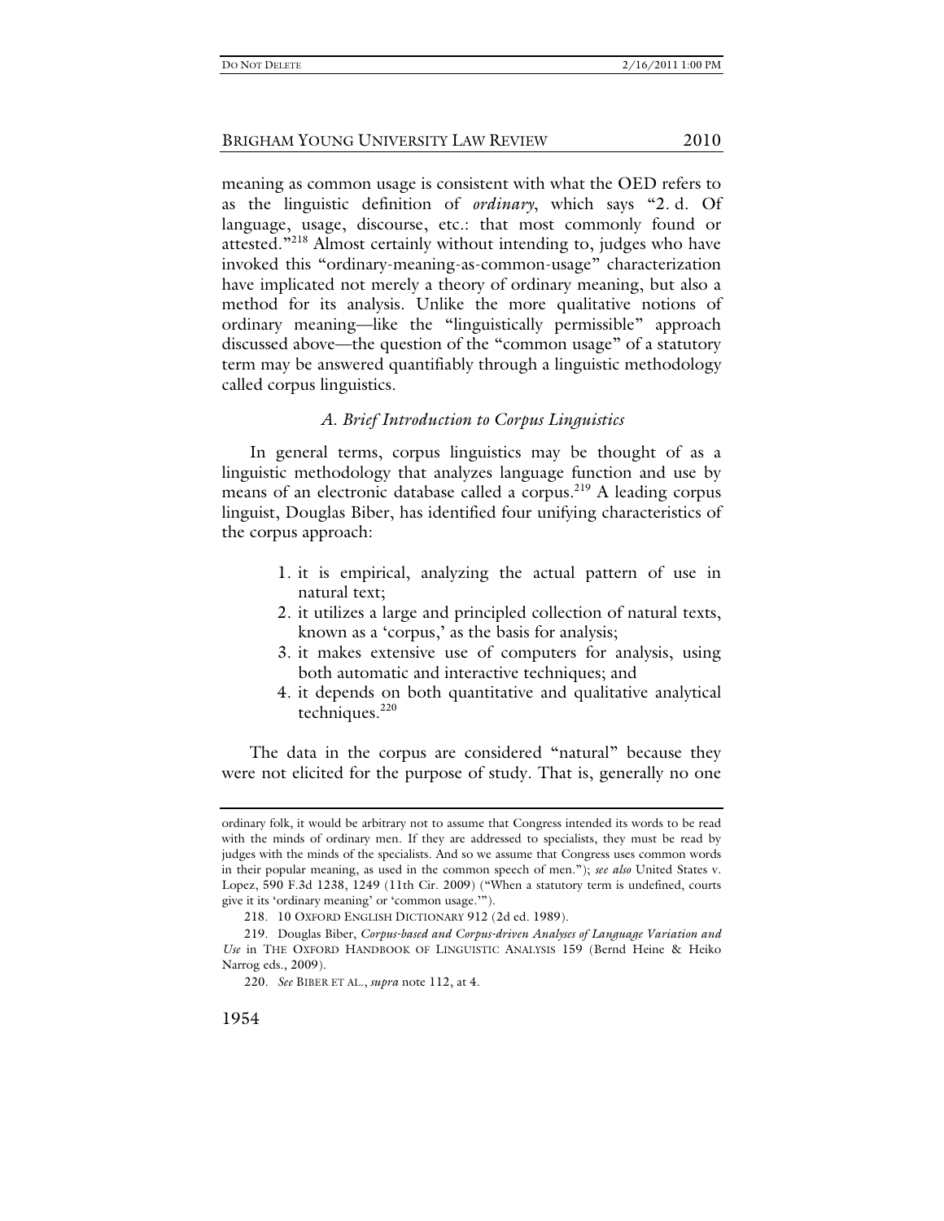meaning as common usage is consistent with what the OED refers to as the linguistic definition of *ordinary*, which says "2. d. Of language, usage, discourse, etc.: that most commonly found or attested."[218] Almost certainly without intending to, judges who have invoked this "ordinary-meaning-as-common-usage" characterization have implicated not merely a theory of ordinary meaning, but also a method for its analysis. Unlike the more qualitative notions of ordinary meaning—like the "linguistically permissible" approach discussed above—the question of the "common usage" of a statutory term may be answered quantifiably through a linguistic methodology called corpus linguistics.

### *A. Brief Introduction to Corpus Linguistics*

In general terms, corpus linguistics may be thought of as a linguistic methodology that analyzes language function and use by means of an electronic database called a corpus.[219] A leading corpus linguist, Douglas Biber, has identified four unifying characteristics of the corpus approach:

> 1. it is empirical, analyzing the actual pattern of use in natural text;
> 2. it utilizes a large and principled collection of natural texts, known as a 'corpus,' as the basis for analysis;
> 3. it makes extensive use of computers for analysis, using both automatic and interactive techniques; and
> 4. it depends on both quantitative and qualitative analytical techniques.[220]

The data in the corpus are considered "natural" because they were not elicited for the purpose of study. That is, generally no one

---

ordinary folk, it would be arbitrary not to assume that Congress intended its words to be read with the minds of ordinary men. If they are addressed to specialists, they must be read by judges with the minds of the specialists. And so we assume that Congress uses common words in their popular meaning, as used in the common speech of men."); *see also* United States v. Lopez, 590 F.3d 1238, 1249 (11th Cir. 2009) ("When a statutory term is undefined, courts give it its 'ordinary meaning' or 'common usage.'").

218. 10 OXFORD ENGLISH DICTIONARY 912 (2d ed. 1989).

219. Douglas Biber, *Corpus-based and Corpus-driven Analyses of Language Variation and Use* in THE OXFORD HANDBOOK OF LINGUISTIC ANALYSIS 159 (Bernd Heine & Heiko Narrog eds., 2009).

220. *See* BIBER ET AL., *supra* note 112, at 4.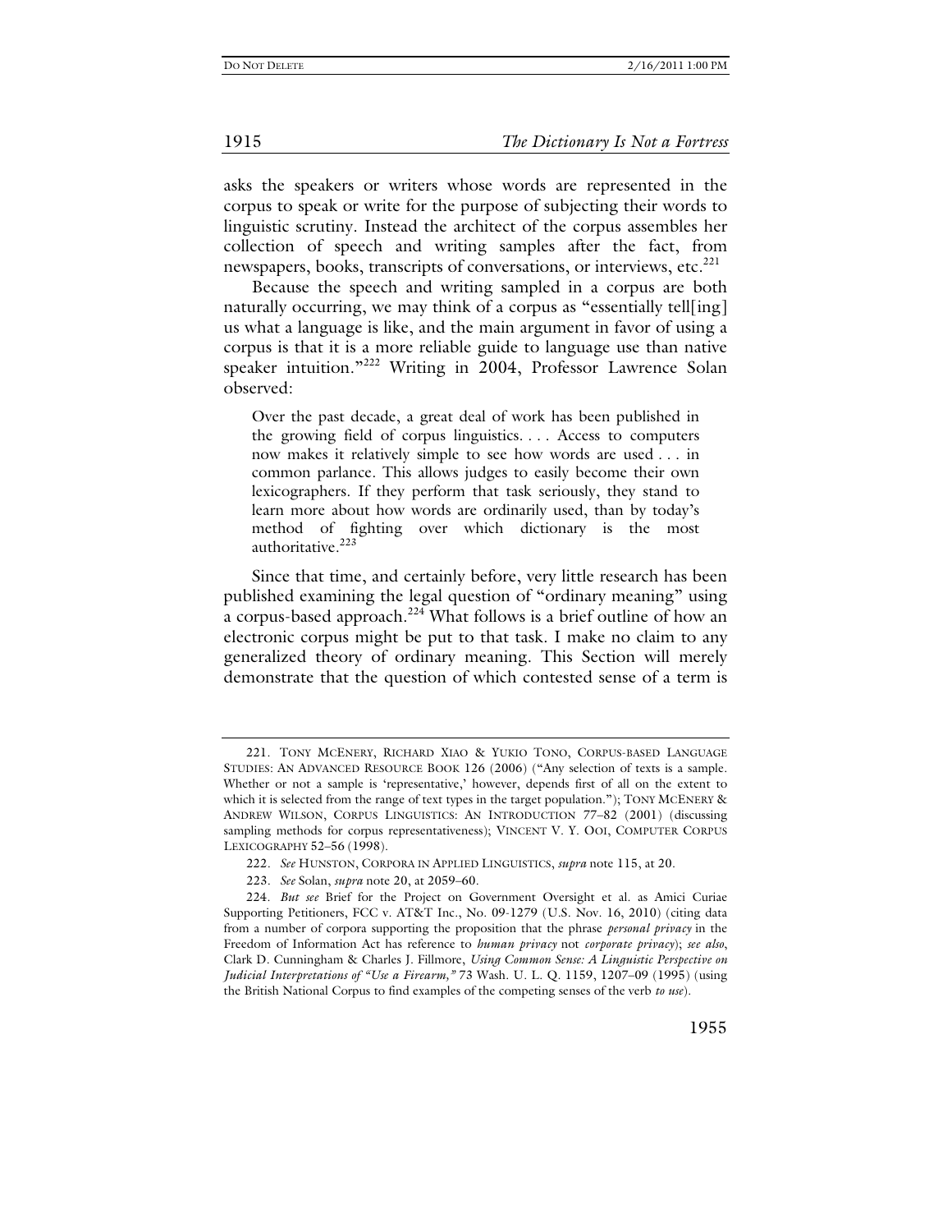asks the speakers or writers whose words are represented in the corpus to speak or write for the purpose of subjecting their words to linguistic scrutiny. Instead the architect of the corpus assembles her collection of speech and writing samples after the fact, from newspapers, books, transcripts of conversations, or interviews, etc.[221]

Because the speech and writing sampled in a corpus are both naturally occurring, we may think of a corpus as "essentially tell[ing] us what a language is like, and the main argument in favor of using a corpus is that it is a more reliable guide to language use than native speaker intuition."[222] Writing in 2004, Professor Lawrence Solan observed:

> Over the past decade, a great deal of work has been published in the growing field of corpus linguistics. . . . Access to computers now makes it relatively simple to see how words are used . . . in common parlance. This allows judges to easily become their own lexicographers. If they perform that task seriously, they stand to learn more about how words are ordinarily used, than by today's method of fighting over which dictionary is the most authoritative.[223]

Since that time, and certainly before, very little research has been published examining the legal question of "ordinary meaning" using a corpus-based approach.[224] What follows is a brief outline of how an electronic corpus might be put to that task. I make no claim to any generalized theory of ordinary meaning. This Section will merely demonstrate that the question of which contested sense of a term is

---

221. TONY MCENERY, RICHARD XIAO & YUKIO TONO, CORPUS-BASED LANGUAGE STUDIES: AN ADVANCED RESOURCE BOOK 126 (2006) ("Any selection of texts is a sample. Whether or not a sample is 'representative,' however, depends first of all on the extent to which it is selected from the range of text types in the target population."); TONY MCENERY & ANDREW WILSON, CORPUS LINGUISTICS: AN INTRODUCTION 77–82 (2001) (discussing sampling methods for corpus representativeness); VINCENT V. Y. OOI, COMPUTER CORPUS LEXICOGRAPHY 52–56 (1998).

222. *See* HUNSTON, CORPORA IN APPLIED LINGUISTICS, *supra* note 115, at 20.

223. *See* Solan, *supra* note 20, at 2059–60.

224. *But see* Brief for the Project on Government Oversight et al. as Amici Curiae Supporting Petitioners, FCC v. AT&T Inc., No. 09-1279 (U.S. Nov. 16, 2010) (citing data from a number of corpora supporting the proposition that the phrase *personal privacy* in the Freedom of Information Act has reference to *human privacy* not *corporate privacy*); *see also*, Clark D. Cunningham & Charles J. Fillmore, *Using Common Sense: A Linguistic Perspective on Judicial Interpretations of "Use a Firearm,"* 73 Wash. U. L. Q. 1159, 1207–09 (1995) (using the British National Corpus to find examples of the competing senses of the verb *to use*).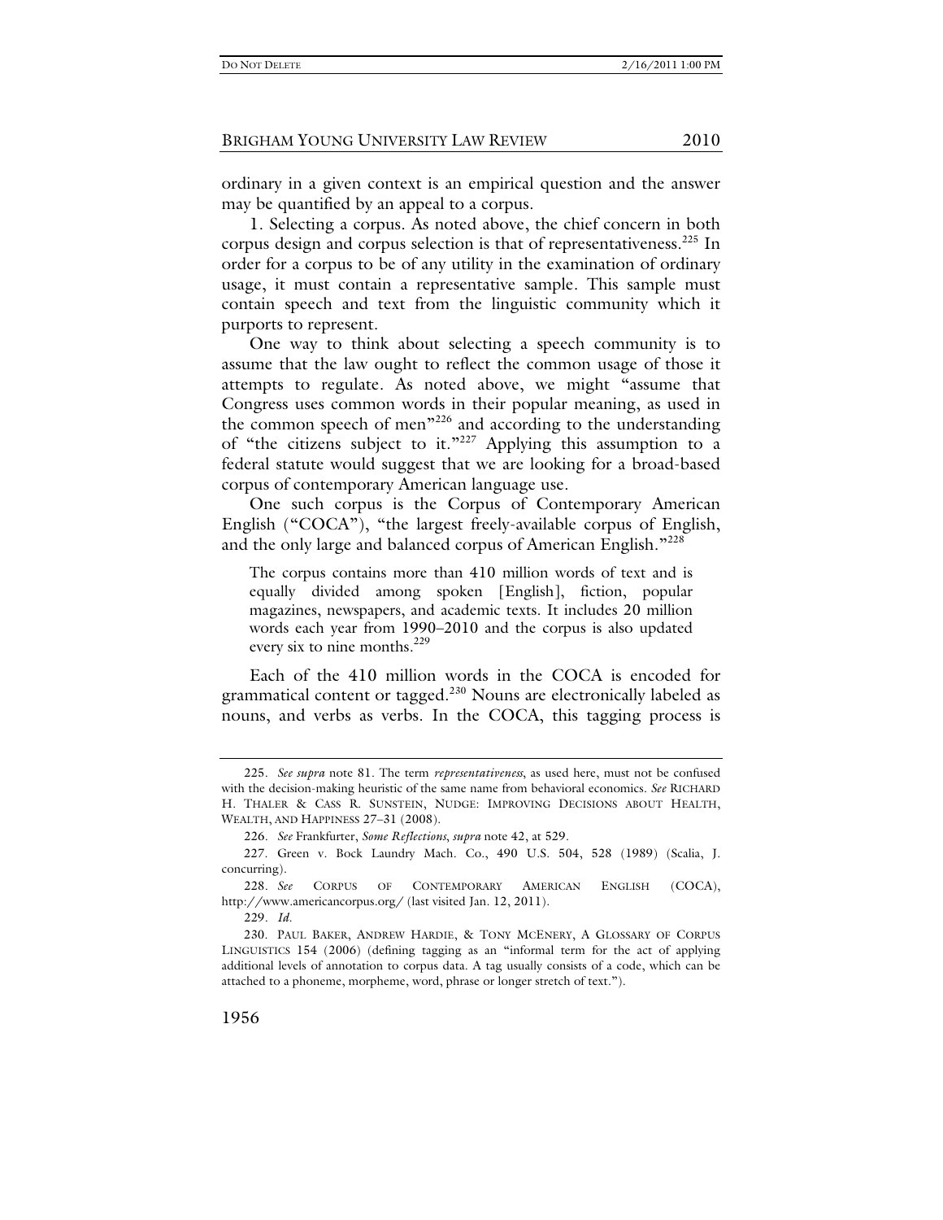ordinary in a given context is an empirical question and the answer may be quantified by an appeal to a corpus.

1. Selecting a corpus. As noted above, the chief concern in both corpus design and corpus selection is that of representativeness.[225] In order for a corpus to be of any utility in the examination of ordinary usage, it must contain a representative sample. This sample must contain speech and text from the linguistic community which it purports to represent.

One way to think about selecting a speech community is to assume that the law ought to reflect the common usage of those it attempts to regulate. As noted above, we might "assume that Congress uses common words in their popular meaning, as used in the common speech of men"[226] and according to the understanding of "the citizens subject to it."[227] Applying this assumption to a federal statute would suggest that we are looking for a broad-based corpus of contemporary American language use.

One such corpus is the Corpus of Contemporary American English ("COCA"), "the largest freely-available corpus of English, and the only large and balanced corpus of American English."[228]

> The corpus contains more than 410 million words of text and is equally divided among spoken [English], fiction, popular magazines, newspapers, and academic texts. It includes 20 million words each year from 1990–2010 and the corpus is also updated every six to nine months.[229]

Each of the 410 million words in the COCA is encoded for grammatical content or tagged.[230] Nouns are electronically labeled as nouns, and verbs as verbs. In the COCA, this tagging process is

---

225. *See supra* note 81. The term *representativeness*, as used here, must not be confused with the decision-making heuristic of the same name from behavioral economics. *See* RICHARD H. THALER & CASS R. SUNSTEIN, NUDGE: IMPROVING DECISIONS ABOUT HEALTH, WEALTH, AND HAPPINESS 27–31 (2008).

226. *See* Frankfurter, *Some Reflections*, *supra* note 42, at 529.

227. Green v. Bock Laundry Mach. Co., 490 U.S. 504, 528 (1989) (Scalia, J. concurring).

228. *See* CORPUS OF CONTEMPORARY AMERICAN ENGLISH (COCA), http://www.americancorpus.org/ (last visited Jan. 12, 2011).

229. *Id.*

230. PAUL BAKER, ANDREW HARDIE, & TONY MCENERY, A GLOSSARY OF CORPUS LINGUISTICS 154 (2006) (defining tagging as an "informal term for the act of applying additional levels of annotation to corpus data. A tag usually consists of a code, which can be attached to a phoneme, morpheme, word, phrase or longer stretch of text.").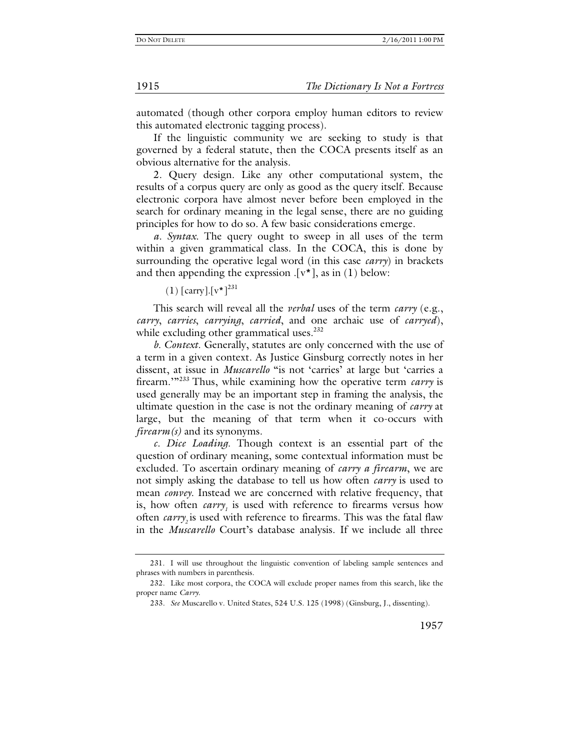automated (though other corpora employ human editors to review this automated electronic tagging process).

If the linguistic community we are seeking to study is that governed by a federal statute, then the COCA presents itself as an obvious alternative for the analysis.

2. Query design. Like any other computational system, the results of a corpus query are only as good as the query itself. Because electronic corpora have almost never before been employed in the search for ordinary meaning in the legal sense, there are no guiding principles for how to do so. A few basic considerations emerge.

*a. Syntax.* The query ought to sweep in all uses of the term within a given grammatical class. In the COCA, this is done by surrounding the operative legal word (in this case *carry*) in brackets and then appending the expression .[v*], as in (1) below:

(1) [carry].[v*][231]

This search will reveal all the *verbal* uses of the term *carry* (e.g., *carry*, *carries*, *carrying*, *carried*, and one archaic use of *carryed*), while excluding other grammatical uses.[232]

*b. Context.* Generally, statutes are only concerned with the use of a term in a given context. As Justice Ginsburg correctly notes in her dissent, at issue in *Muscarello* "is not 'carries' at large but 'carries a firearm.'"[233] Thus, while examining how the operative term *carry* is used generally may be an important step in framing the analysis, the ultimate question in the case is not the ordinary meaning of *carry* at large, but the meaning of that term when it co-occurs with *firearm(s)* and its synonyms.

*c. Dice Loading.* Though context is an essential part of the question of ordinary meaning, some contextual information must be excluded. To ascertain ordinary meaning of *carry a firearm*, we are not simply asking the database to tell us how often *carry* is used to mean *convey*. Instead we are concerned with relative frequency, that is, how often $carry_1$ is used with reference to firearms versus how often $carry_2$ is used with reference to firearms. This was the fatal flaw in the *Muscarello* Court's database analysis. If we include all three

---

231. I will use throughout the linguistic convention of labeling sample sentences and phrases with numbers in parenthesis.

232. Like most corpora, the COCA will exclude proper names from this search, like the proper name *Carry*.

233. *See* Muscarello v. United States, 524 U.S. 125 (1998) (Ginsburg, J., dissenting).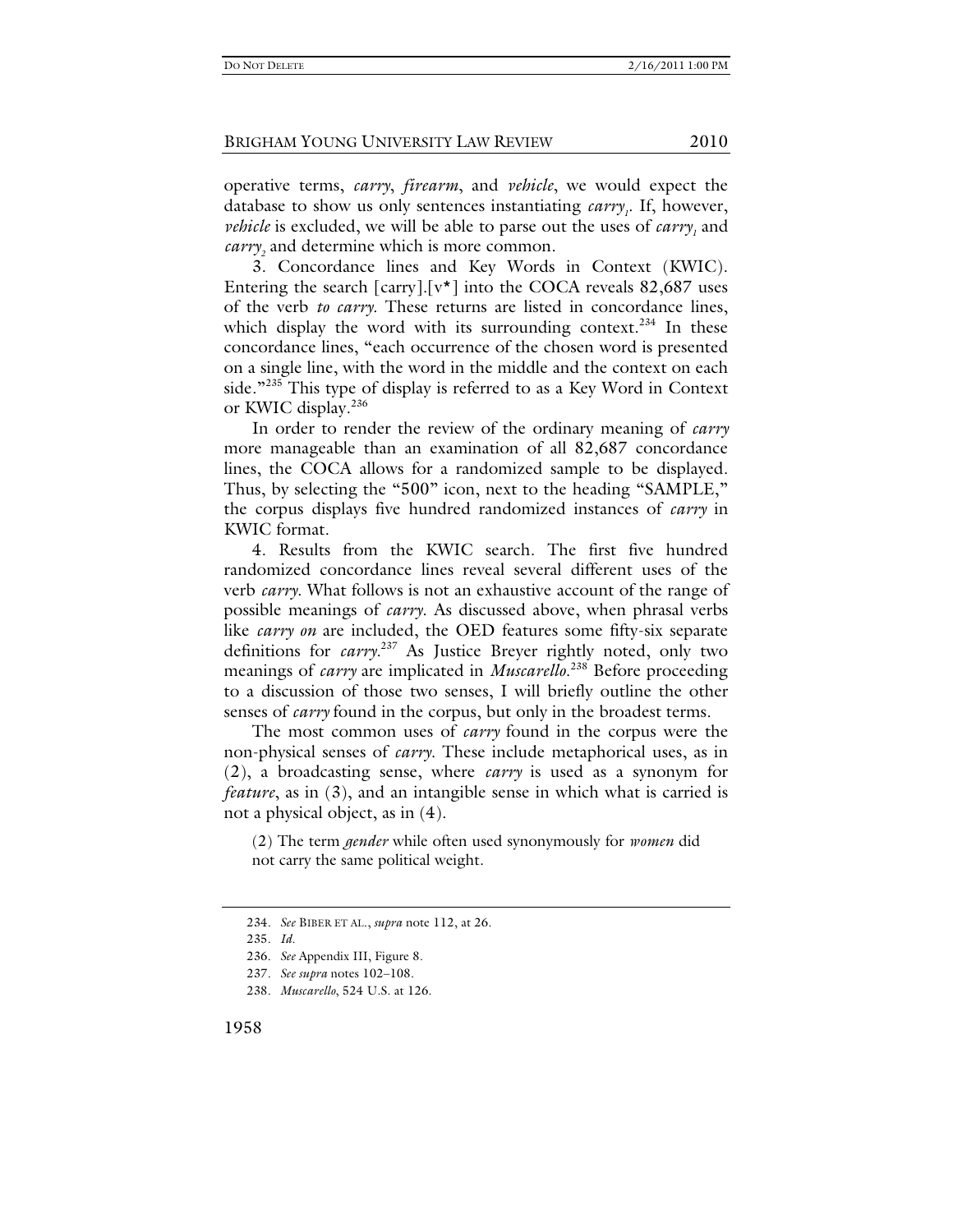operative terms, *carry*, *firearm*, and *vehicle*, we would expect the database to show us only sentences instantiating *carry*$_1$. If, however, *vehicle* is excluded, we will be able to parse out the uses of *carry*$_1$ and *carry*$_2$ and determine which is more common.

3. Concordance lines and Key Words in Context (KWIC). Entering the search [carry].[v*] into the COCA reveals 82,687 uses of the verb *to carry*. These returns are listed in concordance lines, which display the word with its surrounding context.[234] In these concordance lines, "each occurrence of the chosen word is presented on a single line, with the word in the middle and the context on each side."[235] This type of display is referred to as a Key Word in Context or KWIC display.[236]

In order to render the review of the ordinary meaning of *carry* more manageable than an examination of all 82,687 concordance lines, the COCA allows for a randomized sample to be displayed. Thus, by selecting the "500" icon, next to the heading "SAMPLE," the corpus displays five hundred randomized instances of *carry* in KWIC format.

4. Results from the KWIC search. The first five hundred randomized concordance lines reveal several different uses of the verb *carry*. What follows is not an exhaustive account of the range of possible meanings of *carry*. As discussed above, when phrasal verbs like *carry on* are included, the OED features some fifty-six separate definitions for *carry*.[237] As Justice Breyer rightly noted, only two meanings of *carry* are implicated in *Muscarello*.[238] Before proceeding to a discussion of those two senses, I will briefly outline the other senses of *carry* found in the corpus, but only in the broadest terms.

The most common uses of *carry* found in the corpus were the non-physical senses of *carry*. These include metaphorical uses, as in (2), a broadcasting sense, where *carry* is used as a synonym for *feature*, as in (3), and an intangible sense in which what is carried is not a physical object, as in (4).

> (2) The term *gender* while often used synonymously for *women* did not carry the same political weight.

---

234. *See* BIBER ET AL., *supra* note 112, at 26.

235. *Id.*

236. *See* Appendix III, Figure 8.

237. *See supra* notes 102–108.

238. *Muscarello*, 524 U.S. at 126.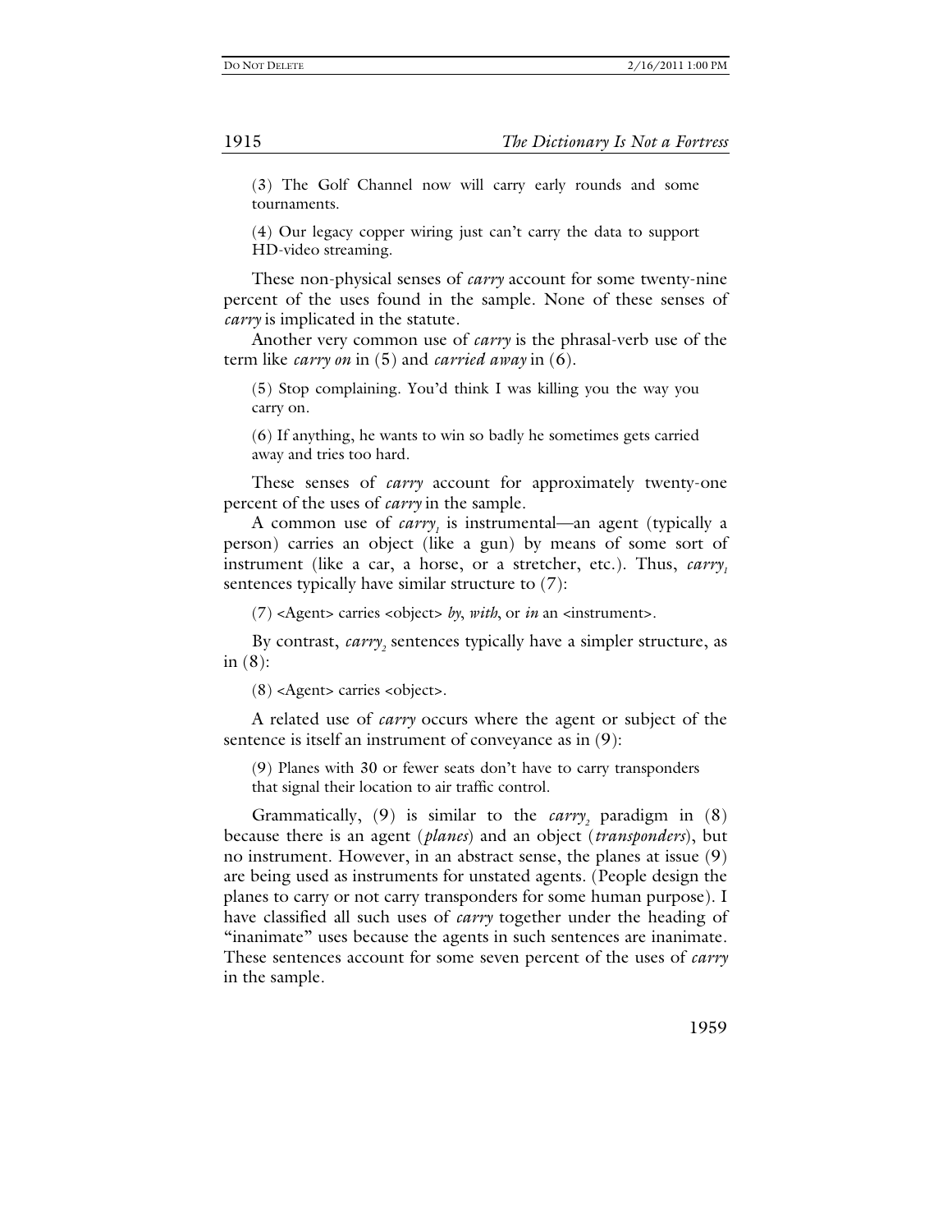(3) The Golf Channel now will carry early rounds and some tournaments.

(4) Our legacy copper wiring just can't carry the data to support HD-video streaming.

These non-physical senses of *carry* account for some twenty-nine percent of the uses found in the sample. None of these senses of *carry* is implicated in the statute.

Another very common use of *carry* is the phrasal-verb use of the term like *carry on* in (5) and *carried away* in (6).

(5) Stop complaining. You'd think I was killing you the way you carry on.

(6) If anything, he wants to win so badly he sometimes gets carried away and tries too hard.

These senses of *carry* account for approximately twenty-one percent of the uses of *carry* in the sample.

A common use of *carry*$_1$ is instrumental—an agent (typically a person) carries an object (like a gun) by means of some sort of instrument (like a car, a horse, or a stretcher, etc.). Thus, *carry*$_1$ sentences typically have similar structure to (7):

(7) <Agent> carries <object> *by*, *with*, or *in* an <instrument>.

By contrast, *carry*$_2$ sentences typically have a simpler structure, as in (8):

(8) <Agent> carries <object>.

A related use of *carry* occurs where the agent or subject of the sentence is itself an instrument of conveyance as in (9):

(9) Planes with 30 or fewer seats don't have to carry transponders that signal their location to air traffic control.

Grammatically, (9) is similar to the *carry*$_2$ paradigm in (8) because there is an agent (*planes*) and an object (*transponders*), but no instrument. However, in an abstract sense, the planes at issue (9) are being used as instruments for unstated agents. (People design the planes to carry or not carry transponders for some human purpose). I have classified all such uses of *carry* together under the heading of "inanimate" uses because the agents in such sentences are inanimate. These sentences account for some seven percent of the uses of *carry* in the sample.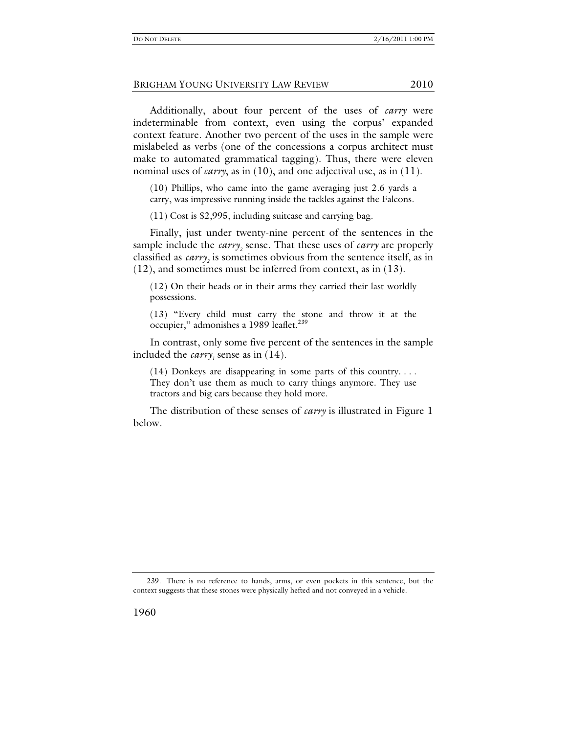Additionally, about four percent of the uses of *carry* were indeterminable from context, even using the corpus' expanded context feature. Another two percent of the uses in the sample were mislabeled as verbs (one of the concessions a corpus architect must make to automated grammatical tagging). Thus, there were eleven nominal uses of *carry*, as in (10), and one adjectival use, as in (11).

> (10) Phillips, who came into the game averaging just 2.6 yards a carry, was impressive running inside the tackles against the Falcons.

> (11) Cost is $2,995, including suitcase and carrying bag.

Finally, just under twenty-nine percent of the sentences in the sample include the *carry*$_2$ sense. That these uses of *carry* are properly classified as *carry*$_2$ is sometimes obvious from the sentence itself, as in (12), and sometimes must be inferred from context, as in (13).

> (12) On their heads or in their arms they carried their last worldly possessions.

> (13) "Every child must carry the stone and throw it at the occupier," admonishes a 1989 leaflet.[239]

In contrast, only some five percent of the sentences in the sample included the *carry*$_1$ sense as in (14).

> (14) Donkeys are disappearing in some parts of this country. . . . They don't use them as much to carry things anymore. They use tractors and big cars because they hold more.

The distribution of these senses of *carry* is illustrated in Figure 1 below.

239. There is no reference to hands, arms, or even pockets in this sentence, but the context suggests that these stones were physically hefted and not conveyed in a vehicle.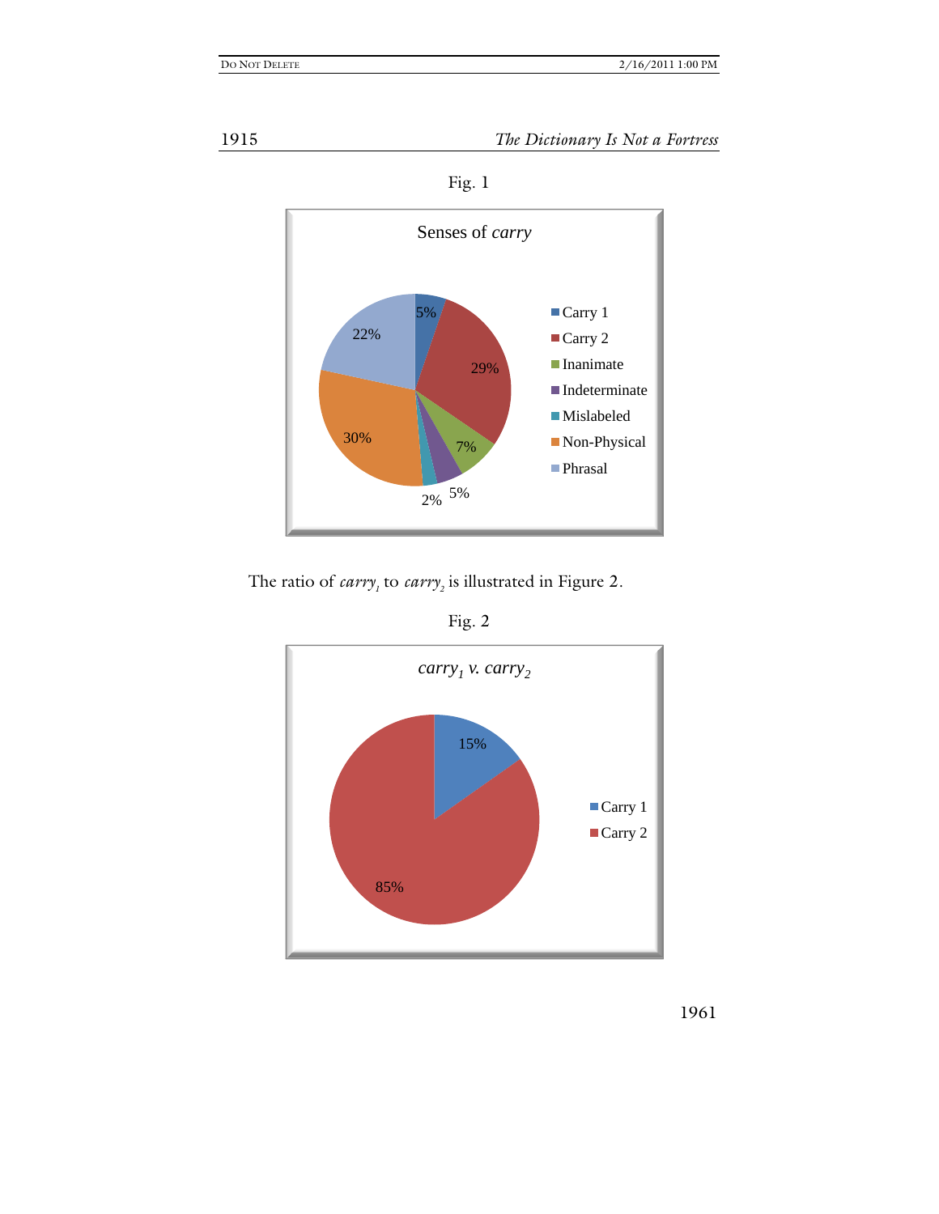Fig. 1

Senses of *carry*

| Sense | Percentage |
|---|---|
| Carry 1 | 5% |
| Carry 2 | 29% |
| Inanimate | 7% |
| Indeterminate | 5% |
| Mislabeled | 2% |
| Non-Physical | 30% |
| Phrasal | 22% |

The ratio of *carry*$_1$ to *carry*$_2$ is illustrated in Figure 2.

Fig. 2

*carry*$_1$ *v. carry*$_2$

| Sense | Percentage |
|---|---|
| Carry 1 | 15% |
| Carry 2 | 85% |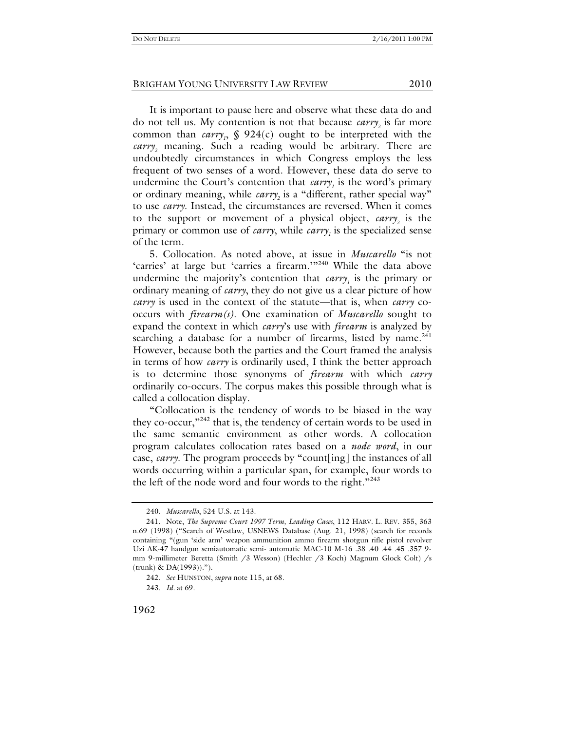It is important to pause here and observe what these data do and do not tell us. My contention is not that because *carry*$_2$ is far more common than *carry*$_1$, § 924(c) ought to be interpreted with the *carry*$_2$ meaning. Such a reading would be arbitrary. There are undoubtedly circumstances in which Congress employs the less frequent of two senses of a word. However, these data do serve to undermine the Court's contention that *carry*$_1$ is the word's primary or ordinary meaning, while *carry*$_2$ is a "different, rather special way" to use *carry*. Instead, the circumstances are reversed. When it comes to the support or movement of a physical object, *carry*$_2$ is the primary or common use of *carry*, while *carry*$_1$ is the specialized sense of the term.

5. Collocation. As noted above, at issue in *Muscarello* "is not 'carries' at large but 'carries a firearm.'"[240] While the data above undermine the majority's contention that *carry*$_1$ is the primary or ordinary meaning of *carry*, they do not give us a clear picture of how *carry* is used in the context of the statute—that is, when *carry* co-occurs with *firearm(s)*. One examination of *Muscarello* sought to expand the context in which *carry*'s use with *firearm* is analyzed by searching a database for a number of firearms, listed by name.[241] However, because both the parties and the Court framed the analysis in terms of how *carry* is ordinarily used, I think the better approach is to determine those synonyms of *firearm* with which *carry* ordinarily co-occurs. The corpus makes this possible through what is called a collocation display.

"Collocation is the tendency of words to be biased in the way they co-occur,"[242] that is, the tendency of certain words to be used in the same semantic environment as other words. A collocation program calculates collocation rates based on a *node word*, in our case, *carry*. The program proceeds by "count[ing] the instances of all words occurring within a particular span, for example, four words to the left of the node word and four words to the right."[243]

---

240. *Muscarello*, 524 U.S. at 143.

241. Note, *The Supreme Court 1997 Term, Leading Cases*, 112 HARV. L. REV. 355, 363 n.69 (1998) ("Search of Westlaw, USNEWS Database (Aug. 21, 1998) (search for records containing "(gun 'side arm' weapon ammunition ammo firearm shotgun rifle pistol revolver Uzi AK-47 handgun semiautomatic semi- automatic MAC-10 M-16 .38 .40 .44 .45 .357 9-mm 9-millimeter Beretta (Smith /3 Wesson) (Hechler /3 Koch) Magnum Glock Colt) /s (trunk) & DA(1993)).").

242. *See* HUNSTON, *supra* note 115, at 68.

243. *Id.* at 69.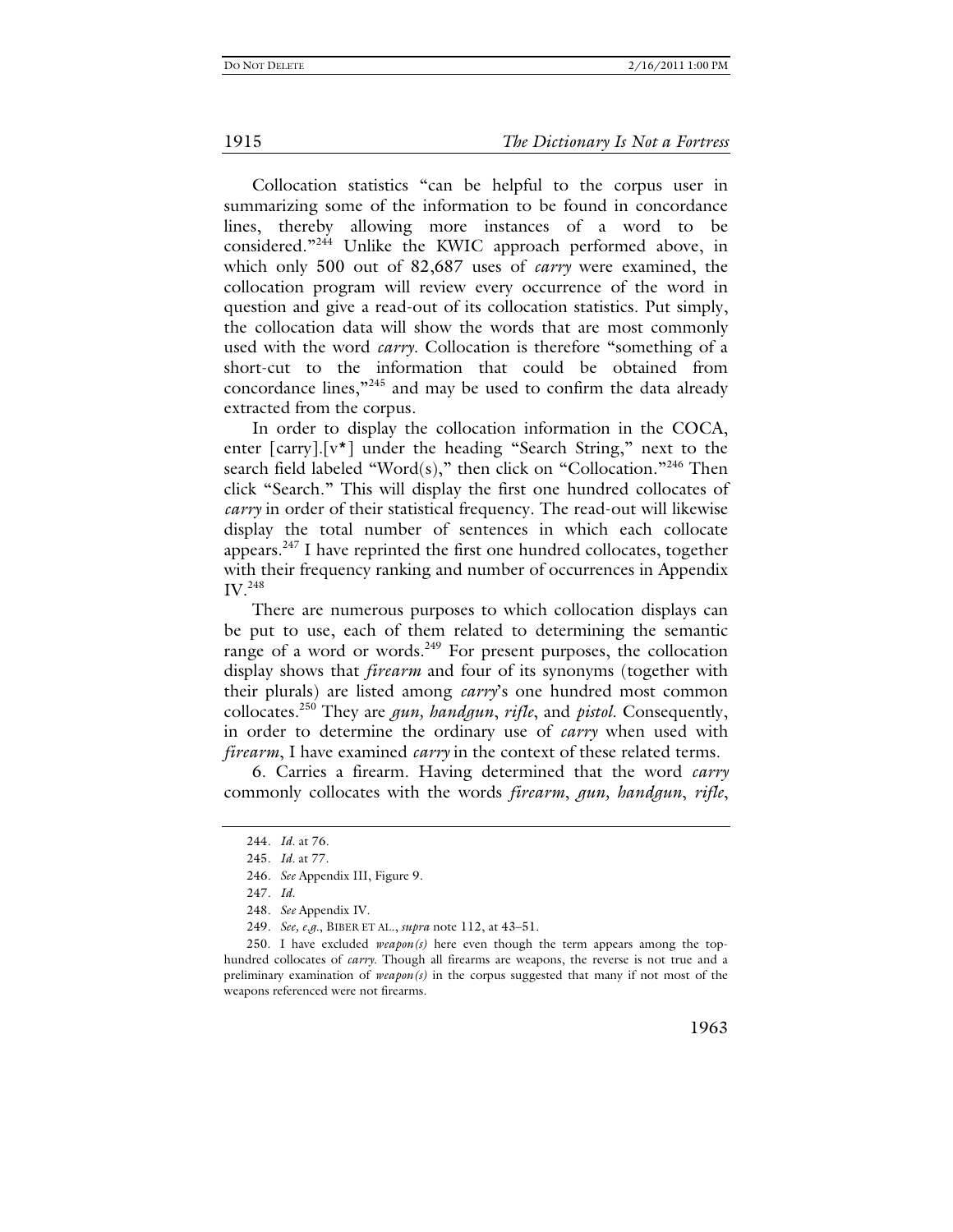Collocation statistics "can be helpful to the corpus user in summarizing some of the information to be found in concordance lines, thereby allowing more instances of a word to be considered."[244] Unlike the KWIC approach performed above, in which only 500 out of 82,687 uses of *carry* were examined, the collocation program will review every occurrence of the word in question and give a read-out of its collocation statistics. Put simply, the collocation data will show the words that are most commonly used with the word *carry*. Collocation is therefore "something of a short-cut to the information that could be obtained from concordance lines,"[245] and may be used to confirm the data already extracted from the corpus.

In order to display the collocation information in the COCA, enter [carry].[v*] under the heading "Search String," next to the search field labeled "Word(s)," then click on "Collocation."[246] Then click "Search." This will display the first one hundred collocates of *carry* in order of their statistical frequency. The read-out will likewise display the total number of sentences in which each collocate appears.[247] I have reprinted the first one hundred collocates, together with their frequency ranking and number of occurrences in Appendix IV.[248]

There are numerous purposes to which collocation displays can be put to use, each of them related to determining the semantic range of a word or words.[249] For present purposes, the collocation display shows that *firearm* and four of its synonyms (together with their plurals) are listed among *carry*'s one hundred most common collocates.[250] They are *gun, handgun*, *rifle*, and *pistol*. Consequently, in order to determine the ordinary use of *carry* when used with *firearm*, I have examined *carry* in the context of these related terms.

6. Carries a firearm. Having determined that the word *carry* commonly collocates with the words *firearm*, *gun, handgun*, *rifle*,

---

244. *Id.* at 76.

245. *Id.* at 77.

246. *See* Appendix III, Figure 9.

247. *Id.*

248. *See* Appendix IV.

249. *See, e.g.*, BIBER ET AL., *supra* note 112, at 43–51.

250. I have excluded *weapon(s)* here even though the term appears among the top-hundred collocates of *carry*. Though all firearms are weapons, the reverse is not true and a preliminary examination of *weapon(s)* in the corpus suggested that many if not most of the weapons referenced were not firearms.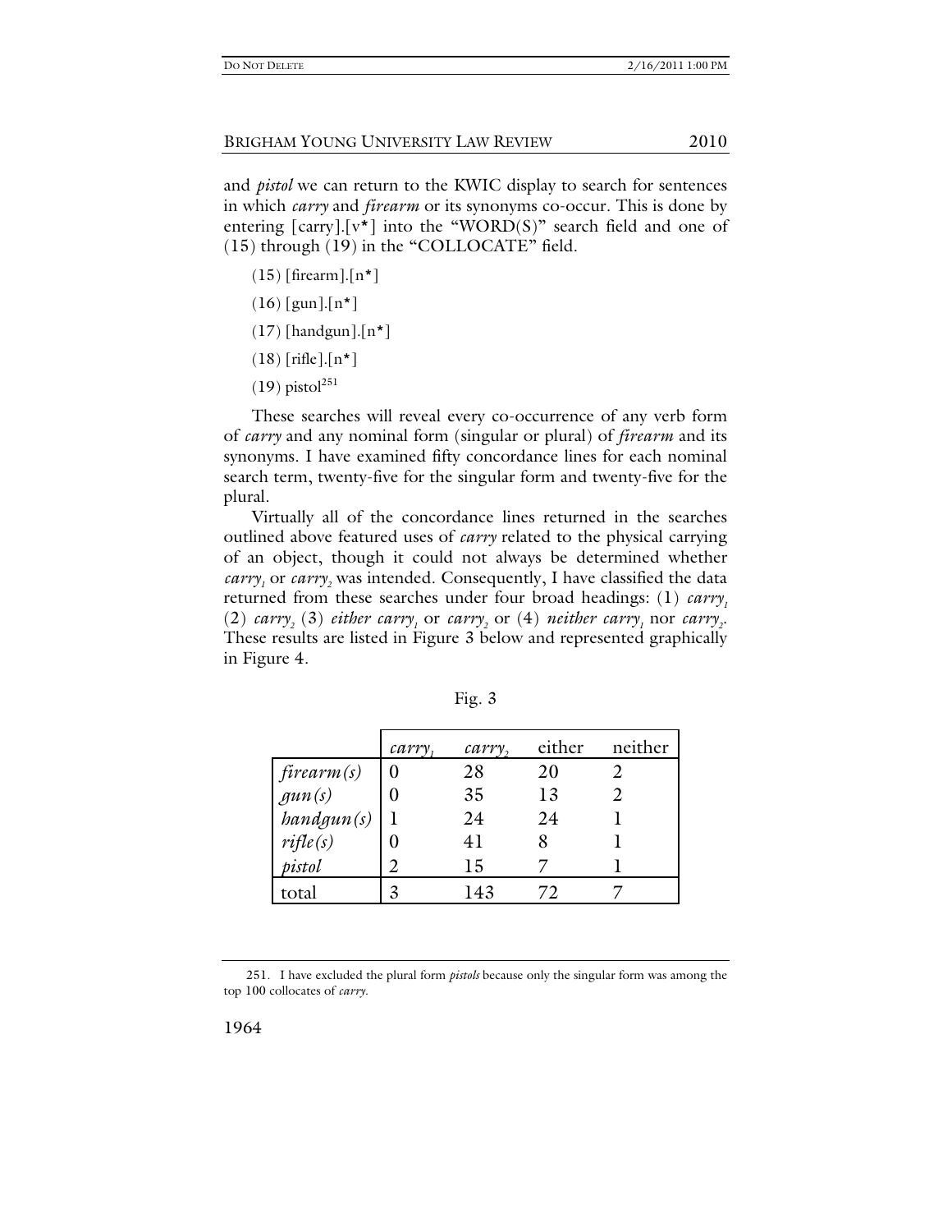and *pistol* we can return to the KWIC display to search for sentences in which *carry* and *firearm* or its synonyms co-occur. This is done by entering [carry].[v*] into the "WORD(S)" search field and one of (15) through (19) in the "COLLOCATE" field.

(15) [firearm].[n*]

(16) [gun].[n*]

(17) [handgun].[n*]

(18) [rifle].[n*]

(19) pistol[251]

These searches will reveal every co-occurrence of any verb form of *carry* and any nominal form (singular or plural) of *firearm* and its synonyms. I have examined fifty concordance lines for each nominal search term, twenty-five for the singular form and twenty-five for the plural.

Virtually all of the concordance lines returned in the searches outlined above featured uses of *carry* related to the physical carrying of an object, though it could not always be determined whether *carry*$_1$ or *carry*$_2$ was intended. Consequently, I have classified the data returned from these searches under four broad headings: (1) *carry*$_1$ (2) *carry*$_2$ (3) *either carry*$_1$ or *carry*$_2$ or (4) *neither carry*$_1$ nor *carry*$_2$. These results are listed in Figure 3 below and represented graphically in Figure 4.

Fig. 3

| | *carry*$_1$ | *carry*$_2$ | either | neither |
|---|---|---|---|---|
| *firearm(s)* | 0 | 28 | 20 | 2 |
| *gun(s)* | 0 | 35 | 13 | 2 |
| *handgun(s)* | 1 | 24 | 24 | 1 |
| *rifle(s)* | 0 | 41 | 8 | 1 |
| *pistol* | 2 | 15 | 7 | 1 |
| total | 3 | 143 | 72 | 7 |

251. I have excluded the plural form *pistols* because only the singular form was among the top 100 collocates of *carry*.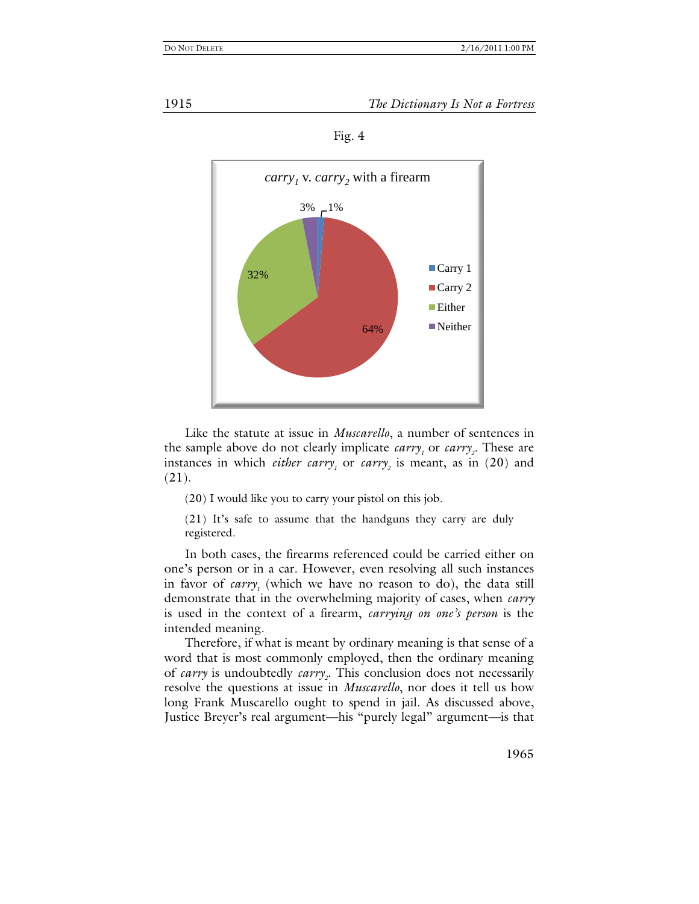Fig. 4

*carry₁* v. *carry₂* with a firearm

| Category | Percentage |
|---|---|
| Carry 1 | 1% |
| Carry 2 | 64% |
| Either | 32% |
| Neither | 3% |

Like the statute at issue in *Muscarello*, a number of sentences in the sample above do not clearly implicate $carry_1$ or $carry_2$. These are instances in which *either* $carry_1$ or $carry_2$ is meant, as in (20) and (21).

(20) I would like you to carry your pistol on this job.

(21) It's safe to assume that the handguns they carry are duly registered.

In both cases, the firearms referenced could be carried either on one's person or in a car. However, even resolving all such instances in favor of $carry_1$ (which we have no reason to do), the data still demonstrate that in the overwhelming majority of cases, when *carry* is used in the context of a firearm, *carrying on one's person* is the intended meaning.

Therefore, if what is meant by ordinary meaning is that sense of a word that is most commonly employed, then the ordinary meaning of *carry* is undoubtedly $carry_2$. This conclusion does not necessarily resolve the questions at issue in *Muscarello*, nor does it tell us how long Frank Muscarello ought to spend in jail. As discussed above, Justice Breyer's real argument—his "purely legal" argument—is that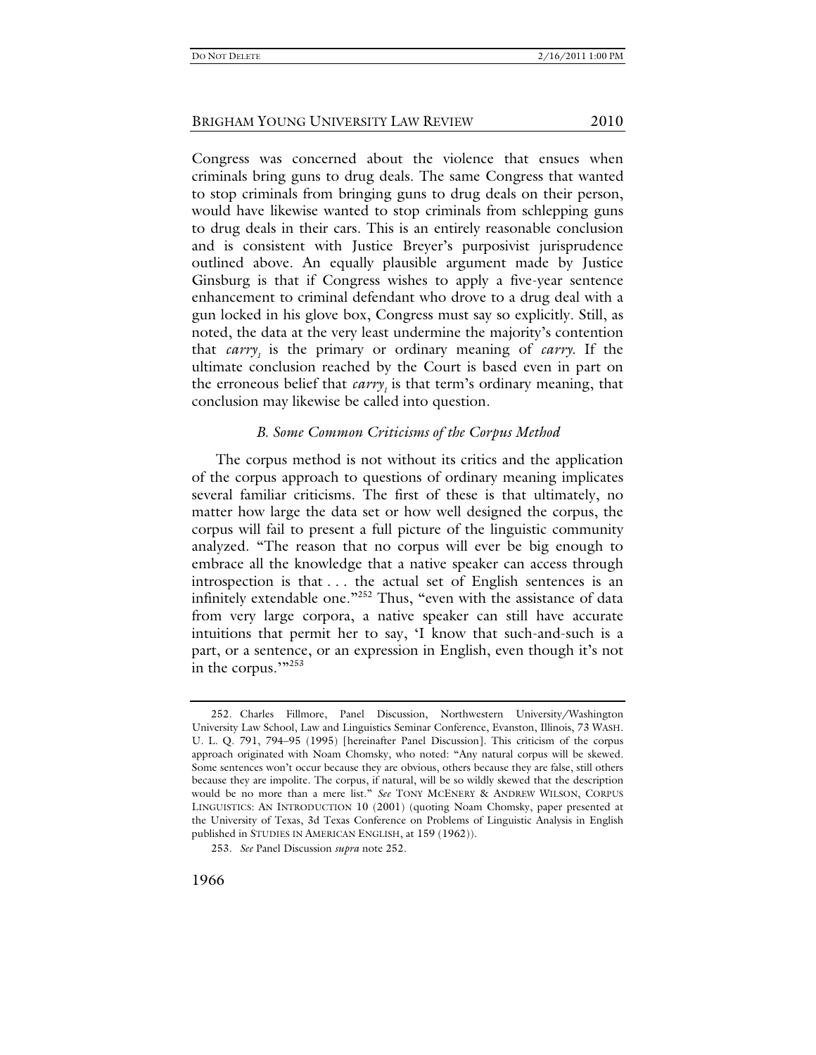Congress was concerned about the violence that ensues when criminals bring guns to drug deals. The same Congress that wanted to stop criminals from bringing guns to drug deals on their person, would have likewise wanted to stop criminals from schlepping guns to drug deals in their cars. This is an entirely reasonable conclusion and is consistent with Justice Breyer's purposivist jurisprudence outlined above. An equally plausible argument made by Justice Ginsburg is that if Congress wishes to apply a five-year sentence enhancement to criminal defendant who drove to a drug deal with a gun locked in his glove box, Congress must say so explicitly. Still, as noted, the data at the very least undermine the majority's contention that $carry_1$ is the primary or ordinary meaning of *carry*. If the ultimate conclusion reached by the Court is based even in part on the erroneous belief that $carry_1$ is that term's ordinary meaning, that conclusion may likewise be called into question.

### *B. Some Common Criticisms of the Corpus Method*

The corpus method is not without its critics and the application of the corpus approach to questions of ordinary meaning implicates several familiar criticisms. The first of these is that ultimately, no matter how large the data set or how well designed the corpus, the corpus will fail to present a full picture of the linguistic community analyzed. "The reason that no corpus will ever be big enough to embrace all the knowledge that a native speaker can access through introspection is that . . . the actual set of English sentences is an infinitely extendable one."[252] Thus, "even with the assistance of data from very large corpora, a native speaker can still have accurate intuitions that permit her to say, 'I know that such-and-such is a part, or a sentence, or an expression in English, even though it's not in the corpus.'"[253]

---

252. Charles Fillmore, Panel Discussion, Northwestern University/Washington University Law School, Law and Linguistics Seminar Conference, Evanston, Illinois, 73 WASH. U. L. Q. 791, 794–95 (1995) [hereinafter Panel Discussion]. This criticism of the corpus approach originated with Noam Chomsky, who noted: "Any natural corpus will be skewed. Some sentences won't occur because they are obvious, others because they are false, still others because they are impolite. The corpus, if natural, will be so wildly skewed that the description would be no more than a mere list." *See* TONY MCENERY & ANDREW WILSON, CORPUS LINGUISTICS: AN INTRODUCTION 10 (2001) (quoting Noam Chomsky, paper presented at the University of Texas, 3d Texas Conference on Problems of Linguistic Analysis in English published in STUDIES IN AMERICAN ENGLISH, at 159 (1962)).

253. *See* Panel Discussion *supra* note 252.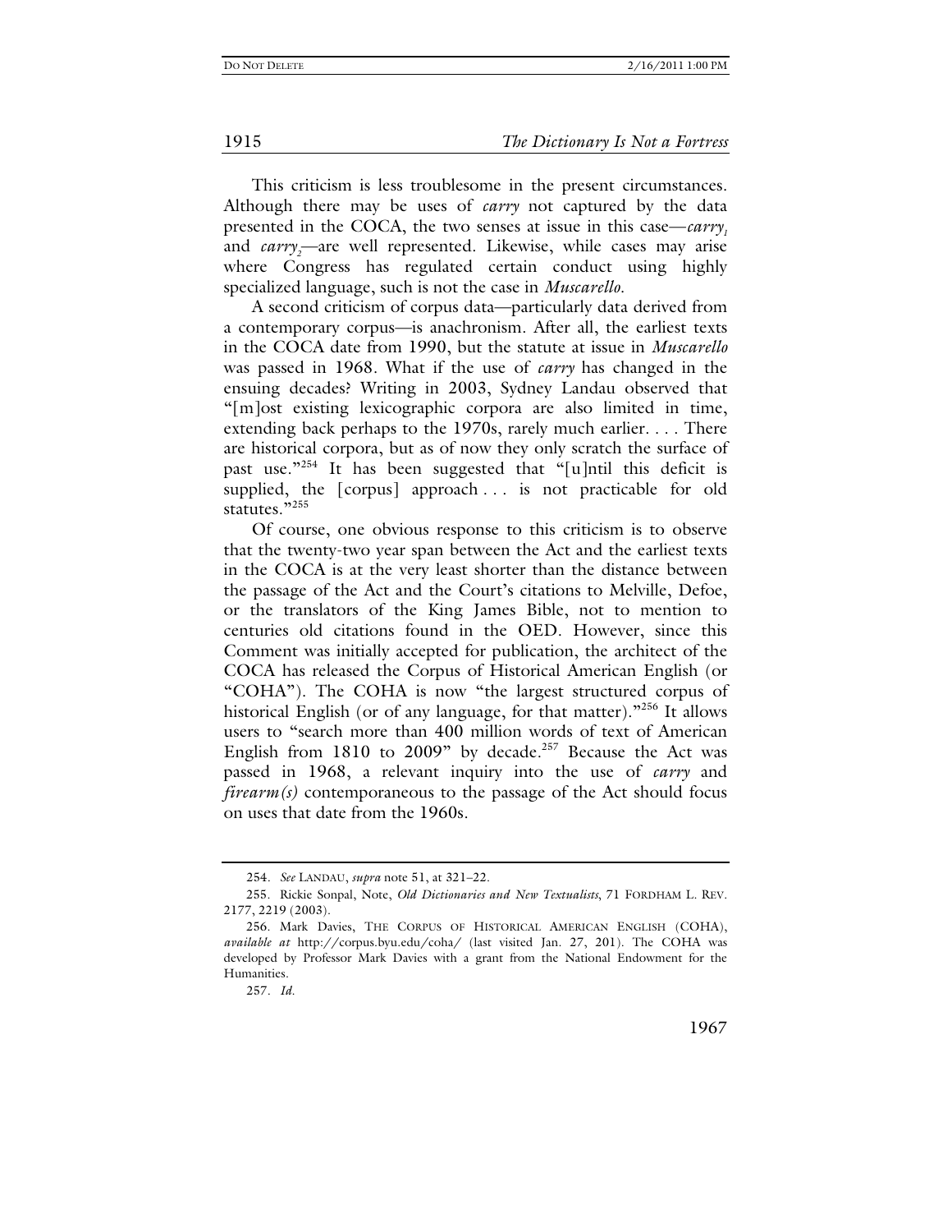This criticism is less troublesome in the present circumstances. Although there may be uses of *carry* not captured by the data presented in the COCA, the two senses at issue in this case—$carry_1$ and $carry_2$—are well represented. Likewise, while cases may arise where Congress has regulated certain conduct using highly specialized language, such is not the case in *Muscarello*.

A second criticism of corpus data—particularly data derived from a contemporary corpus—is anachronism. After all, the earliest texts in the COCA date from 1990, but the statute at issue in *Muscarello* was passed in 1968. What if the use of *carry* has changed in the ensuing decades? Writing in 2003, Sydney Landau observed that "[m]ost existing lexicographic corpora are also limited in time, extending back perhaps to the 1970s, rarely much earlier. . . . There are historical corpora, but as of now they only scratch the surface of past use."[254] It has been suggested that "[u]ntil this deficit is supplied, the [corpus] approach . . . is not practicable for old statutes."[255]

Of course, one obvious response to this criticism is to observe that the twenty-two year span between the Act and the earliest texts in the COCA is at the very least shorter than the distance between the passage of the Act and the Court's citations to Melville, Defoe, or the translators of the King James Bible, not to mention to centuries old citations found in the OED. However, since this Comment was initially accepted for publication, the architect of the COCA has released the Corpus of Historical American English (or "COHA"). The COHA is now "the largest structured corpus of historical English (or of any language, for that matter)."[256] It allows users to "search more than 400 million words of text of American English from 1810 to 2009" by decade.[257] Because the Act was passed in 1968, a relevant inquiry into the use of *carry* and *firearm(s)* contemporaneous to the passage of the Act should focus on uses that date from the 1960s.

---

254. *See* LANDAU, *supra* note 51, at 321–22.

255. Rickie Sonpal, Note, *Old Dictionaries and New Textualists*, 71 FORDHAM L. REV. 2177, 2219 (2003).

256. Mark Davies, THE CORPUS OF HISTORICAL AMERICAN ENGLISH (COHA), *available at* http://corpus.byu.edu/coha/ (last visited Jan. 27, 201). The COHA was developed by Professor Mark Davies with a grant from the National Endowment for the Humanities.

257. *Id.*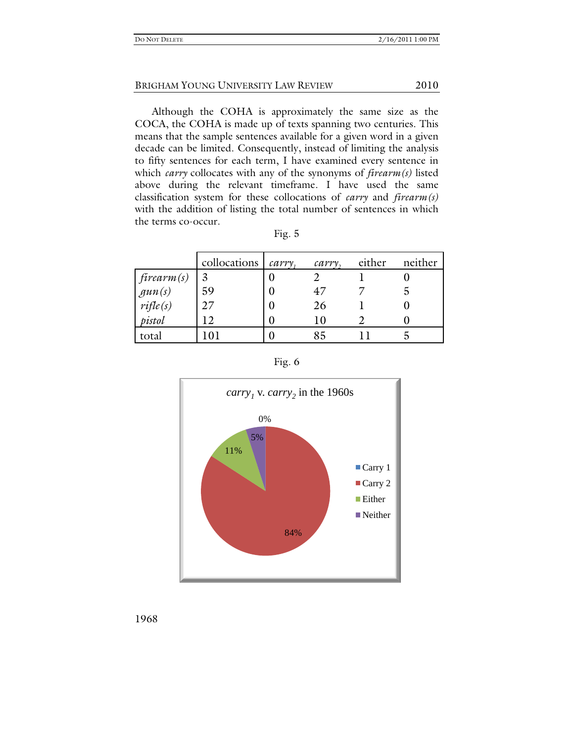Although the COHA is approximately the same size as the COCA, the COHA is made up of texts spanning two centuries. This means that the sample sentences available for a given word in a given decade can be limited. Consequently, instead of limiting the analysis to fifty sentences for each term, I have examined every sentence in which *carry* collocates with any of the synonyms of *firearm(s)* listed above during the relevant timeframe. I have used the same classification system for these collocations of *carry* and *firearm(s)* with the addition of listing the total number of sentences in which the terms co-occur.

Fig. 5

| | collocations | $carry_1$ | $carry_2$ | either | neither |
|---|---|---|---|---|---|
| *firearm(s)* | 3 | 0 | 2 | 1 | 0 |
| *gun(s)* | 59 | 0 | 47 | 7 | 5 |
| *rifle(s)* | 27 | 0 | 26 | 1 | 0 |
| *pistol* | 12 | 0 | 10 | 2 | 0 |
| total | 101 | 0 | 85 | 11 | 5 |

Fig. 6

$carry_1$ v. $carry_2$ in the 1960s

| | Percentage |
|---|---|
| Carry 1 | 0% |
| Carry 2 | 84% |
| Either | 11% |
| Neither | 5% |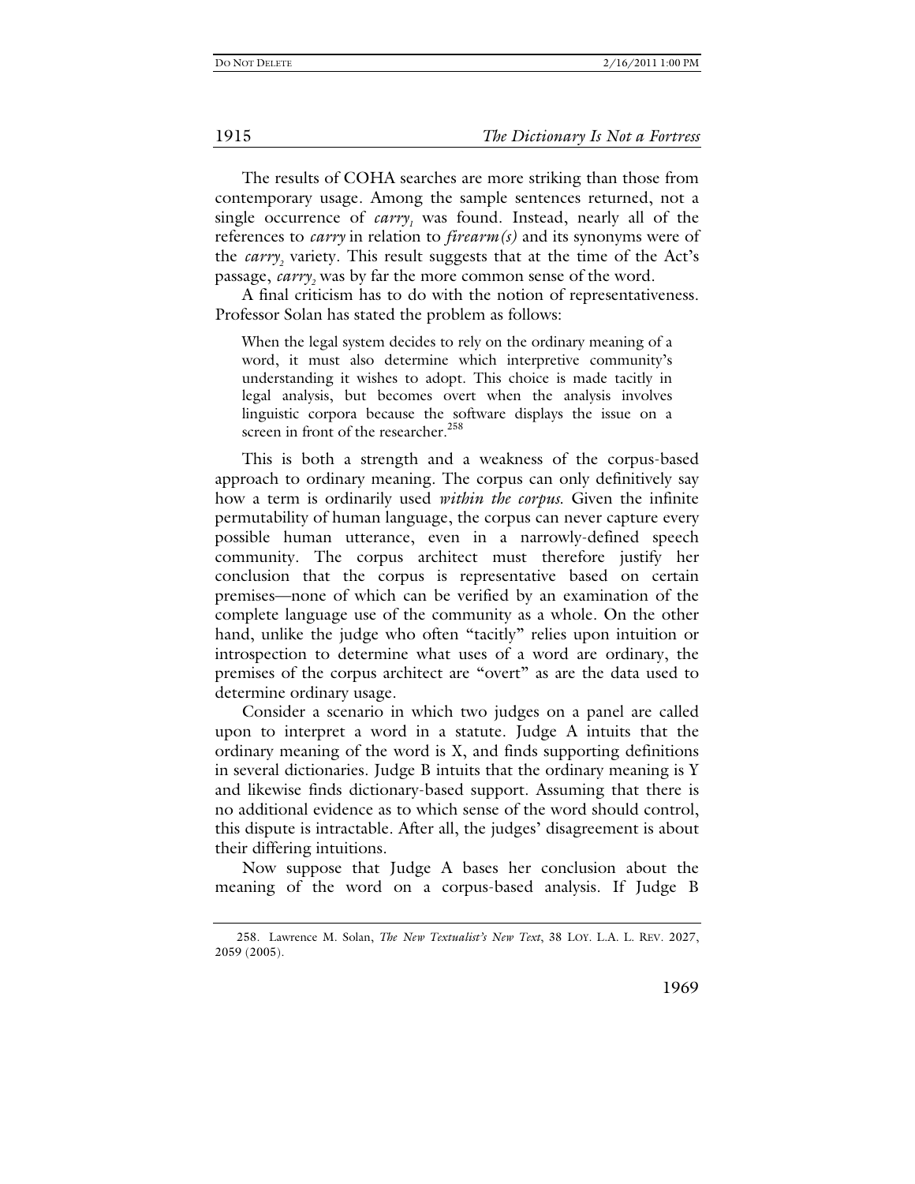The results of COHA searches are more striking than those from contemporary usage. Among the sample sentences returned, not a single occurrence of *carry*$_1$ was found. Instead, nearly all of the references to *carry* in relation to *firearm(s)* and its synonyms were of the *carry*$_2$ variety. This result suggests that at the time of the Act's passage, *carry*$_2$ was by far the more common sense of the word.

A final criticism has to do with the notion of representativeness. Professor Solan has stated the problem as follows:

> When the legal system decides to rely on the ordinary meaning of a word, it must also determine which interpretive community's understanding it wishes to adopt. This choice is made tacitly in legal analysis, but becomes overt when the analysis involves linguistic corpora because the software displays the issue on a screen in front of the researcher.[258]

This is both a strength and a weakness of the corpus-based approach to ordinary meaning. The corpus can only definitively say how a term is ordinarily used *within the corpus.* Given the infinite permutability of human language, the corpus can never capture every possible human utterance, even in a narrowly-defined speech community. The corpus architect must therefore justify her conclusion that the corpus is representative based on certain premises—none of which can be verified by an examination of the complete language use of the community as a whole. On the other hand, unlike the judge who often "tacitly" relies upon intuition or introspection to determine what uses of a word are ordinary, the premises of the corpus architect are "overt" as are the data used to determine ordinary usage.

Consider a scenario in which two judges on a panel are called upon to interpret a word in a statute. Judge A intuits that the ordinary meaning of the word is X, and finds supporting definitions in several dictionaries. Judge B intuits that the ordinary meaning is Y and likewise finds dictionary-based support. Assuming that there is no additional evidence as to which sense of the word should control, this dispute is intractable. After all, the judges' disagreement is about their differing intuitions.

Now suppose that Judge A bases her conclusion about the meaning of the word on a corpus-based analysis. If Judge B

258. Lawrence M. Solan, *The New Textualist's New Text*, 38 LOY. L.A. L. REV. 2027, 2059 (2005).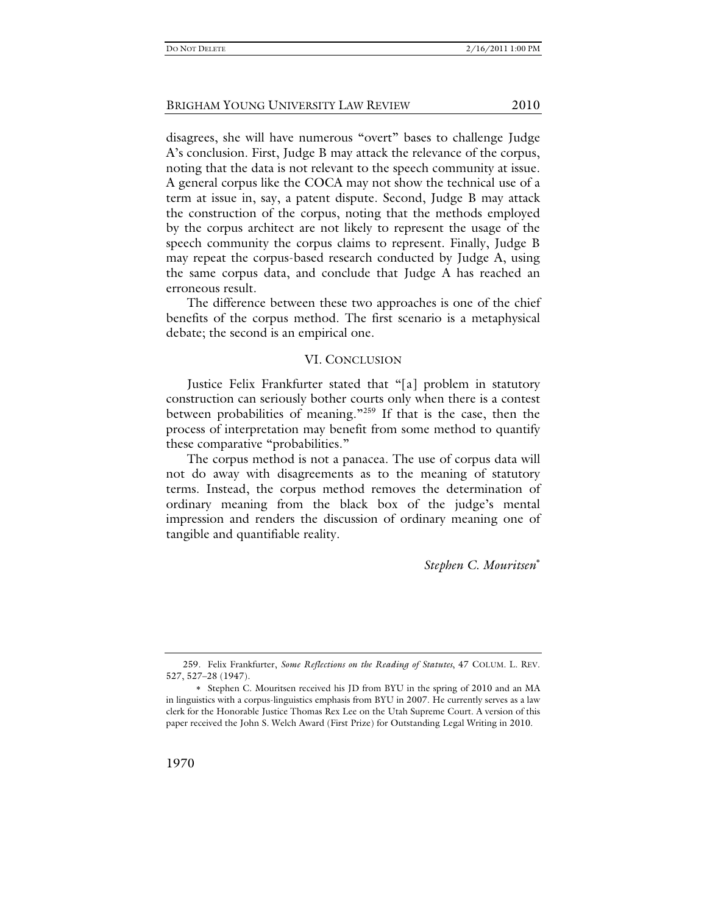disagrees, she will have numerous "overt" bases to challenge Judge A's conclusion. First, Judge B may attack the relevance of the corpus, noting that the data is not relevant to the speech community at issue. A general corpus like the COCA may not show the technical use of a term at issue in, say, a patent dispute. Second, Judge B may attack the construction of the corpus, noting that the methods employed by the corpus architect are not likely to represent the usage of the speech community the corpus claims to represent. Finally, Judge B may repeat the corpus-based research conducted by Judge A, using the same corpus data, and conclude that Judge A has reached an erroneous result.

The difference between these two approaches is one of the chief benefits of the corpus method. The first scenario is a metaphysical debate; the second is an empirical one.

## VI. Conclusion

Justice Felix Frankfurter stated that "[a] problem in statutory construction can seriously bother courts only when there is a contest between probabilities of meaning."[259] If that is the case, then the process of interpretation may benefit from some method to quantify these comparative "probabilities."

The corpus method is not a panacea. The use of corpus data will not do away with disagreements as to the meaning of statutory terms. Instead, the corpus method removes the determination of ordinary meaning from the black box of the judge's mental impression and renders the discussion of ordinary meaning one of tangible and quantifiable reality.

*Stephen C. Mouritsen*[*]

---

259. Felix Frankfurter, *Some Reflections on the Reading of Statutes*, 47 Colum. L. Rev. 527, 527–28 (1947).

\* Stephen C. Mouritsen received his JD from BYU in the spring of 2010 and an MA in linguistics with a corpus-linguistics emphasis from BYU in 2007. He currently serves as a law clerk for the Honorable Justice Thomas Rex Lee on the Utah Supreme Court. A version of this paper received the John S. Welch Award (First Prize) for Outstanding Legal Writing in 2010.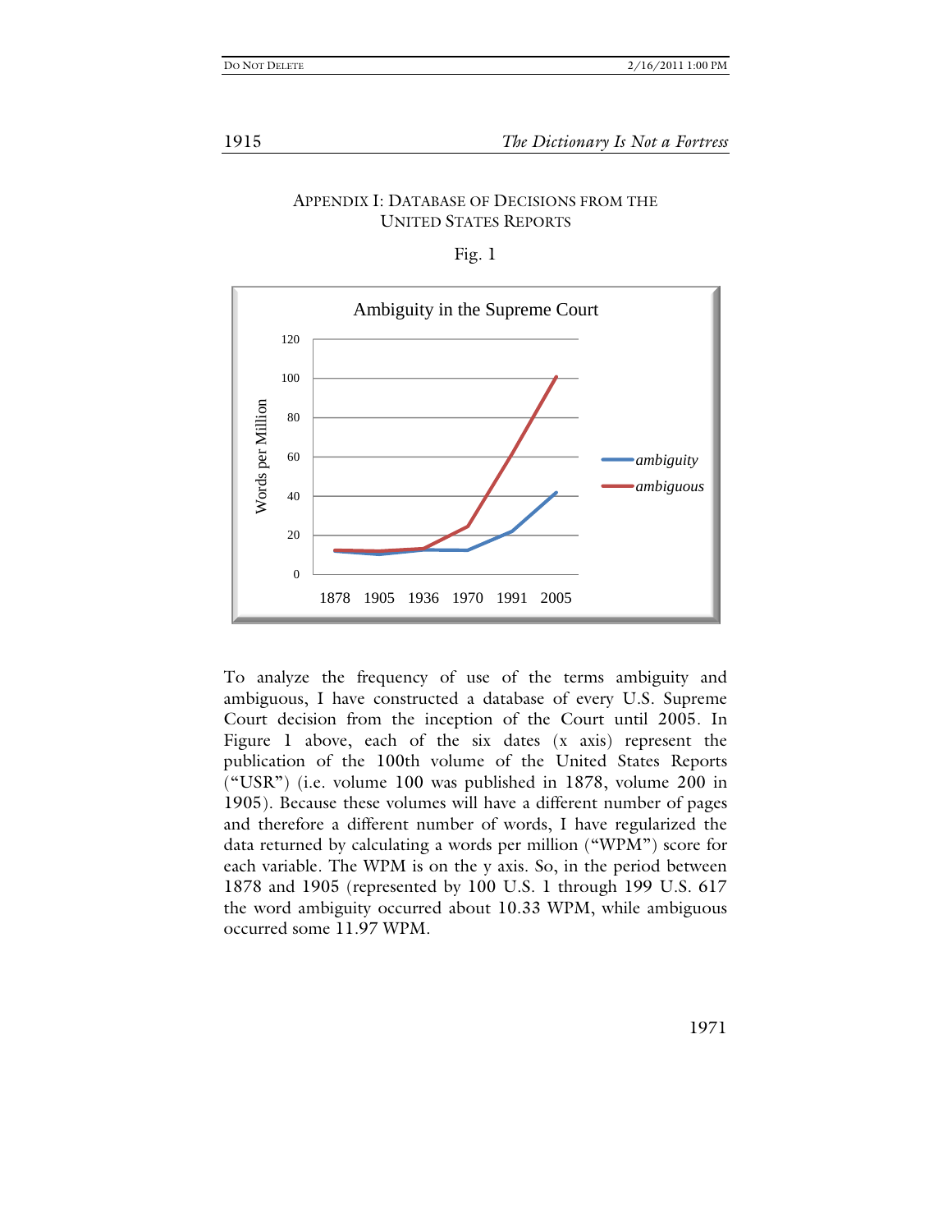## APPENDIX I: DATABASE OF DECISIONS FROM THE UNITED STATES REPORTS

Fig. 1

To analyze the frequency of use of the terms ambiguity and ambiguous, I have constructed a database of every U.S. Supreme Court decision from the inception of the Court until 2005. In Figure 1 above, each of the six dates (x axis) represent the publication of the 100th volume of the United States Reports ("USR") (i.e. volume 100 was published in 1878, volume 200 in 1905). Because these volumes will have a different number of pages and therefore a different number of words, I have regularized the data returned by calculating a words per million ("WPM") score for each variable. The WPM is on the y axis. So, in the period between 1878 and 1905 (represented by 100 U.S. 1 through 199 U.S. 617 the word ambiguity occurred about 10.33 WPM, while ambiguous occurred some 11.97 WPM.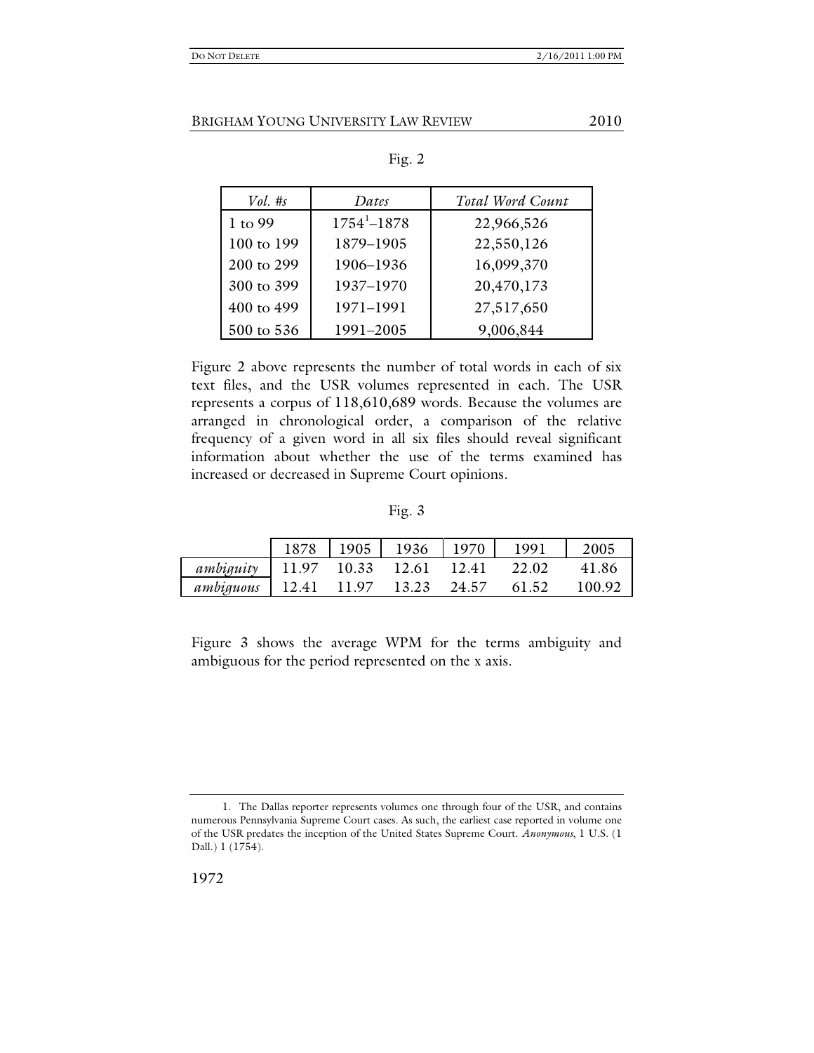Fig. 2

| *Vol. #s* | *Dates* | *Total Word Count* |
|---|---|---|
| 1 to 99 | 1754[1]–1878 | 22,966,526 |
| 100 to 199 | 1879–1905 | 22,550,126 |
| 200 to 299 | 1906–1936 | 16,099,370 |
| 300 to 399 | 1937–1970 | 20,470,173 |
| 400 to 499 | 1971–1991 | 27,517,650 |
| 500 to 536 | 1991–2005 | 9,006,844 |

Figure 2 above represents the number of total words in each of six text files, and the USR volumes represented in each. The USR represents a corpus of 118,610,689 words. Because the volumes are arranged in chronological order, a comparison of the relative frequency of a given word in all six files should reveal significant information about whether the use of the terms examined has increased or decreased in Supreme Court opinions.

Fig. 3

| | 1878 | 1905 | 1936 | 1970 | 1991 | 2005 |
|---|---|---|---|---|---|---|
| *ambiguity* | 11.97 | 10.33 | 12.61 | 12.41 | 22.02 | 41.86 |
| *ambiguous* | 12.41 | 11.97 | 13.23 | 24.57 | 61.52 | 100.92 |

Figure 3 shows the average WPM for the terms ambiguity and ambiguous for the period represented on the x axis.

1. The Dallas reporter represents volumes one through four of the USR, and contains numerous Pennsylvania Supreme Court cases. As such, the earliest case reported in volume one of the USR predates the inception of the United States Supreme Court. *Anonymous*, 1 U.S. (1 Dall.) 1 (1754).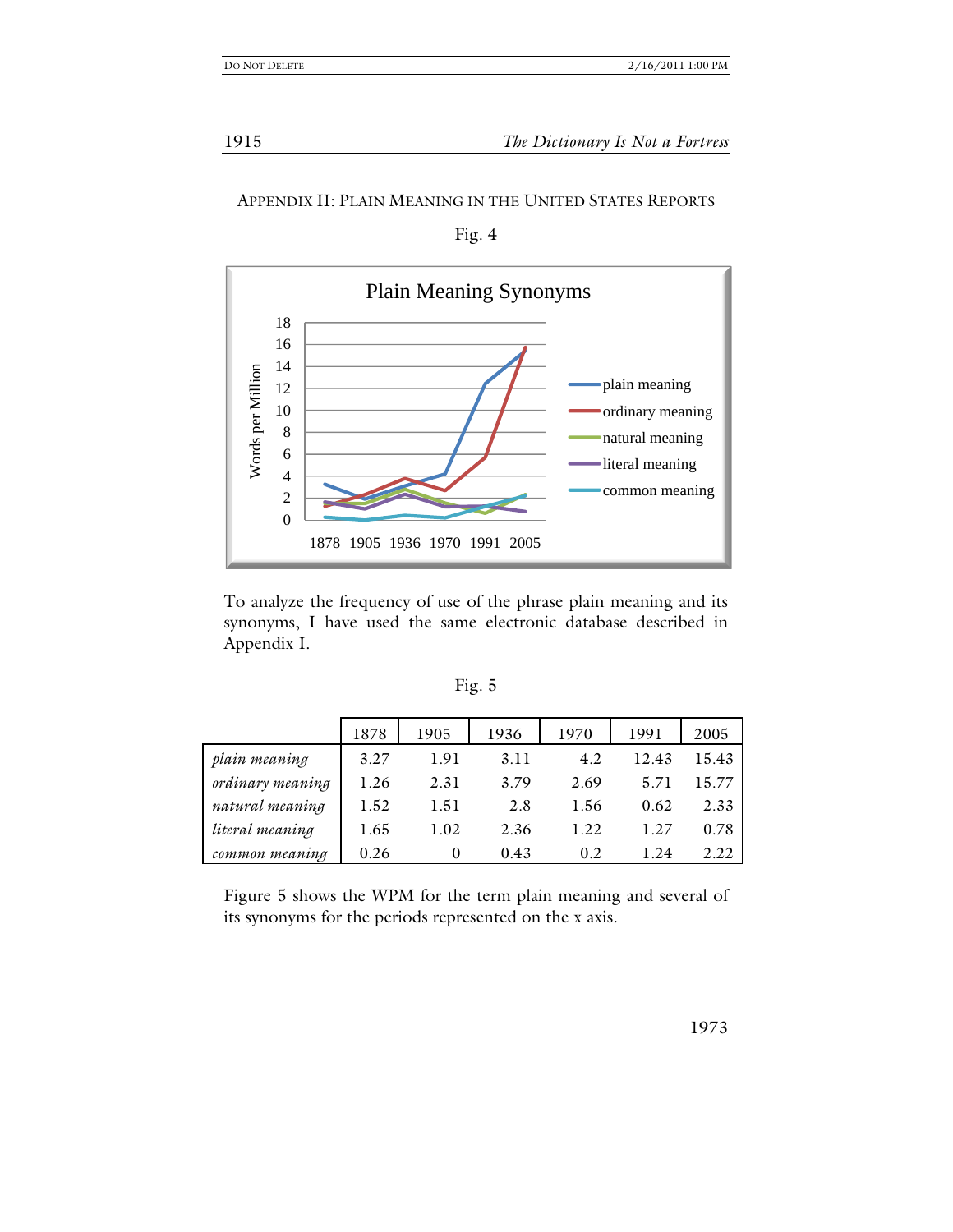## APPENDIX II: PLAIN MEANING IN THE UNITED STATES REPORTS

Fig. 4

To analyze the frequency of use of the phrase plain meaning and its synonyms, I have used the same electronic database described in Appendix I.

Fig. 5

| | 1878 | 1905 | 1936 | 1970 | 1991 | 2005 |
|---|---|---|---|---|---|---|
| *plain meaning* | 3.27 | 1.91 | 3.11 | 4.2 | 12.43 | 15.43 |
| *ordinary meaning* | 1.26 | 2.31 | 3.79 | 2.69 | 5.71 | 15.77 |
| *natural meaning* | 1.52 | 1.51 | 2.8 | 1.56 | 0.62 | 2.33 |
| *literal meaning* | 1.65 | 1.02 | 2.36 | 1.22 | 1.27 | 0.78 |
| *common meaning* | 0.26 | 0 | 0.43 | 0.2 | 1.24 | 2.22 |

Figure 5 shows the WPM for the term plain meaning and several of its synonyms for the periods represented on the x axis.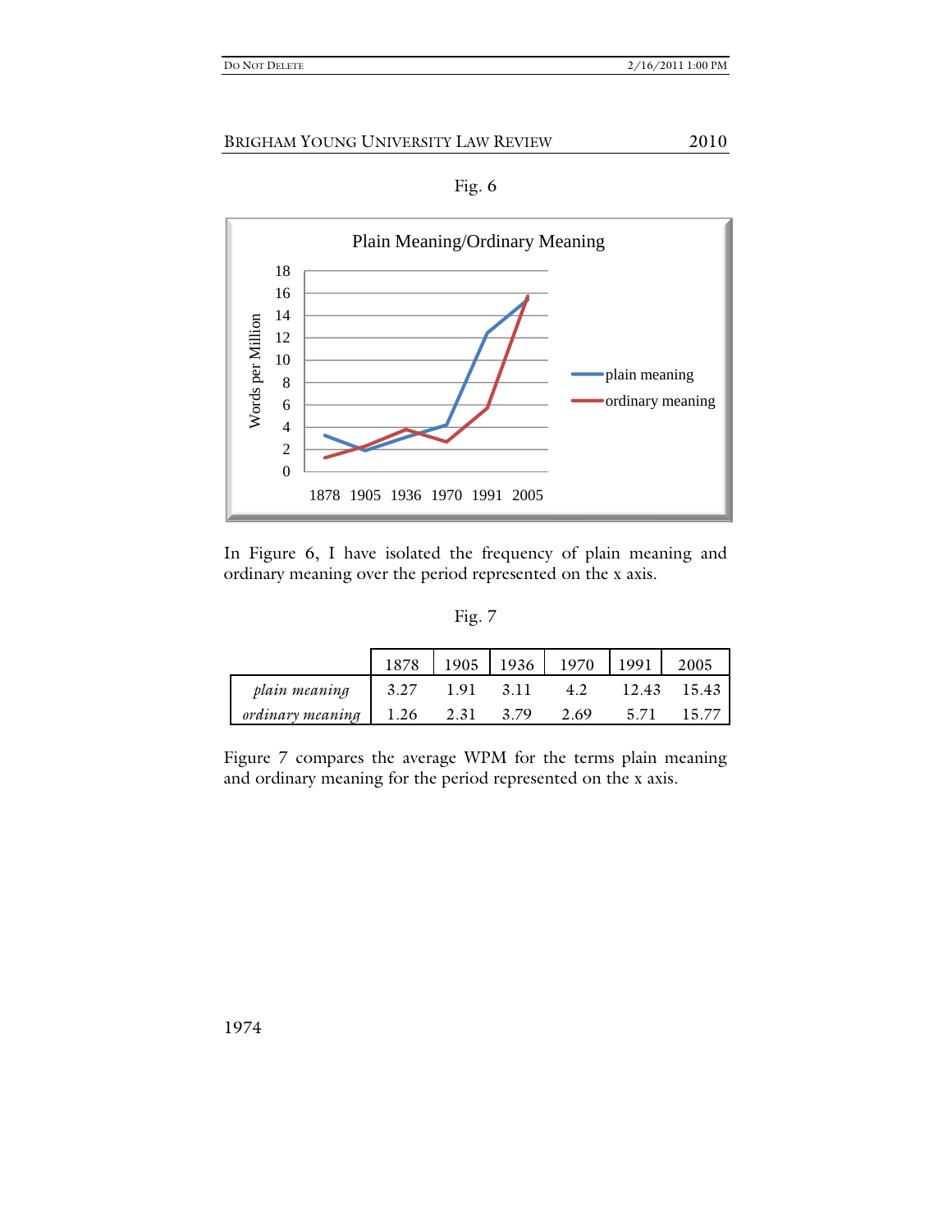Fig. 6

In Figure 6, I have isolated the frequency of plain meaning and ordinary meaning over the period represented on the x axis.

Fig. 7

| | 1878 | 1905 | 1936 | 1970 | 1991 | 2005 |
|---|---|---|---|---|---|---|
| *plain meaning* | 3.27 | 1.91 | 3.11 | 4.2 | 12.43 | 15.43 |
| *ordinary meaning* | 1.26 | 2.31 | 3.79 | 2.69 | 5.71 | 15.77 |

Figure 7 compares the average WPM for the terms plain meaning and ordinary meaning for the period represented on the x axis.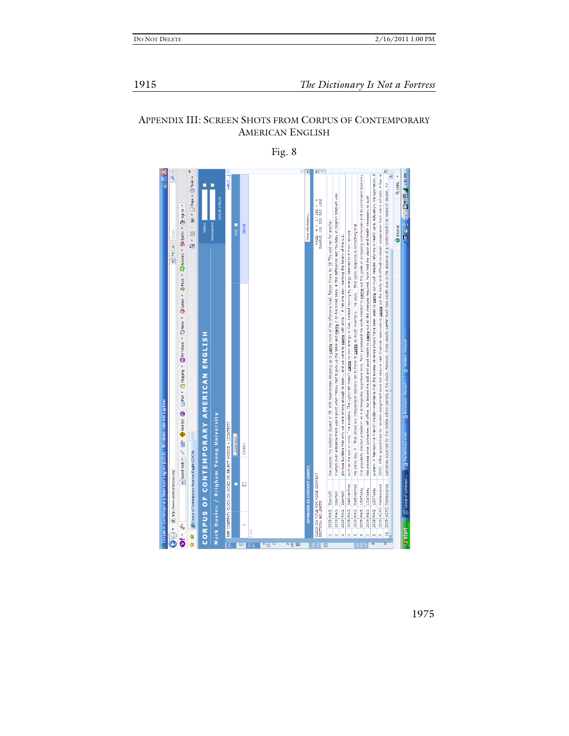## APPENDIX III: SCREEN SHOTS FROM CORPUS OF CONTEMPORARY AMERICAN ENGLISH

Fig. 8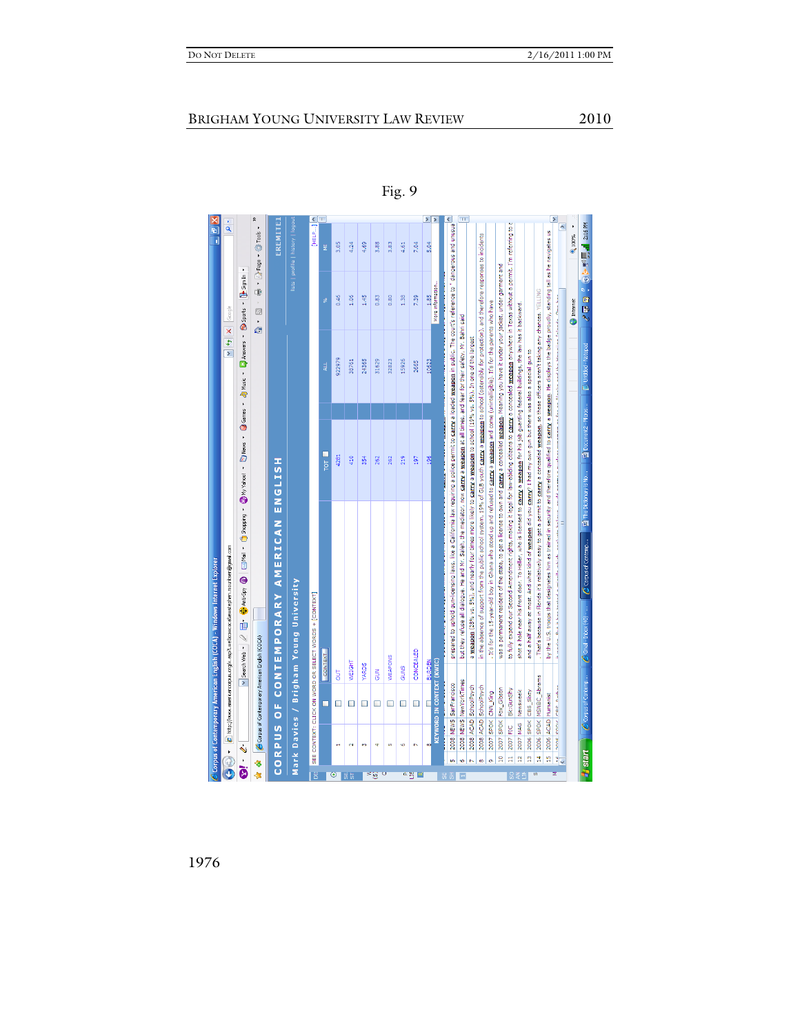Fig. 9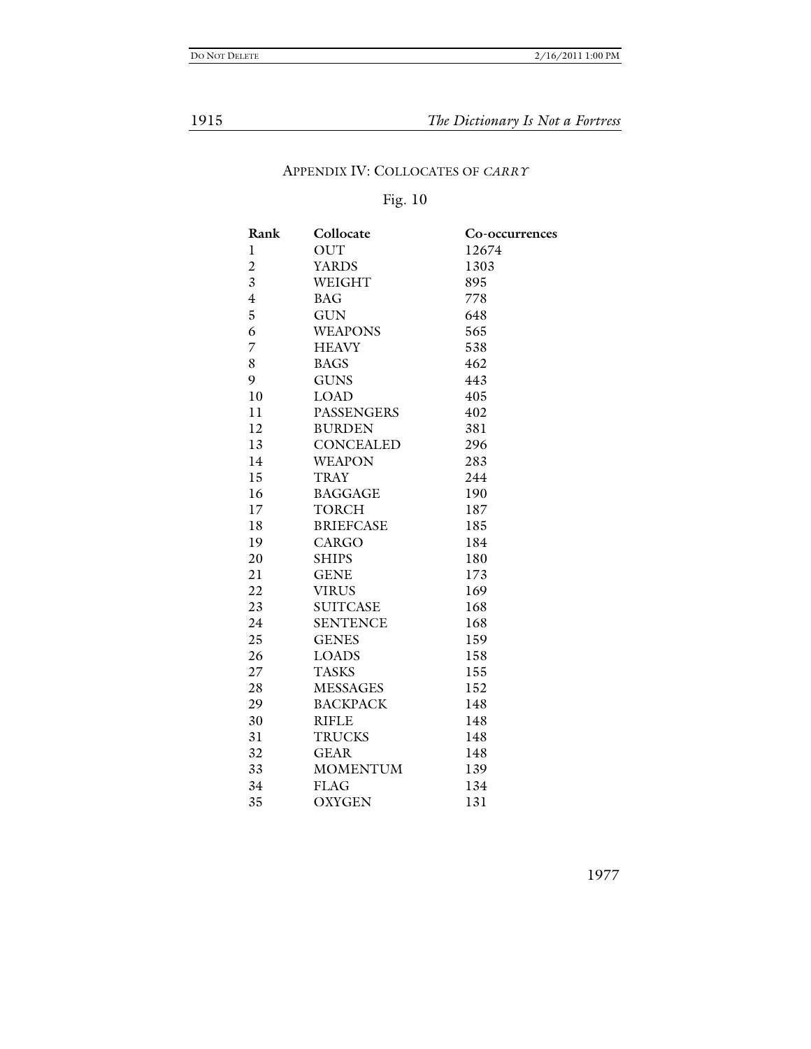## Appendix IV: Collocates of *Carry*

Fig. 10

| Rank | Collocate | Co-occurrences |
|---|---|---|
| 1 | OUT | 12674 |
| 2 | YARDS | 1303 |
| 3 | WEIGHT | 895 |
| 4 | BAG | 778 |
| 5 | GUN | 648 |
| 6 | WEAPONS | 565 |
| 7 | HEAVY | 538 |
| 8 | BAGS | 462 |
| 9 | GUNS | 443 |
| 10 | LOAD | 405 |
| 11 | PASSENGERS | 402 |
| 12 | BURDEN | 381 |
| 13 | CONCEALED | 296 |
| 14 | WEAPON | 283 |
| 15 | TRAY | 244 |
| 16 | BAGGAGE | 190 |
| 17 | TORCH | 187 |
| 18 | BRIEFCASE | 185 |
| 19 | CARGO | 184 |
| 20 | SHIPS | 180 |
| 21 | GENE | 173 |
| 22 | VIRUS | 169 |
| 23 | SUITCASE | 168 |
| 24 | SENTENCE | 168 |
| 25 | GENES | 159 |
| 26 | LOADS | 158 |
| 27 | TASKS | 155 |
| 28 | MESSAGES | 152 |
| 29 | BACKPACK | 148 |
| 30 | RIFLE | 148 |
| 31 | TRUCKS | 148 |
| 32 | GEAR | 148 |
| 33 | MOMENTUM | 139 |
| 34 | FLAG | 134 |
| 35 | OXYGEN | 131 |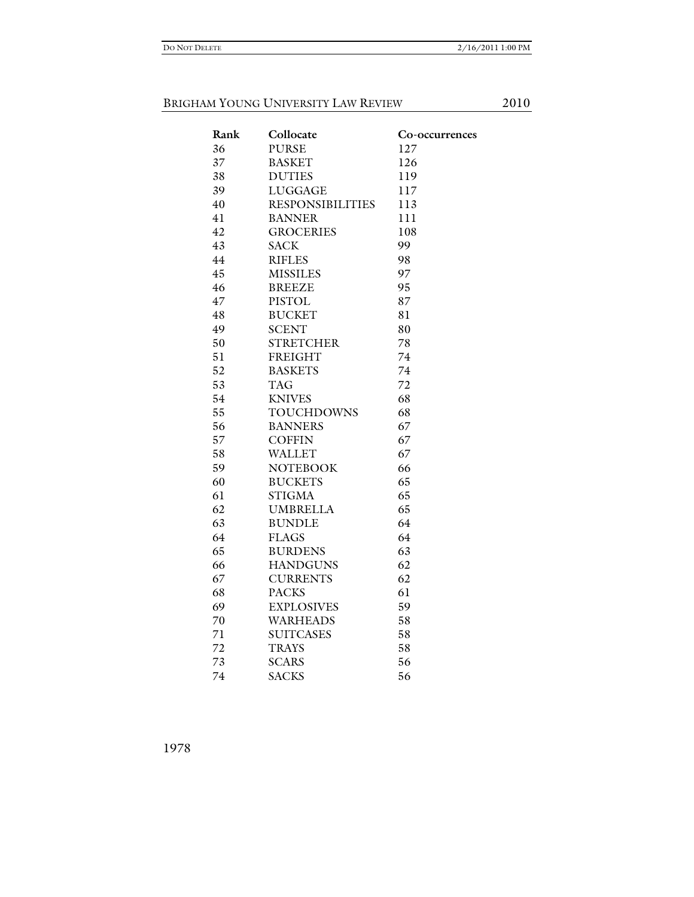| Rank | Collocate | Co-occurrences |
|---|---|---|
| 36 | PURSE | 127 |
| 37 | BASKET | 126 |
| 38 | DUTIES | 119 |
| 39 | LUGGAGE | 117 |
| 40 | RESPONSIBILITIES | 113 |
| 41 | BANNER | 111 |
| 42 | GROCERIES | 108 |
| 43 | SACK | 99 |
| 44 | RIFLES | 98 |
| 45 | MISSILES | 97 |
| 46 | BREEZE | 95 |
| 47 | PISTOL | 87 |
| 48 | BUCKET | 81 |
| 49 | SCENT | 80 |
| 50 | STRETCHER | 78 |
| 51 | FREIGHT | 74 |
| 52 | BASKETS | 74 |
| 53 | TAG | 72 |
| 54 | KNIVES | 68 |
| 55 | TOUCHDOWNS | 68 |
| 56 | BANNERS | 67 |
| 57 | COFFIN | 67 |
| 58 | WALLET | 67 |
| 59 | NOTEBOOK | 66 |
| 60 | BUCKETS | 65 |
| 61 | STIGMA | 65 |
| 62 | UMBRELLA | 65 |
| 63 | BUNDLE | 64 |
| 64 | FLAGS | 64 |
| 65 | BURDENS | 63 |
| 66 | HANDGUNS | 62 |
| 67 | CURRENTS | 62 |
| 68 | PACKS | 61 |
| 69 | EXPLOSIVES | 59 |
| 70 | WARHEADS | 58 |
| 71 | SUITCASES | 58 |
| 72 | TRAYS | 58 |
| 73 | SCARS | 56 |
| 74 | SACKS | 56 |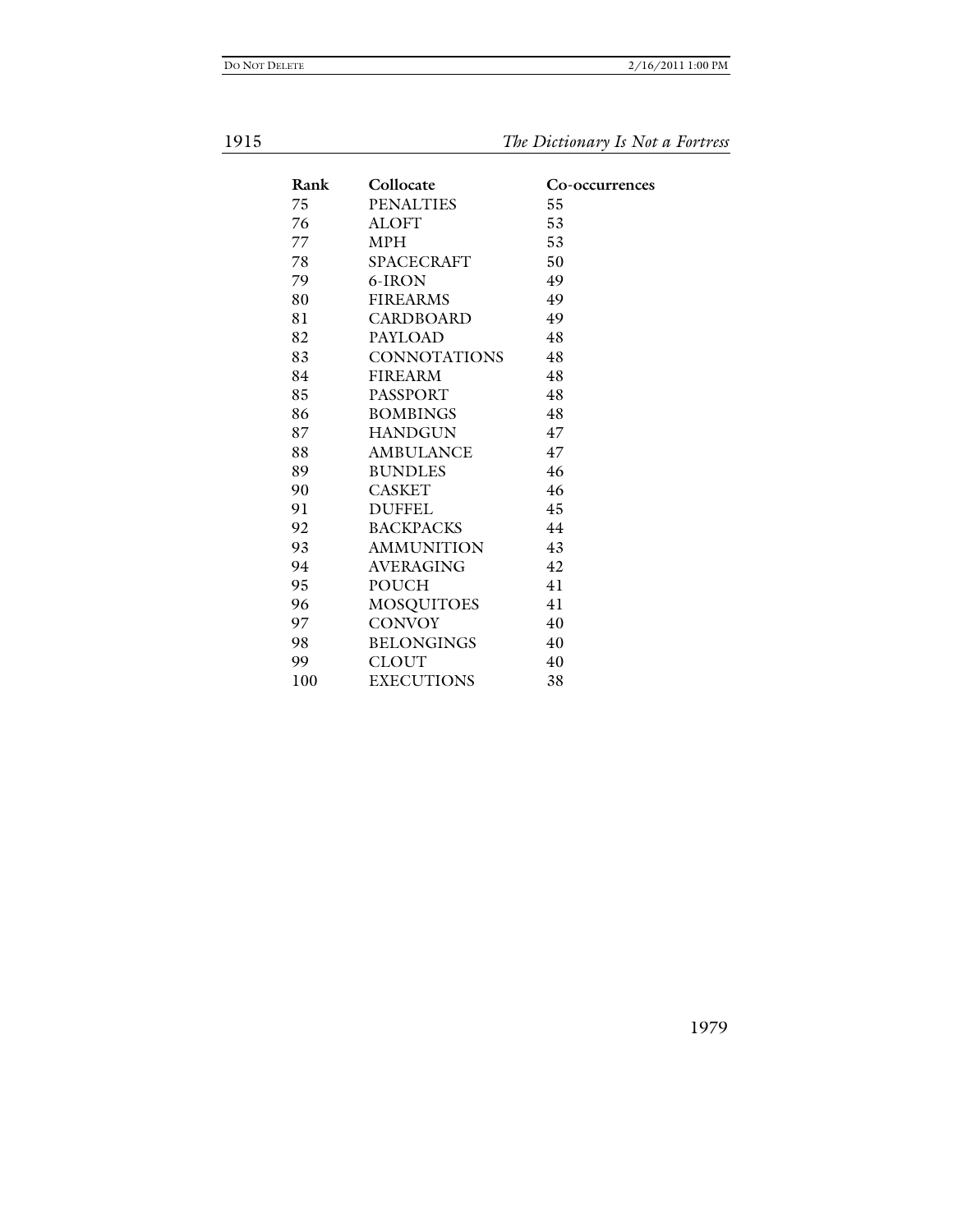| Rank | Collocate | Co-occurrences |
| --- | --- | --- |
| 75 | PENALTIES | 55 |
| 76 | ALOFT | 53 |
| 77 | MPH | 53 |
| 78 | SPACECRAFT | 50 |
| 79 | 6-IRON | 49 |
| 80 | FIREARMS | 49 |
| 81 | CARDBOARD | 49 |
| 82 | PAYLOAD | 48 |
| 83 | CONNOTATIONS | 48 |
| 84 | FIREARM | 48 |
| 85 | PASSPORT | 48 |
| 86 | BOMBINGS | 48 |
| 87 | HANDGUN | 47 |
| 88 | AMBULANCE | 47 |
| 89 | BUNDLES | 46 |
| 90 | CASKET | 46 |
| 91 | DUFFEL | 45 |
| 92 | BACKPACKS | 44 |
| 93 | AMMUNITION | 43 |
| 94 | AVERAGING | 42 |
| 95 | POUCH | 41 |
| 96 | MOSQUITOES | 41 |
| 97 | CONVOY | 40 |
| 98 | BELONGINGS | 40 |
| 99 | CLOUT | 40 |
| 100 | EXECUTIONS | 38 |